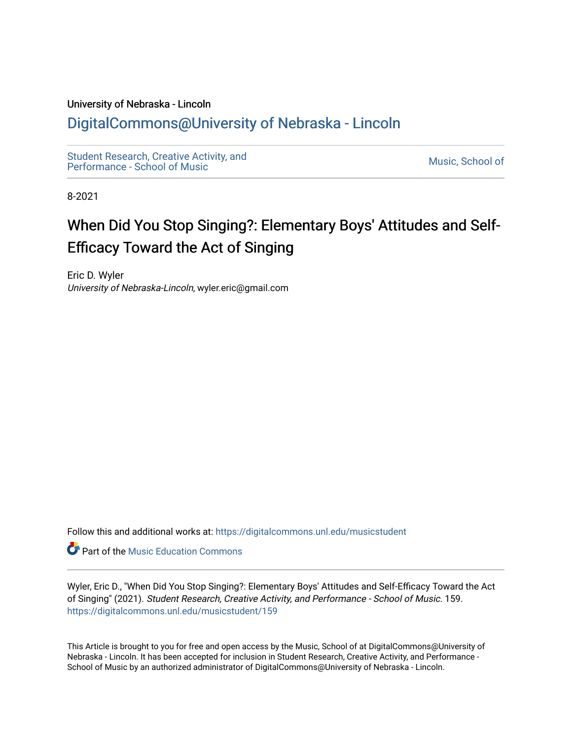University of Nebraska - Lincoln

## DigitalCommons@University of Nebraska - Lincoln

Student Research, Creative Activity, and Performance - School of Music

Music, School of

8-2021

# When Did You Stop Singing?: Elementary Boys' Attitudes and Self-Efficacy Toward the Act of Singing

Eric D. Wyler
*University of Nebraska-Lincoln*, wyler.eric@gmail.com

Follow this and additional works at: https://digitalcommons.unl.edu/musicstudent

Part of the Music Education Commons

Wyler, Eric D., "When Did You Stop Singing?: Elementary Boys' Attitudes and Self-Efficacy Toward the Act of Singing" (2021). *Student Research, Creative Activity, and Performance - School of Music*. 159.
https://digitalcommons.unl.edu/musicstudent/159

This Article is brought to you for free and open access by the Music, School of at DigitalCommons@University of Nebraska - Lincoln. It has been accepted for inclusion in Student Research, Creative Activity, and Performance - School of Music by an authorized administrator of DigitalCommons@University of Nebraska - Lincoln.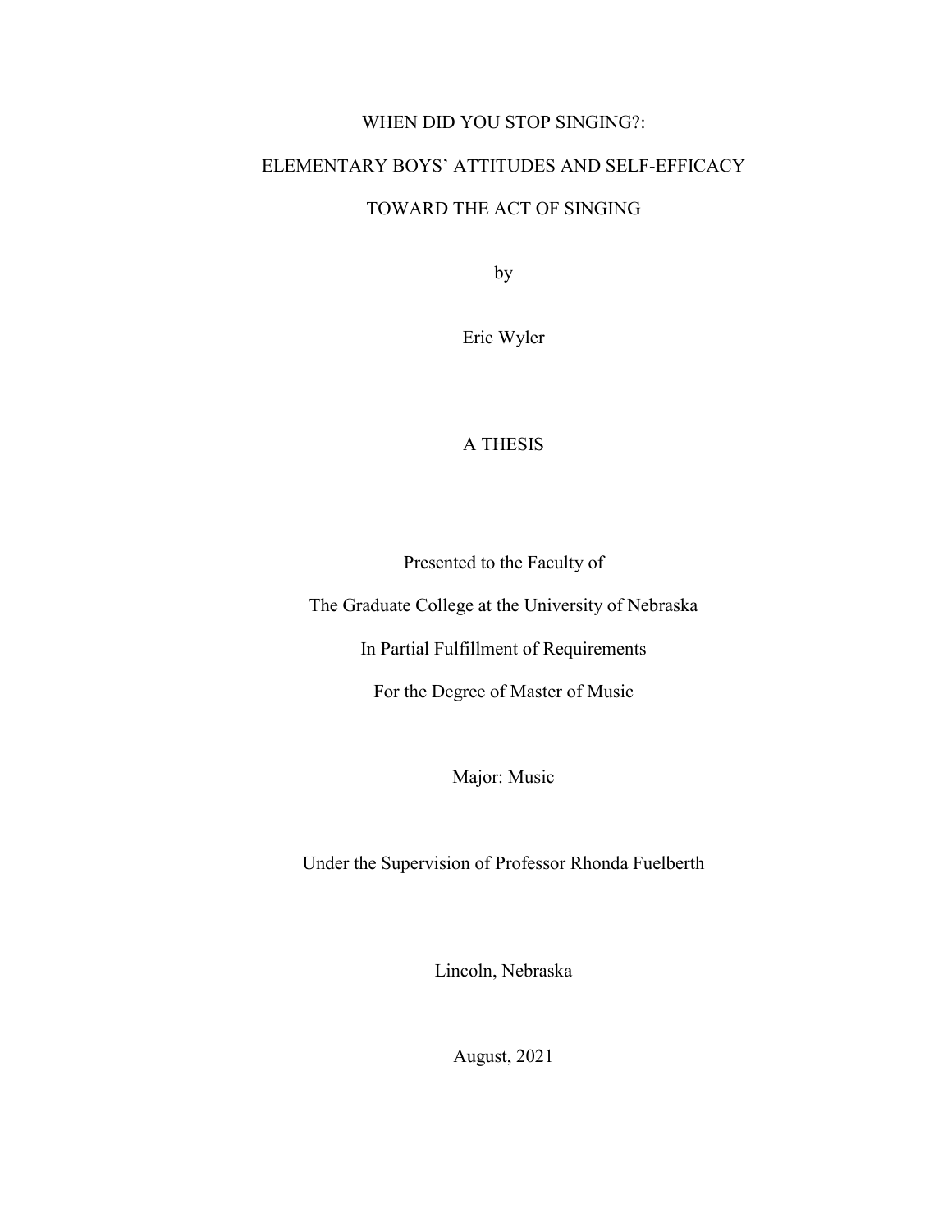# WHEN DID YOU STOP SINGING?:

# ELEMENTARY BOYS' ATTITUDES AND SELF-EFFICACY

# TOWARD THE ACT OF SINGING

by

Eric Wyler

A THESIS

Presented to the Faculty of

The Graduate College at the University of Nebraska

In Partial Fulfillment of Requirements

For the Degree of Master of Music

Major: Music

Under the Supervision of Professor Rhonda Fuelberth

Lincoln, Nebraska

August, 2021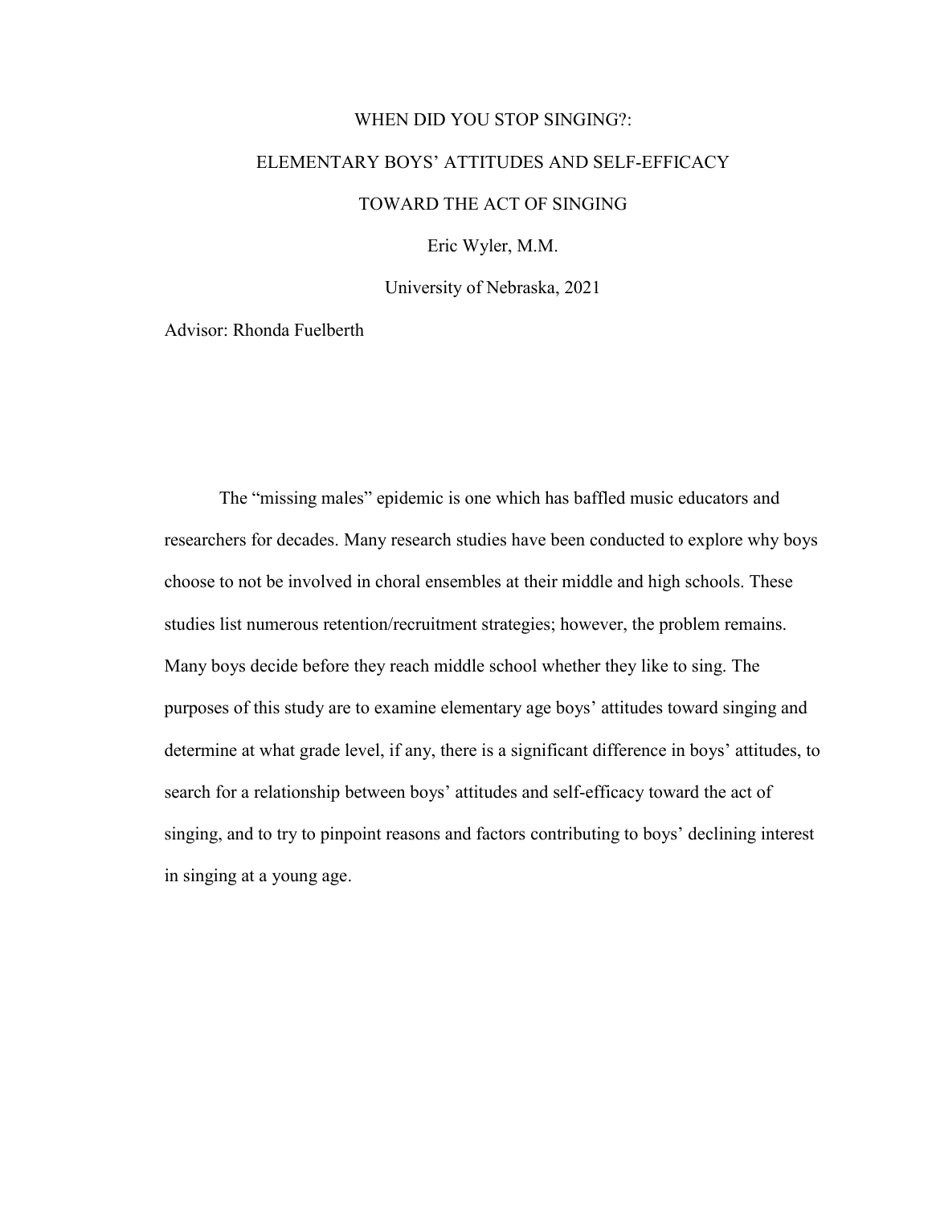WHEN DID YOU STOP SINGING?:

ELEMENTARY BOYS' ATTITUDES AND SELF-EFFICACY

TOWARD THE ACT OF SINGING

Eric Wyler, M.M.

University of Nebraska, 2021

Advisor: Rhonda Fuelberth

The "missing males" epidemic is one which has baffled music educators and researchers for decades. Many research studies have been conducted to explore why boys choose to not be involved in choral ensembles at their middle and high schools. These studies list numerous retention/recruitment strategies; however, the problem remains. Many boys decide before they reach middle school whether they like to sing. The purposes of this study are to examine elementary age boys' attitudes toward singing and determine at what grade level, if any, there is a significant difference in boys' attitudes, to search for a relationship between boys' attitudes and self-efficacy toward the act of singing, and to try to pinpoint reasons and factors contributing to boys' declining interest in singing at a young age.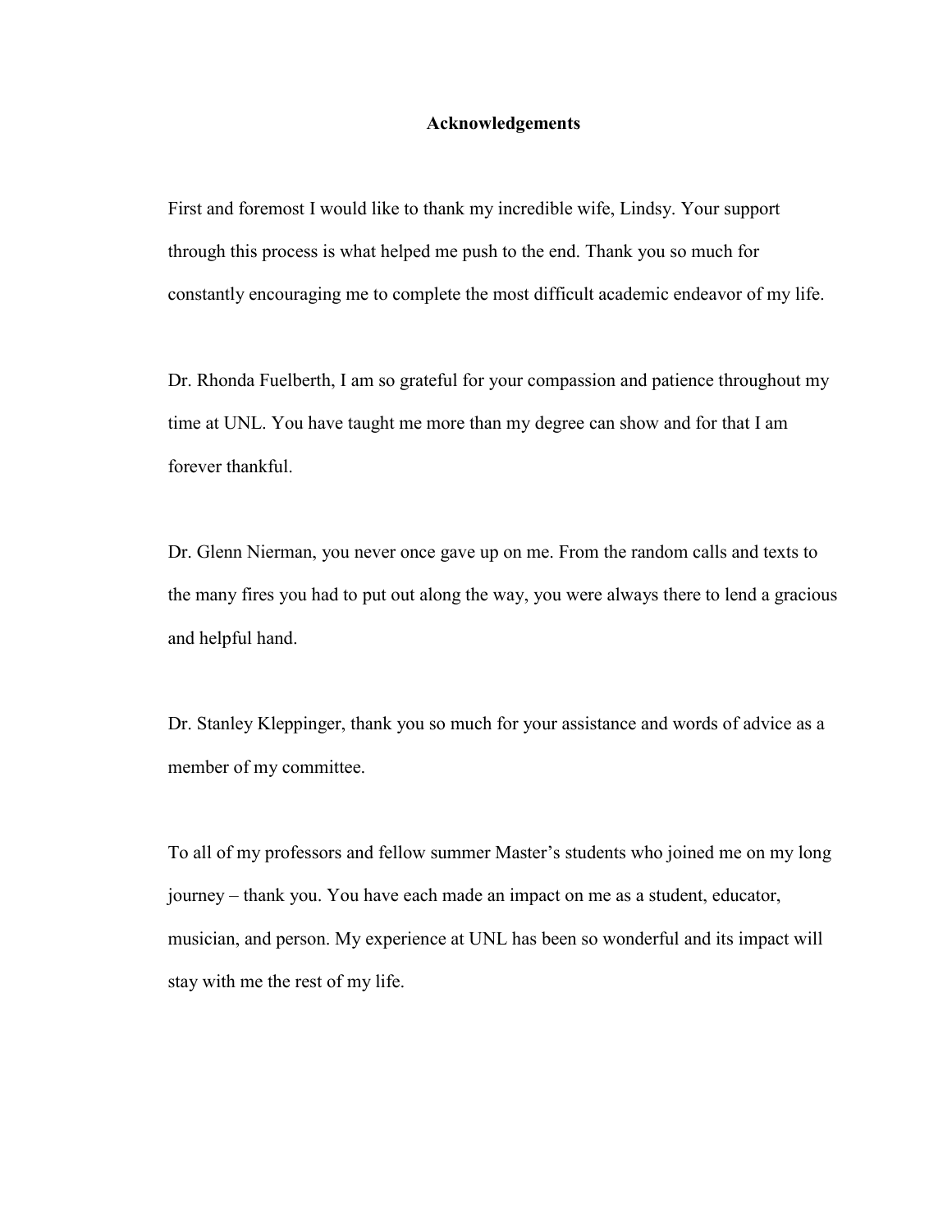## Acknowledgements

First and foremost I would like to thank my incredible wife, Lindsy. Your support through this process is what helped me push to the end. Thank you so much for constantly encouraging me to complete the most difficult academic endeavor of my life.

Dr. Rhonda Fuelberth, I am so grateful for your compassion and patience throughout my time at UNL. You have taught me more than my degree can show and for that I am forever thankful.

Dr. Glenn Nierman, you never once gave up on me. From the random calls and texts to the many fires you had to put out along the way, you were always there to lend a gracious and helpful hand.

Dr. Stanley Kleppinger, thank you so much for your assistance and words of advice as a member of my committee.

To all of my professors and fellow summer Master's students who joined me on my long journey – thank you. You have each made an impact on me as a student, educator, musician, and person. My experience at UNL has been so wonderful and its impact will stay with me the rest of my life.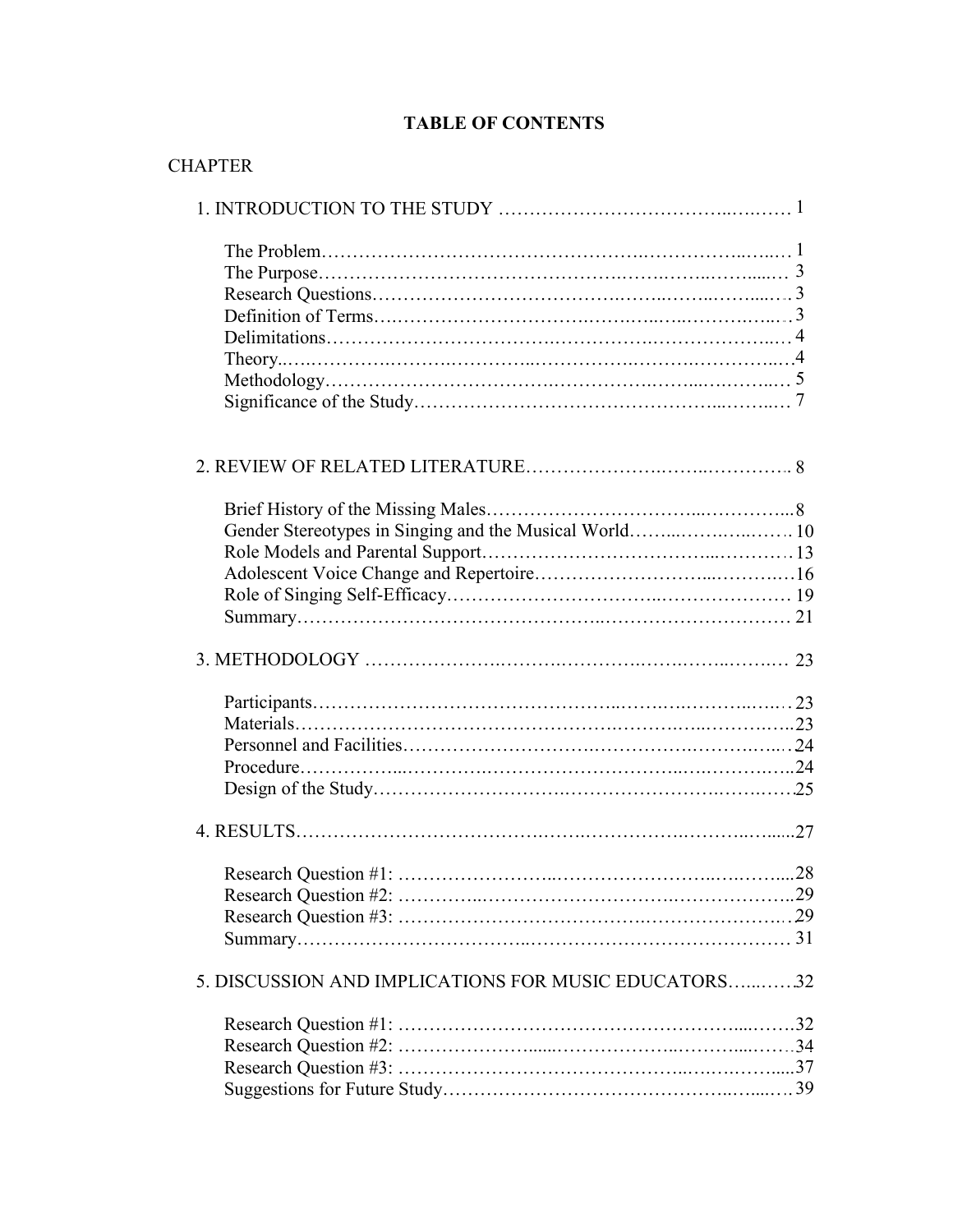# TABLE OF CONTENTS

CHAPTER

1. INTRODUCTION TO THE STUDY ........................................ 1
   - The Problem........................................ 1
   - The Purpose........................................ 3
   - Research Questions........................................ 3
   - Definition of Terms........................................ 3
   - Delimitations........................................ 4
   - Theory........................................ 4
   - Methodology........................................ 5
   - Significance of the Study........................................ 7

2. REVIEW OF RELATED LITERATURE........................................ 8
   - Brief History of the Missing Males........................................ 8
   - Gender Stereotypes in Singing and the Musical World........................................ 10
   - Role Models and Parental Support........................................ 13
   - Adolescent Voice Change and Repertoire........................................ 16
   - Role of Singing Self-Efficacy........................................ 19
   - Summary........................................ 21

3. METHODOLOGY ........................................ 23
   - Participants........................................ 23
   - Materials........................................ 23
   - Personnel and Facilities........................................ 24
   - Procedure........................................ 24
   - Design of the Study........................................ 25

4. RESULTS........................................ 27
   - Research Question #1: ........................................ 28
   - Research Question #2: ........................................ 29
   - Research Question #3: ........................................ 29
   - Summary........................................ 31

5. DISCUSSION AND IMPLICATIONS FOR MUSIC EDUCATORS........................................ 32
   - Research Question #1: ........................................ 32
   - Research Question #2: ........................................ 34
   - Research Question #3: ........................................ 37
   - Suggestions for Future Study........................................ 39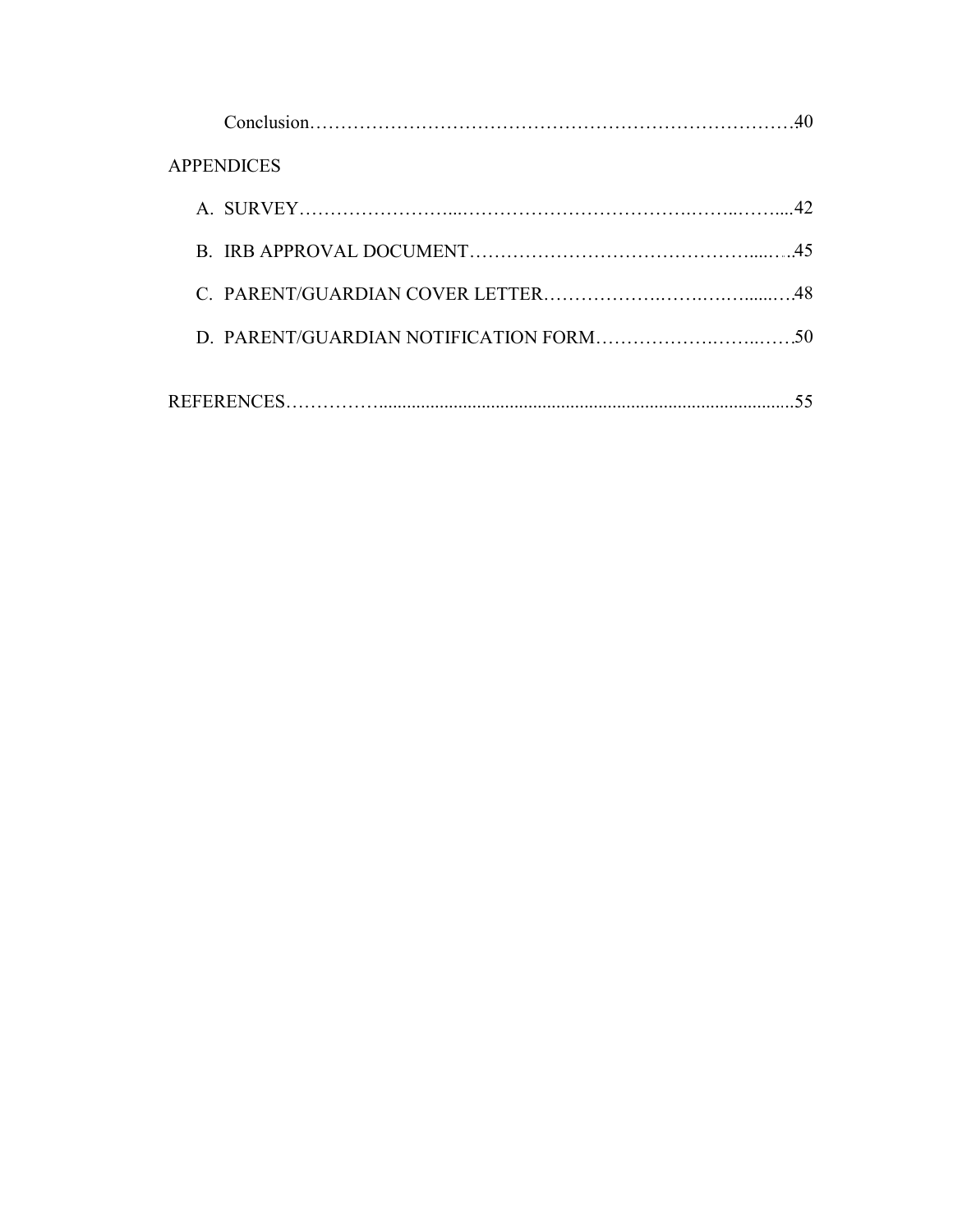Conclusion……………………………………………………………………….40

APPENDICES

A. SURVEY……………………...…………………………………….……..……....42

B. IRB APPROVAL DOCUMENT……………………………………………......…..45

C. PARENT/GUARDIAN COVER LETTER……………….…….….…......….48

D. PARENT/GUARDIAN NOTIFICATION FORM…………………….……..……50

REFERENCES……………….........................................................................................55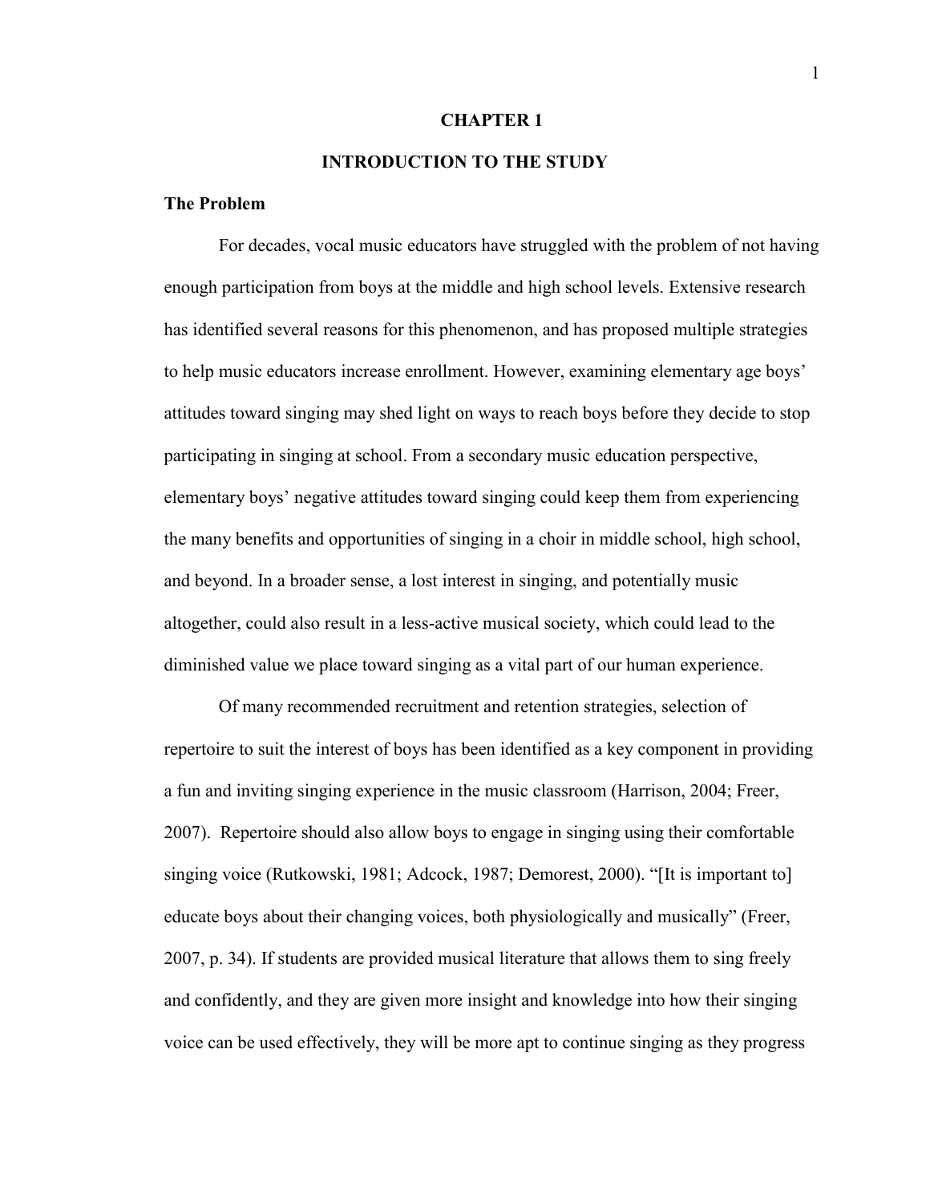# CHAPTER 1

## INTRODUCTION TO THE STUDY

### The Problem

For decades, vocal music educators have struggled with the problem of not having enough participation from boys at the middle and high school levels. Extensive research has identified several reasons for this phenomenon, and has proposed multiple strategies to help music educators increase enrollment. However, examining elementary age boys' attitudes toward singing may shed light on ways to reach boys before they decide to stop participating in singing at school. From a secondary music education perspective, elementary boys' negative attitudes toward singing could keep them from experiencing the many benefits and opportunities of singing in a choir in middle school, high school, and beyond. In a broader sense, a lost interest in singing, and potentially music altogether, could also result in a less-active musical society, which could lead to the diminished value we place toward singing as a vital part of our human experience.

Of many recommended recruitment and retention strategies, selection of repertoire to suit the interest of boys has been identified as a key component in providing a fun and inviting singing experience in the music classroom (Harrison, 2004; Freer, 2007). Repertoire should also allow boys to engage in singing using their comfortable singing voice (Rutkowski, 1981; Adcock, 1987; Demorest, 2000). "[It is important to] educate boys about their changing voices, both physiologically and musically" (Freer, 2007, p. 34). If students are provided musical literature that allows them to sing freely and confidently, and they are given more insight and knowledge into how their singing voice can be used effectively, they will be more apt to continue singing as they progress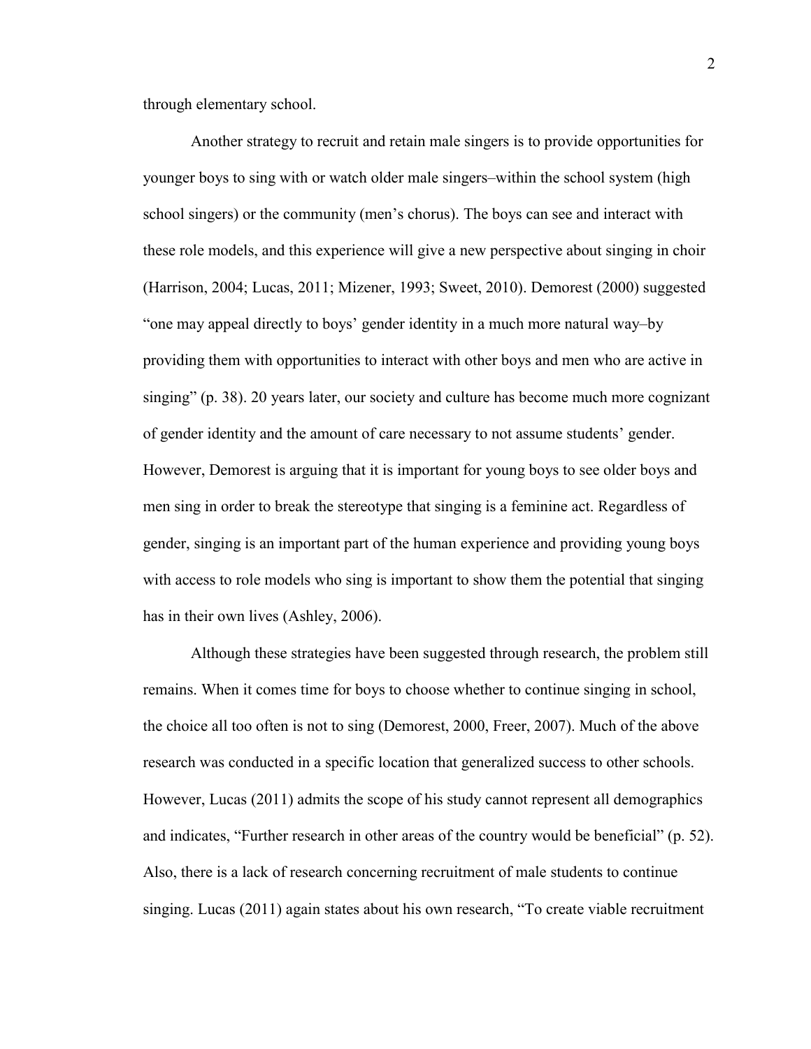through elementary school.

Another strategy to recruit and retain male singers is to provide opportunities for younger boys to sing with or watch older male singers–within the school system (high school singers) or the community (men's chorus). The boys can see and interact with these role models, and this experience will give a new perspective about singing in choir (Harrison, 2004; Lucas, 2011; Mizener, 1993; Sweet, 2010). Demorest (2000) suggested "one may appeal directly to boys' gender identity in a much more natural way–by providing them with opportunities to interact with other boys and men who are active in singing" (p. 38). 20 years later, our society and culture has become much more cognizant of gender identity and the amount of care necessary to not assume students' gender. However, Demorest is arguing that it is important for young boys to see older boys and men sing in order to break the stereotype that singing is a feminine act. Regardless of gender, singing is an important part of the human experience and providing young boys with access to role models who sing is important to show them the potential that singing has in their own lives (Ashley, 2006).

Although these strategies have been suggested through research, the problem still remains. When it comes time for boys to choose whether to continue singing in school, the choice all too often is not to sing (Demorest, 2000, Freer, 2007). Much of the above research was conducted in a specific location that generalized success to other schools. However, Lucas (2011) admits the scope of his study cannot represent all demographics and indicates, "Further research in other areas of the country would be beneficial" (p. 52). Also, there is a lack of research concerning recruitment of male students to continue singing. Lucas (2011) again states about his own research, "To create viable recruitment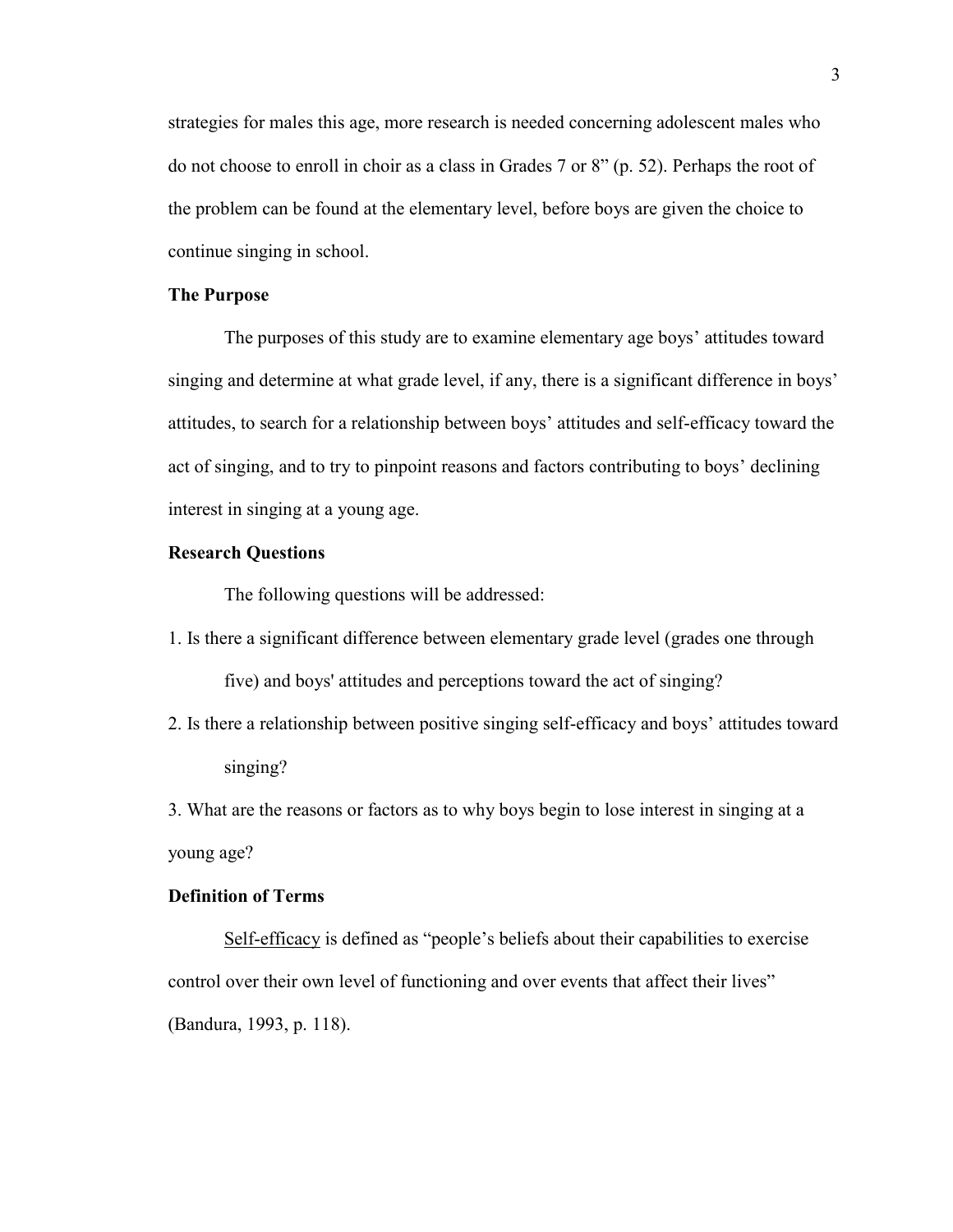strategies for males this age, more research is needed concerning adolescent males who do not choose to enroll in choir as a class in Grades 7 or 8" (p. 52). Perhaps the root of the problem can be found at the elementary level, before boys are given the choice to continue singing in school.

**The Purpose**

The purposes of this study are to examine elementary age boys' attitudes toward singing and determine at what grade level, if any, there is a significant difference in boys' attitudes, to search for a relationship between boys' attitudes and self-efficacy toward the act of singing, and to try to pinpoint reasons and factors contributing to boys' declining interest in singing at a young age.

**Research Questions**

The following questions will be addressed:

1. Is there a significant difference between elementary grade level (grades one through five) and boys' attitudes and perceptions toward the act of singing?
2. Is there a relationship between positive singing self-efficacy and boys' attitudes toward singing?
3. What are the reasons or factors as to why boys begin to lose interest in singing at a young age?

**Definition of Terms**

<u>Self-efficacy</u> is defined as "people's beliefs about their capabilities to exercise control over their own level of functioning and over events that affect their lives" (Bandura, 1993, p. 118).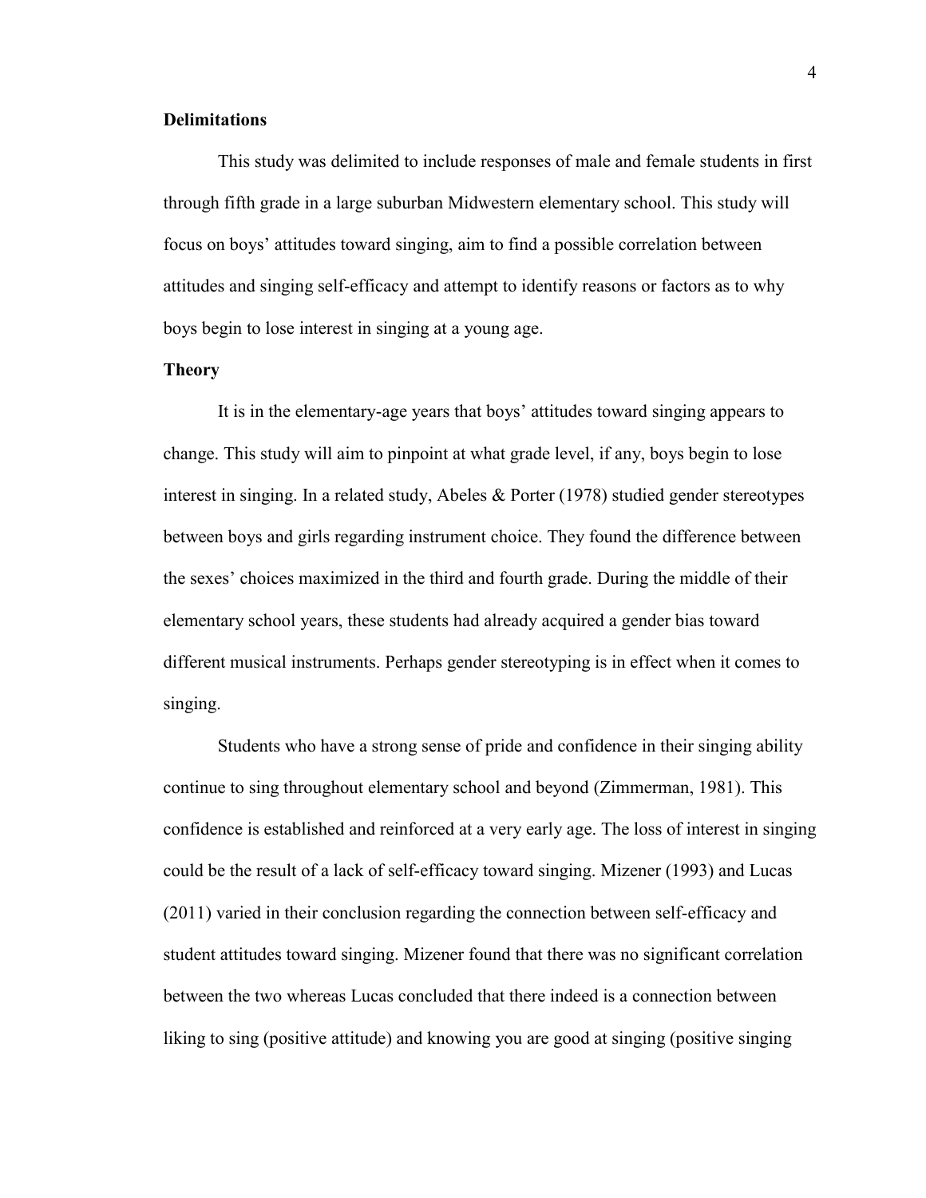### Delimitations

This study was delimited to include responses of male and female students in first through fifth grade in a large suburban Midwestern elementary school. This study will focus on boys' attitudes toward singing, aim to find a possible correlation between attitudes and singing self-efficacy and attempt to identify reasons or factors as to why boys begin to lose interest in singing at a young age.

### Theory

It is in the elementary-age years that boys' attitudes toward singing appears to change. This study will aim to pinpoint at what grade level, if any, boys begin to lose interest in singing. In a related study, Abeles & Porter (1978) studied gender stereotypes between boys and girls regarding instrument choice. They found the difference between the sexes' choices maximized in the third and fourth grade. During the middle of their elementary school years, these students had already acquired a gender bias toward different musical instruments. Perhaps gender stereotyping is in effect when it comes to singing.

Students who have a strong sense of pride and confidence in their singing ability continue to sing throughout elementary school and beyond (Zimmerman, 1981). This confidence is established and reinforced at a very early age. The loss of interest in singing could be the result of a lack of self-efficacy toward singing. Mizener (1993) and Lucas (2011) varied in their conclusion regarding the connection between self-efficacy and student attitudes toward singing. Mizener found that there was no significant correlation between the two whereas Lucas concluded that there indeed is a connection between liking to sing (positive attitude) and knowing you are good at singing (positive singing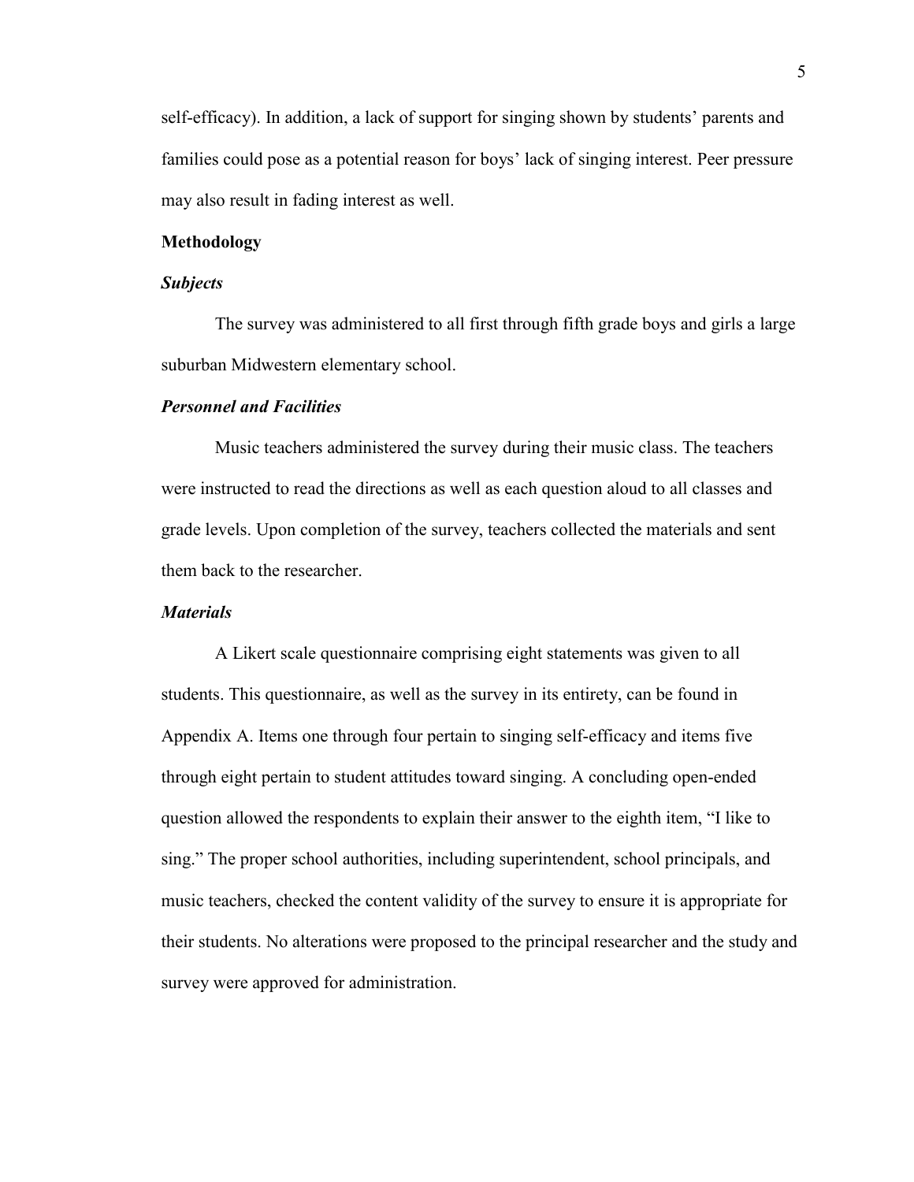self-efficacy). In addition, a lack of support for singing shown by students' parents and families could pose as a potential reason for boys' lack of singing interest. Peer pressure may also result in fading interest as well.

## Methodology

### *Subjects*

The survey was administered to all first through fifth grade boys and girls a large suburban Midwestern elementary school.

### *Personnel and Facilities*

Music teachers administered the survey during their music class. The teachers were instructed to read the directions as well as each question aloud to all classes and grade levels. Upon completion of the survey, teachers collected the materials and sent them back to the researcher.

### *Materials*

A Likert scale questionnaire comprising eight statements was given to all students. This questionnaire, as well as the survey in its entirety, can be found in Appendix A. Items one through four pertain to singing self-efficacy and items five through eight pertain to student attitudes toward singing. A concluding open-ended question allowed the respondents to explain their answer to the eighth item, "I like to sing." The proper school authorities, including superintendent, school principals, and music teachers, checked the content validity of the survey to ensure it is appropriate for their students. No alterations were proposed to the principal researcher and the study and survey were approved for administration.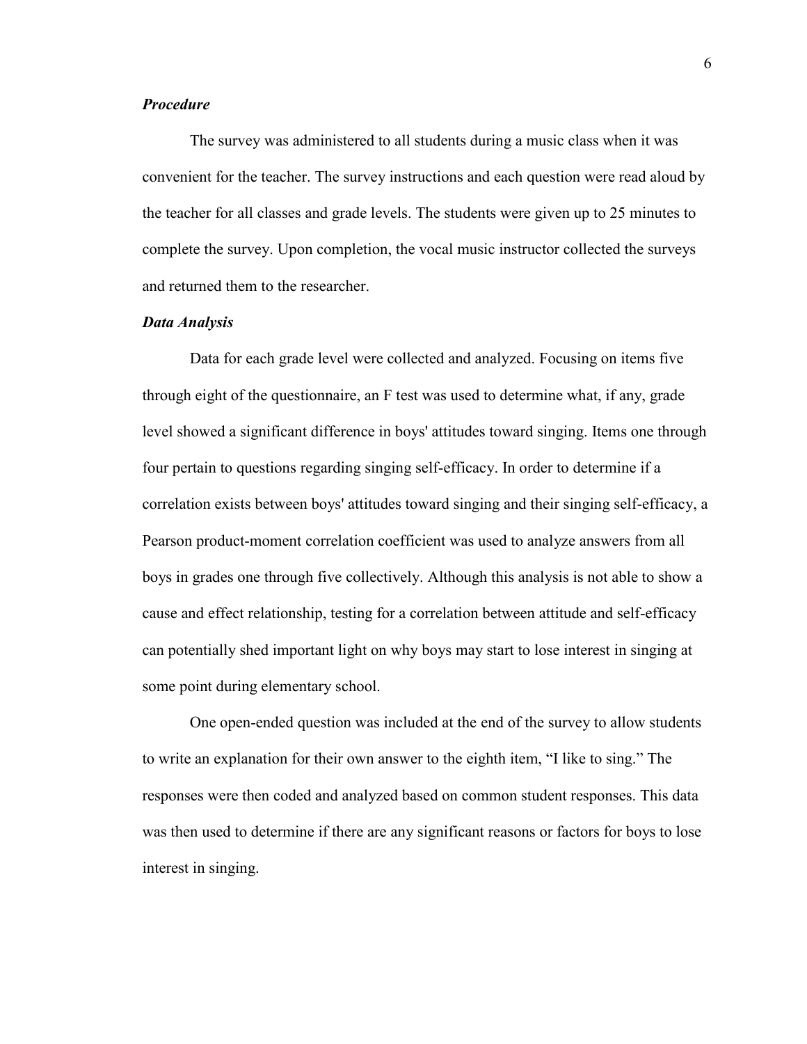### ***Procedure***

The survey was administered to all students during a music class when it was convenient for the teacher. The survey instructions and each question were read aloud by the teacher for all classes and grade levels. The students were given up to 25 minutes to complete the survey. Upon completion, the vocal music instructor collected the surveys and returned them to the researcher.

### ***Data Analysis***

Data for each grade level were collected and analyzed. Focusing on items five through eight of the questionnaire, an F test was used to determine what, if any, grade level showed a significant difference in boys' attitudes toward singing. Items one through four pertain to questions regarding singing self-efficacy. In order to determine if a correlation exists between boys' attitudes toward singing and their singing self-efficacy, a Pearson product-moment correlation coefficient was used to analyze answers from all boys in grades one through five collectively. Although this analysis is not able to show a cause and effect relationship, testing for a correlation between attitude and self-efficacy can potentially shed important light on why boys may start to lose interest in singing at some point during elementary school.

One open-ended question was included at the end of the survey to allow students to write an explanation for their own answer to the eighth item, "I like to sing." The responses were then coded and analyzed based on common student responses. This data was then used to determine if there are any significant reasons or factors for boys to lose interest in singing.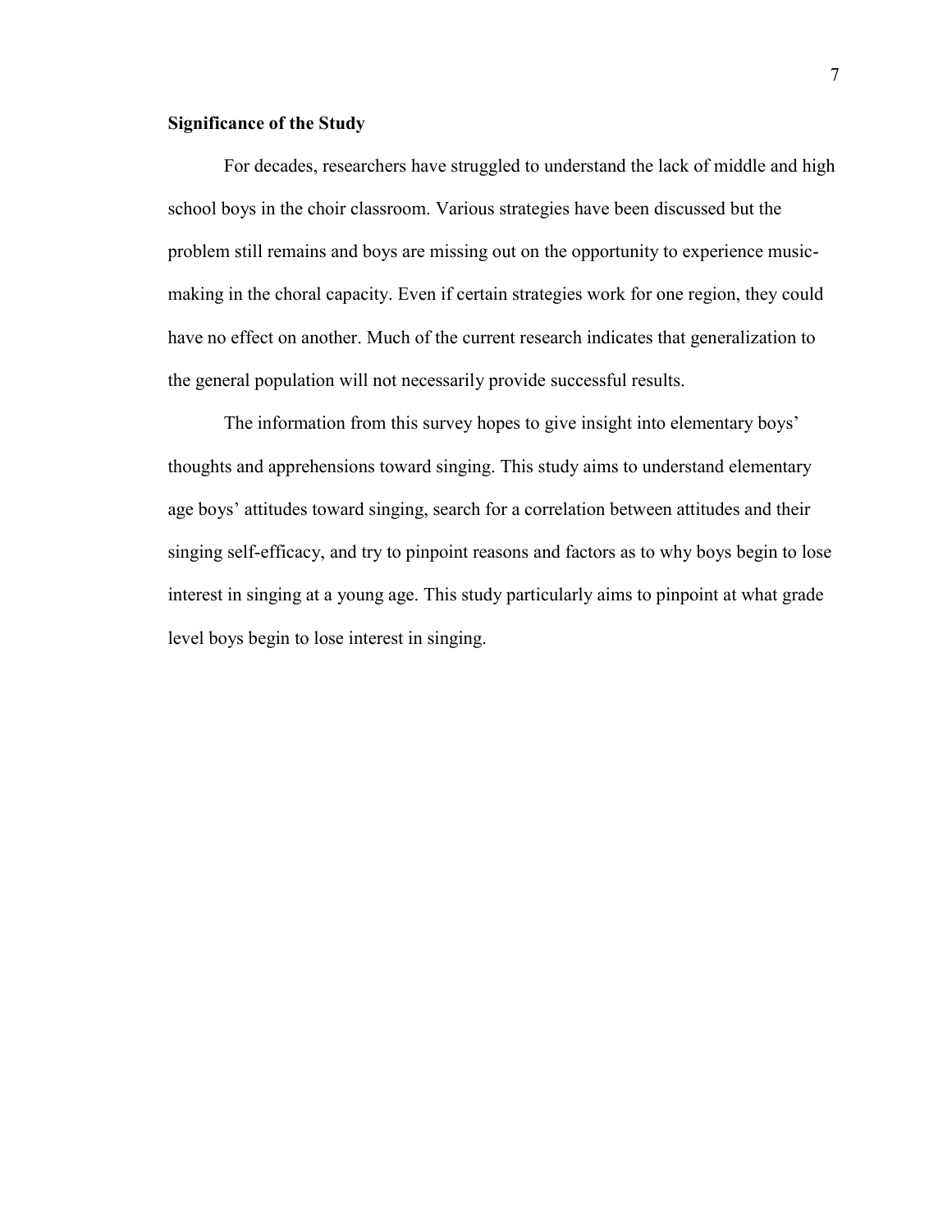## Significance of the Study

For decades, researchers have struggled to understand the lack of middle and high school boys in the choir classroom. Various strategies have been discussed but the problem still remains and boys are missing out on the opportunity to experience music-making in the choral capacity. Even if certain strategies work for one region, they could have no effect on another. Much of the current research indicates that generalization to the general population will not necessarily provide successful results.

The information from this survey hopes to give insight into elementary boys' thoughts and apprehensions toward singing. This study aims to understand elementary age boys' attitudes toward singing, search for a correlation between attitudes and their singing self-efficacy, and try to pinpoint reasons and factors as to why boys begin to lose interest in singing at a young age. This study particularly aims to pinpoint at what grade level boys begin to lose interest in singing.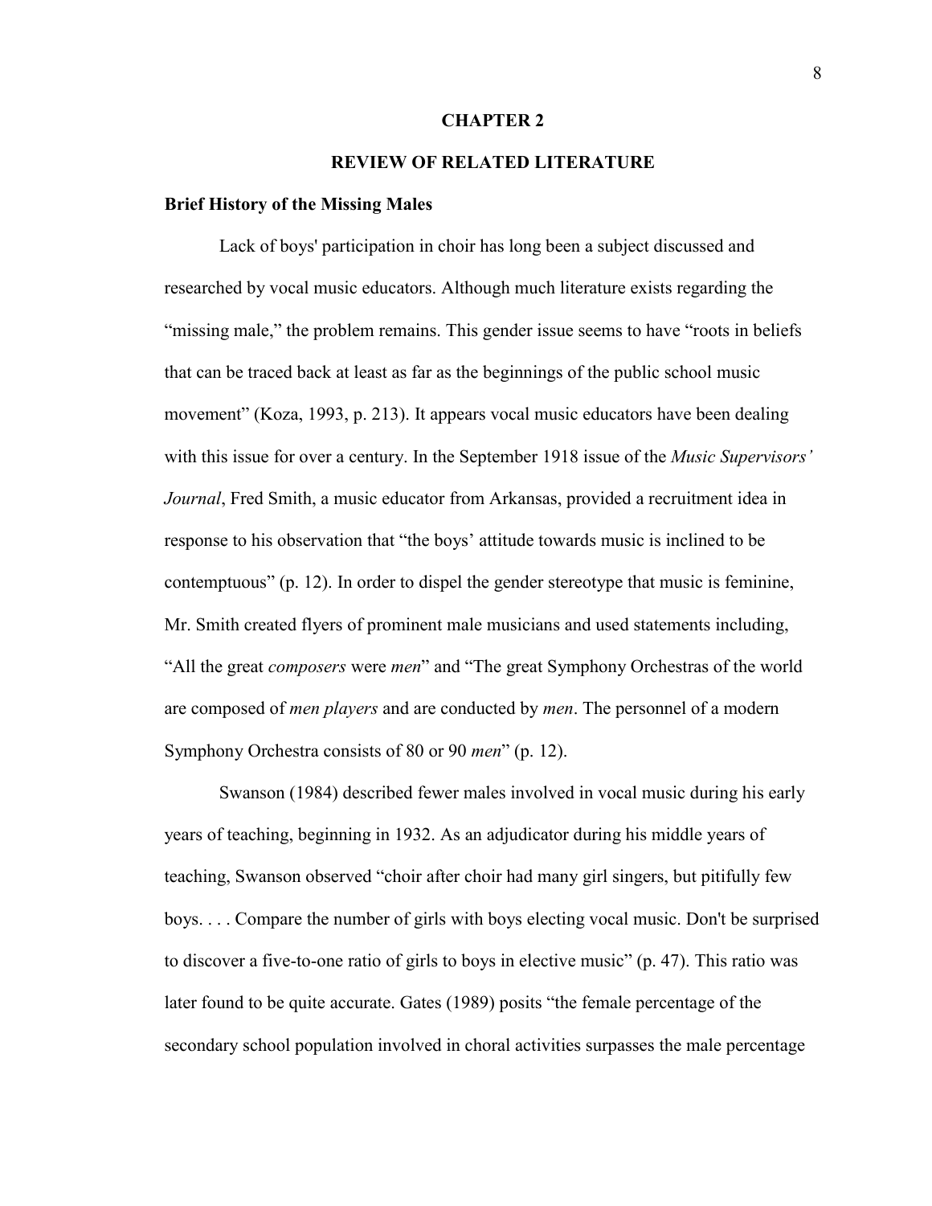# CHAPTER 2

# REVIEW OF RELATED LITERATURE

### Brief History of the Missing Males

Lack of boys' participation in choir has long been a subject discussed and researched by vocal music educators. Although much literature exists regarding the "missing male," the problem remains. This gender issue seems to have "roots in beliefs that can be traced back at least as far as the beginnings of the public school music movement" (Koza, 1993, p. 213). It appears vocal music educators have been dealing with this issue for over a century. In the September 1918 issue of the *Music Supervisors' Journal*, Fred Smith, a music educator from Arkansas, provided a recruitment idea in response to his observation that "the boys' attitude towards music is inclined to be contemptuous" (p. 12). In order to dispel the gender stereotype that music is feminine, Mr. Smith created flyers of prominent male musicians and used statements including, "All the great *composers* were *men*" and "The great Symphony Orchestras of the world are composed of *men players* and are conducted by *men*. The personnel of a modern Symphony Orchestra consists of 80 or 90 *men*" (p. 12).

Swanson (1984) described fewer males involved in vocal music during his early years of teaching, beginning in 1932. As an adjudicator during his middle years of teaching, Swanson observed "choir after choir had many girl singers, but pitifully few boys. . . . Compare the number of girls with boys electing vocal music. Don't be surprised to discover a five-to-one ratio of girls to boys in elective music" (p. 47). This ratio was later found to be quite accurate. Gates (1989) posits "the female percentage of the secondary school population involved in choral activities surpasses the male percentage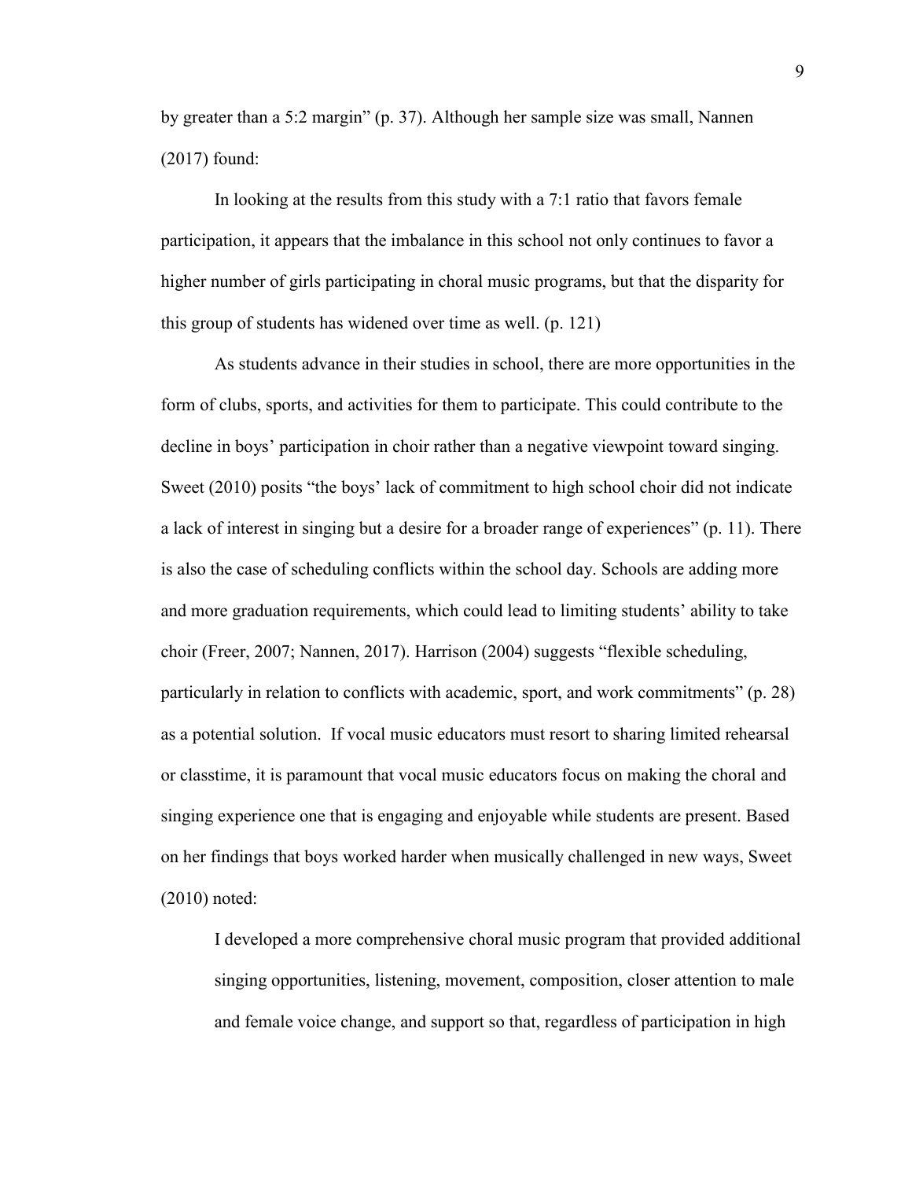by greater than a 5:2 margin" (p. 37). Although her sample size was small, Nannen (2017) found:

> In looking at the results from this study with a 7:1 ratio that favors female participation, it appears that the imbalance in this school not only continues to favor a higher number of girls participating in choral music programs, but that the disparity for this group of students has widened over time as well. (p. 121)

As students advance in their studies in school, there are more opportunities in the form of clubs, sports, and activities for them to participate. This could contribute to the decline in boys' participation in choir rather than a negative viewpoint toward singing. Sweet (2010) posits "the boys' lack of commitment to high school choir did not indicate a lack of interest in singing but a desire for a broader range of experiences" (p. 11). There is also the case of scheduling conflicts within the school day. Schools are adding more and more graduation requirements, which could lead to limiting students' ability to take choir (Freer, 2007; Nannen, 2017). Harrison (2004) suggests "flexible scheduling, particularly in relation to conflicts with academic, sport, and work commitments" (p. 28) as a potential solution. If vocal music educators must resort to sharing limited rehearsal or classtime, it is paramount that vocal music educators focus on making the choral and singing experience one that is engaging and enjoyable while students are present. Based on her findings that boys worked harder when musically challenged in new ways, Sweet (2010) noted:

> I developed a more comprehensive choral music program that provided additional singing opportunities, listening, movement, composition, closer attention to male and female voice change, and support so that, regardless of participation in high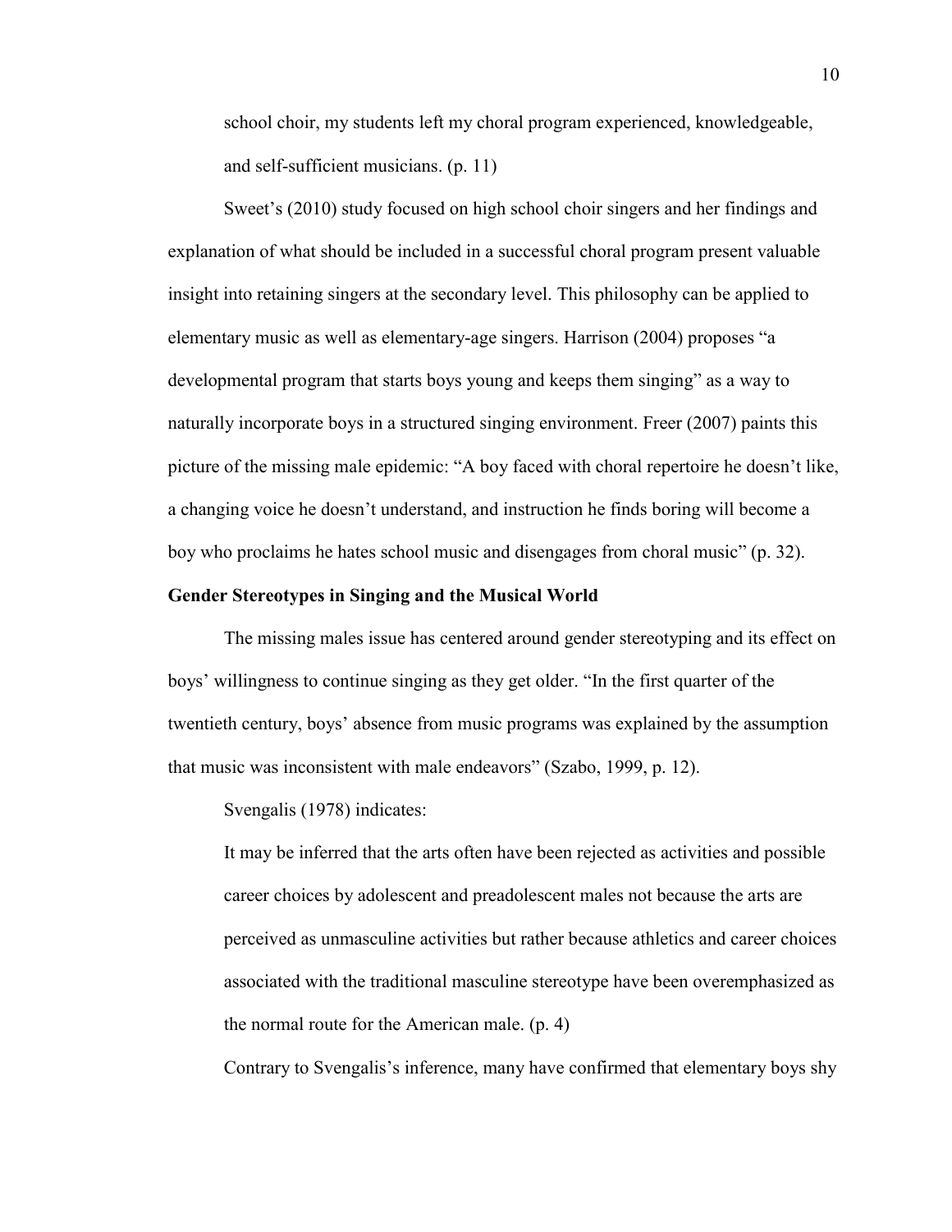> school choir, my students left my choral program experienced, knowledgeable, and self-sufficient musicians. (p. 11)

Sweet's (2010) study focused on high school choir singers and her findings and explanation of what should be included in a successful choral program present valuable insight into retaining singers at the secondary level. This philosophy can be applied to elementary music as well as elementary-age singers. Harrison (2004) proposes "a developmental program that starts boys young and keeps them singing" as a way to naturally incorporate boys in a structured singing environment. Freer (2007) paints this picture of the missing male epidemic: "A boy faced with choral repertoire he doesn't like, a changing voice he doesn't understand, and instruction he finds boring will become a boy who proclaims he hates school music and disengages from choral music" (p. 32).

**Gender Stereotypes in Singing and the Musical World**

The missing males issue has centered around gender stereotyping and its effect on boys' willingness to continue singing as they get older. "In the first quarter of the twentieth century, boys' absence from music programs was explained by the assumption that music was inconsistent with male endeavors" (Szabo, 1999, p. 12).

Svengalis (1978) indicates:

> It may be inferred that the arts often have been rejected as activities and possible career choices by adolescent and preadolescent males not because the arts are perceived as unmasculine activities but rather because athletics and career choices associated with the traditional masculine stereotype have been overemphasized as the normal route for the American male. (p. 4)

Contrary to Svengalis's inference, many have confirmed that elementary boys shy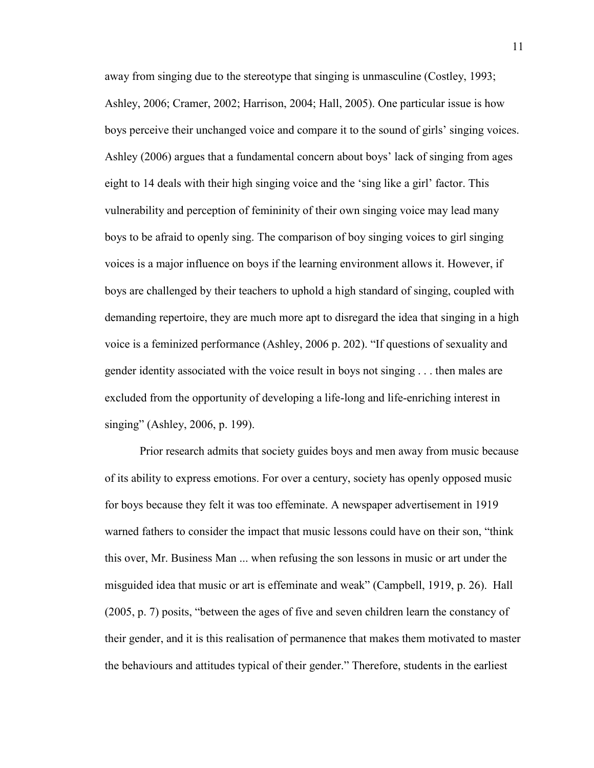away from singing due to the stereotype that singing is unmasculine (Costley, 1993; Ashley, 2006; Cramer, 2002; Harrison, 2004; Hall, 2005). One particular issue is how boys perceive their unchanged voice and compare it to the sound of girls' singing voices. Ashley (2006) argues that a fundamental concern about boys' lack of singing from ages eight to 14 deals with their high singing voice and the 'sing like a girl' factor. This vulnerability and perception of femininity of their own singing voice may lead many boys to be afraid to openly sing. The comparison of boy singing voices to girl singing voices is a major influence on boys if the learning environment allows it. However, if boys are challenged by their teachers to uphold a high standard of singing, coupled with demanding repertoire, they are much more apt to disregard the idea that singing in a high voice is a feminized performance (Ashley, 2006 p. 202). "If questions of sexuality and gender identity associated with the voice result in boys not singing . . . then males are excluded from the opportunity of developing a life-long and life-enriching interest in singing" (Ashley, 2006, p. 199).

Prior research admits that society guides boys and men away from music because of its ability to express emotions. For over a century, society has openly opposed music for boys because they felt it was too effeminate. A newspaper advertisement in 1919 warned fathers to consider the impact that music lessons could have on their son, "think this over, Mr. Business Man ... when refusing the son lessons in music or art under the misguided idea that music or art is effeminate and weak" (Campbell, 1919, p. 26). Hall (2005, p. 7) posits, "between the ages of five and seven children learn the constancy of their gender, and it is this realisation of permanence that makes them motivated to master the behaviours and attitudes typical of their gender." Therefore, students in the earliest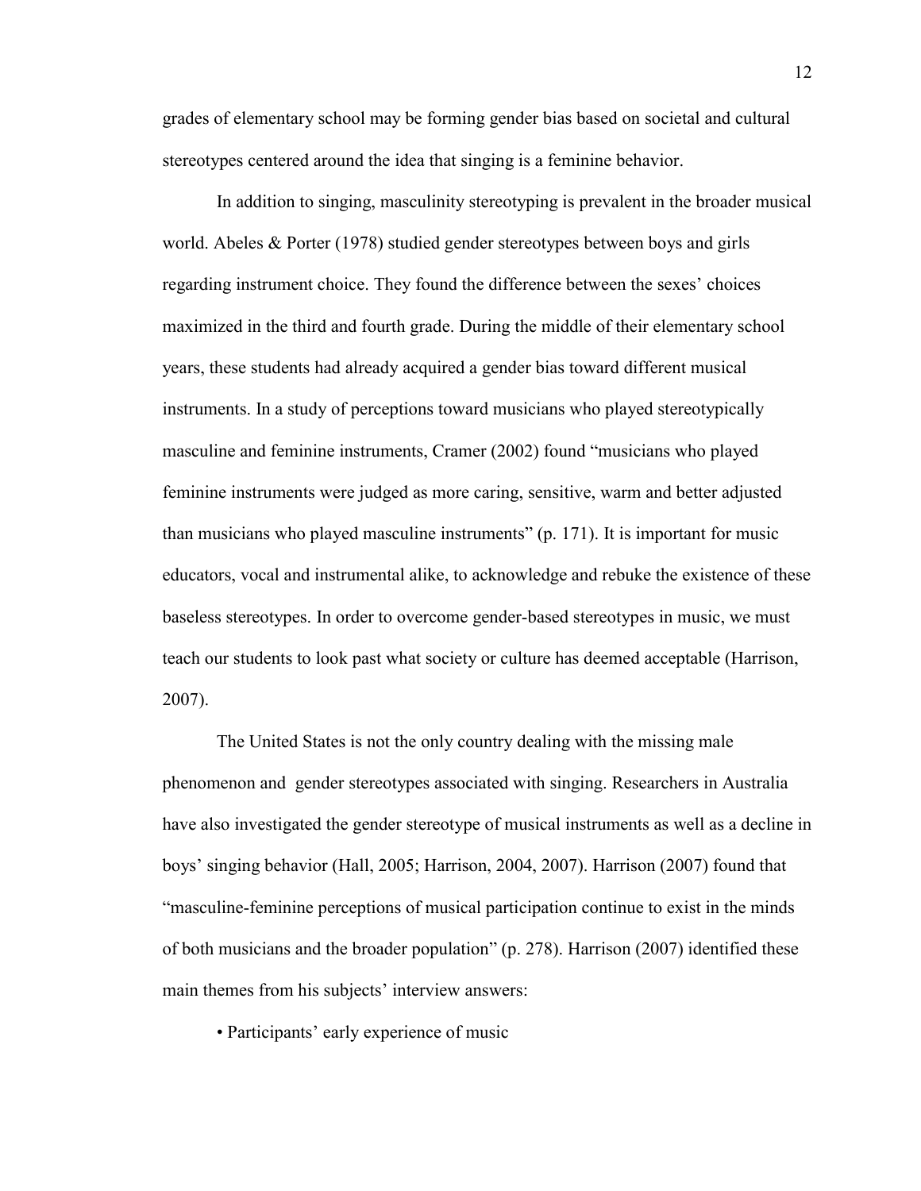grades of elementary school may be forming gender bias based on societal and cultural stereotypes centered around the idea that singing is a feminine behavior.

In addition to singing, masculinity stereotyping is prevalent in the broader musical world. Abeles & Porter (1978) studied gender stereotypes between boys and girls regarding instrument choice. They found the difference between the sexes' choices maximized in the third and fourth grade. During the middle of their elementary school years, these students had already acquired a gender bias toward different musical instruments. In a study of perceptions toward musicians who played stereotypically masculine and feminine instruments, Cramer (2002) found "musicians who played feminine instruments were judged as more caring, sensitive, warm and better adjusted than musicians who played masculine instruments" (p. 171). It is important for music educators, vocal and instrumental alike, to acknowledge and rebuke the existence of these baseless stereotypes. In order to overcome gender-based stereotypes in music, we must teach our students to look past what society or culture has deemed acceptable (Harrison, 2007).

The United States is not the only country dealing with the missing male phenomenon and gender stereotypes associated with singing. Researchers in Australia have also investigated the gender stereotype of musical instruments as well as a decline in boys' singing behavior (Hall, 2005; Harrison, 2004, 2007). Harrison (2007) found that "masculine-feminine perceptions of musical participation continue to exist in the minds of both musicians and the broader population" (p. 278). Harrison (2007) identified these main themes from his subjects' interview answers:

- Participants' early experience of music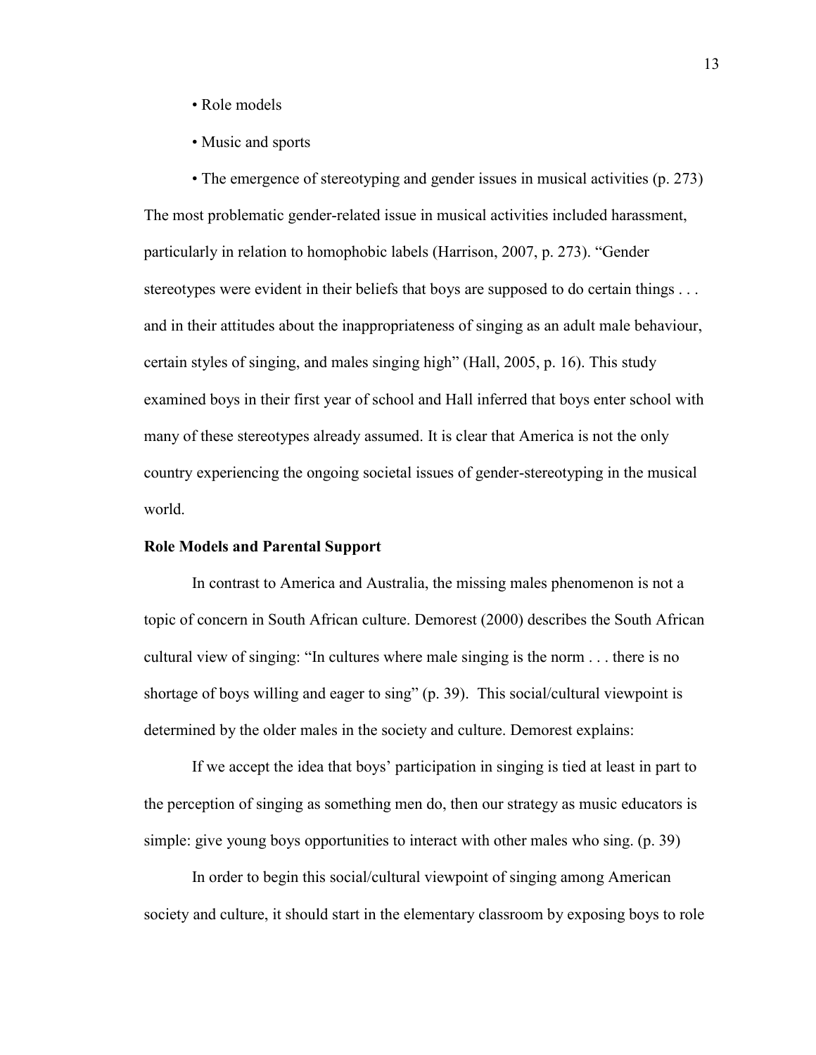- Role models
- Music and sports
- The emergence of stereotyping and gender issues in musical activities (p. 273)

The most problematic gender-related issue in musical activities included harassment, particularly in relation to homophobic labels (Harrison, 2007, p. 273). "Gender stereotypes were evident in their beliefs that boys are supposed to do certain things . . . and in their attitudes about the inappropriateness of singing as an adult male behaviour, certain styles of singing, and males singing high" (Hall, 2005, p. 16). This study examined boys in their first year of school and Hall inferred that boys enter school with many of these stereotypes already assumed. It is clear that America is not the only country experiencing the ongoing societal issues of gender-stereotyping in the musical world.

**Role Models and Parental Support**

In contrast to America and Australia, the missing males phenomenon is not a topic of concern in South African culture. Demorest (2000) describes the South African cultural view of singing: "In cultures where male singing is the norm . . . there is no shortage of boys willing and eager to sing" (p. 39). This social/cultural viewpoint is determined by the older males in the society and culture. Demorest explains:

> If we accept the idea that boys' participation in singing is tied at least in part to the perception of singing as something men do, then our strategy as music educators is simple: give young boys opportunities to interact with other males who sing. (p. 39)

In order to begin this social/cultural viewpoint of singing among American society and culture, it should start in the elementary classroom by exposing boys to role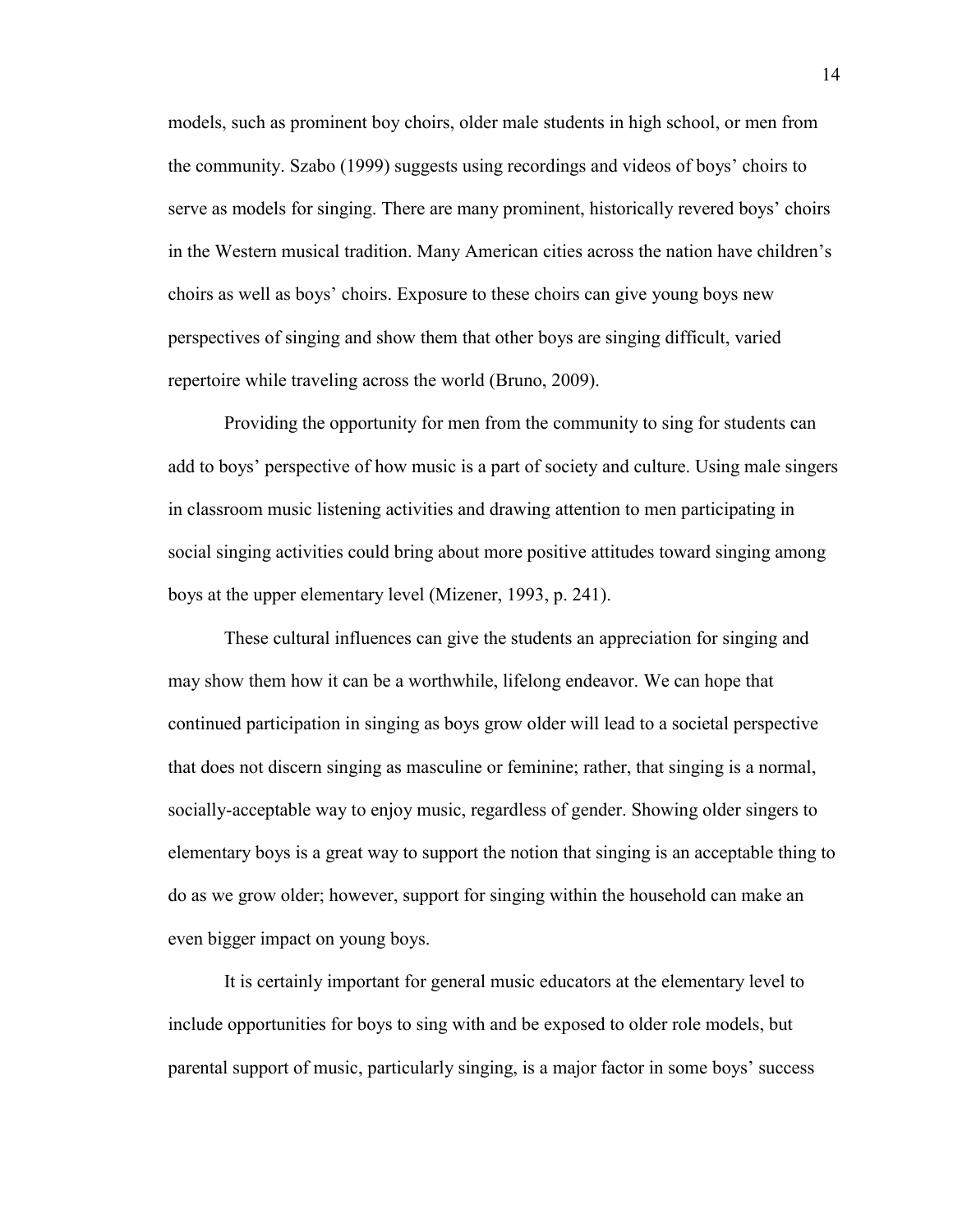models, such as prominent boy choirs, older male students in high school, or men from the community. Szabo (1999) suggests using recordings and videos of boys' choirs to serve as models for singing. There are many prominent, historically revered boys' choirs in the Western musical tradition. Many American cities across the nation have children's choirs as well as boys' choirs. Exposure to these choirs can give young boys new perspectives of singing and show them that other boys are singing difficult, varied repertoire while traveling across the world (Bruno, 2009).

Providing the opportunity for men from the community to sing for students can add to boys' perspective of how music is a part of society and culture. Using male singers in classroom music listening activities and drawing attention to men participating in social singing activities could bring about more positive attitudes toward singing among boys at the upper elementary level (Mizener, 1993, p. 241).

These cultural influences can give the students an appreciation for singing and may show them how it can be a worthwhile, lifelong endeavor. We can hope that continued participation in singing as boys grow older will lead to a societal perspective that does not discern singing as masculine or feminine; rather, that singing is a normal, socially-acceptable way to enjoy music, regardless of gender. Showing older singers to elementary boys is a great way to support the notion that singing is an acceptable thing to do as we grow older; however, support for singing within the household can make an even bigger impact on young boys.

It is certainly important for general music educators at the elementary level to include opportunities for boys to sing with and be exposed to older role models, but parental support of music, particularly singing, is a major factor in some boys' success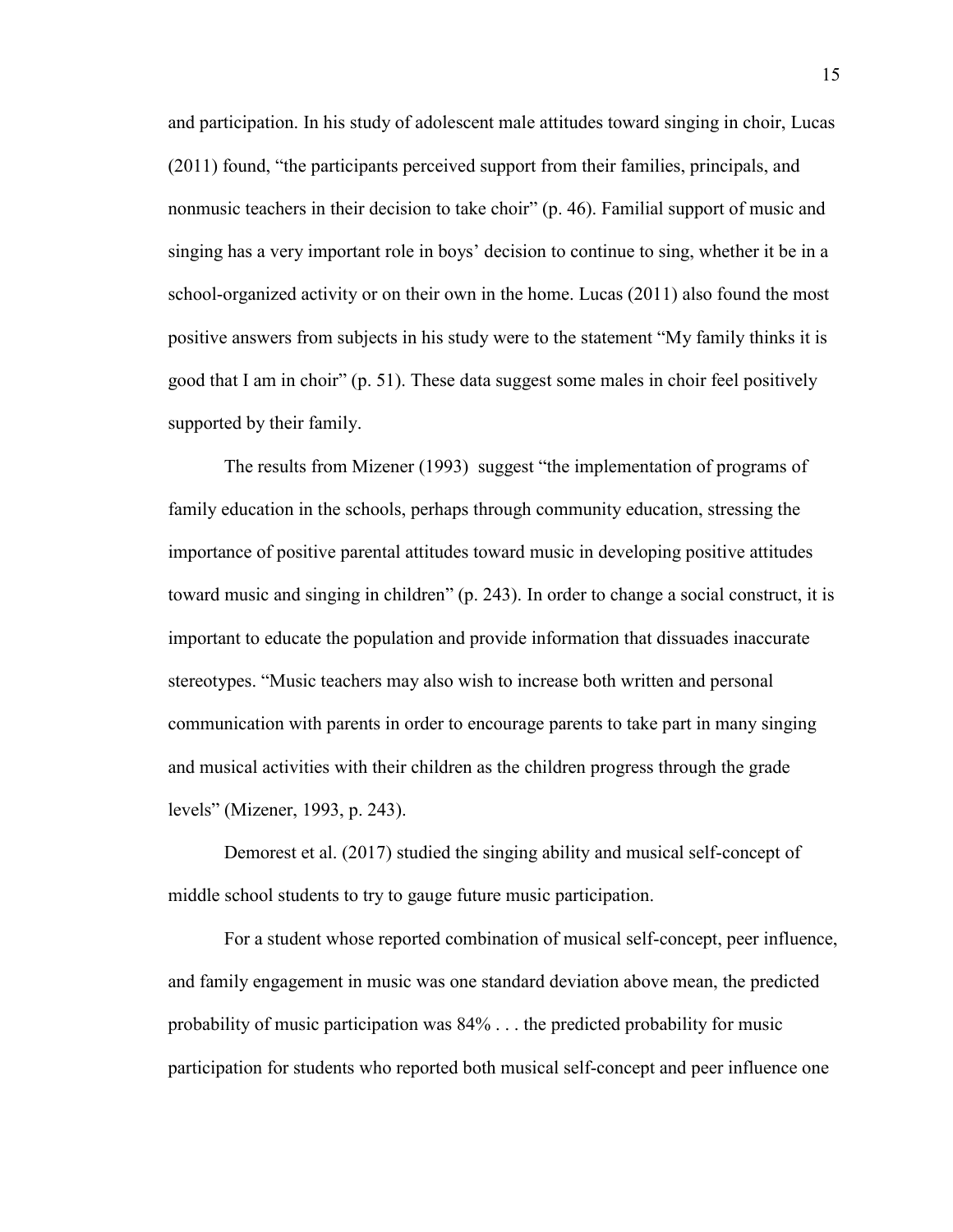and participation. In his study of adolescent male attitudes toward singing in choir, Lucas (2011) found, "the participants perceived support from their families, principals, and nonmusic teachers in their decision to take choir" (p. 46). Familial support of music and singing has a very important role in boys' decision to continue to sing, whether it be in a school-organized activity or on their own in the home. Lucas (2011) also found the most positive answers from subjects in his study were to the statement "My family thinks it is good that I am in choir" (p. 51). These data suggest some males in choir feel positively supported by their family.

The results from Mizener (1993) suggest "the implementation of programs of family education in the schools, perhaps through community education, stressing the importance of positive parental attitudes toward music in developing positive attitudes toward music and singing in children" (p. 243). In order to change a social construct, it is important to educate the population and provide information that dissuades inaccurate stereotypes. "Music teachers may also wish to increase both written and personal communication with parents in order to encourage parents to take part in many singing and musical activities with their children as the children progress through the grade levels" (Mizener, 1993, p. 243).

Demorest et al. (2017) studied the singing ability and musical self-concept of middle school students to try to gauge future music participation.

> For a student whose reported combination of musical self-concept, peer influence, and family engagement in music was one standard deviation above mean, the predicted probability of music participation was 84% . . . the predicted probability for music participation for students who reported both musical self-concept and peer influence one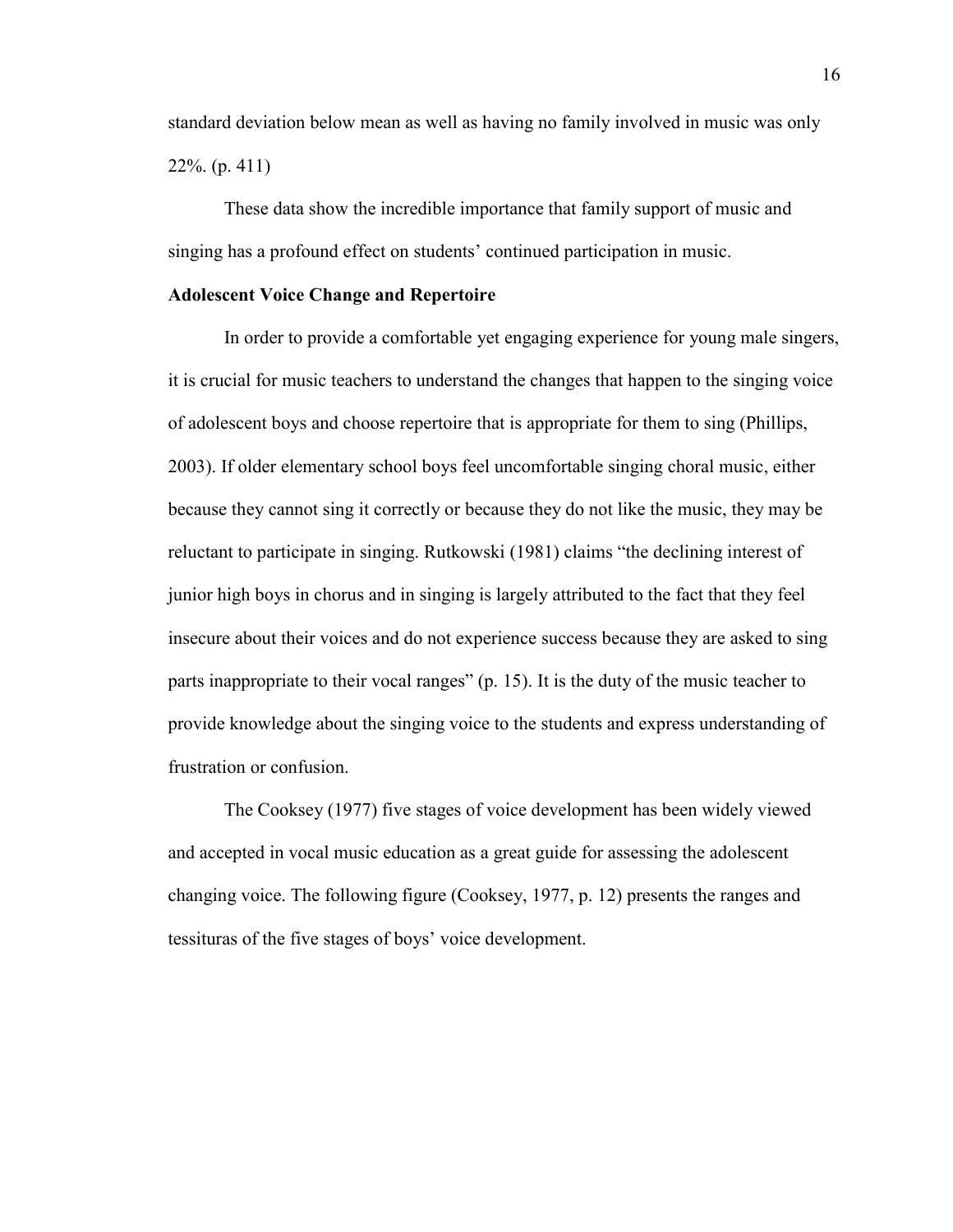standard deviation below mean as well as having no family involved in music was only 22%. (p. 411)

These data show the incredible importance that family support of music and singing has a profound effect on students' continued participation in music.

**Adolescent Voice Change and Repertoire**

In order to provide a comfortable yet engaging experience for young male singers, it is crucial for music teachers to understand the changes that happen to the singing voice of adolescent boys and choose repertoire that is appropriate for them to sing (Phillips, 2003). If older elementary school boys feel uncomfortable singing choral music, either because they cannot sing it correctly or because they do not like the music, they may be reluctant to participate in singing. Rutkowski (1981) claims "the declining interest of junior high boys in chorus and in singing is largely attributed to the fact that they feel insecure about their voices and do not experience success because they are asked to sing parts inappropriate to their vocal ranges" (p. 15). It is the duty of the music teacher to provide knowledge about the singing voice to the students and express understanding of frustration or confusion.

The Cooksey (1977) five stages of voice development has been widely viewed and accepted in vocal music education as a great guide for assessing the adolescent changing voice. The following figure (Cooksey, 1977, p. 12) presents the ranges and tessituras of the five stages of boys' voice development.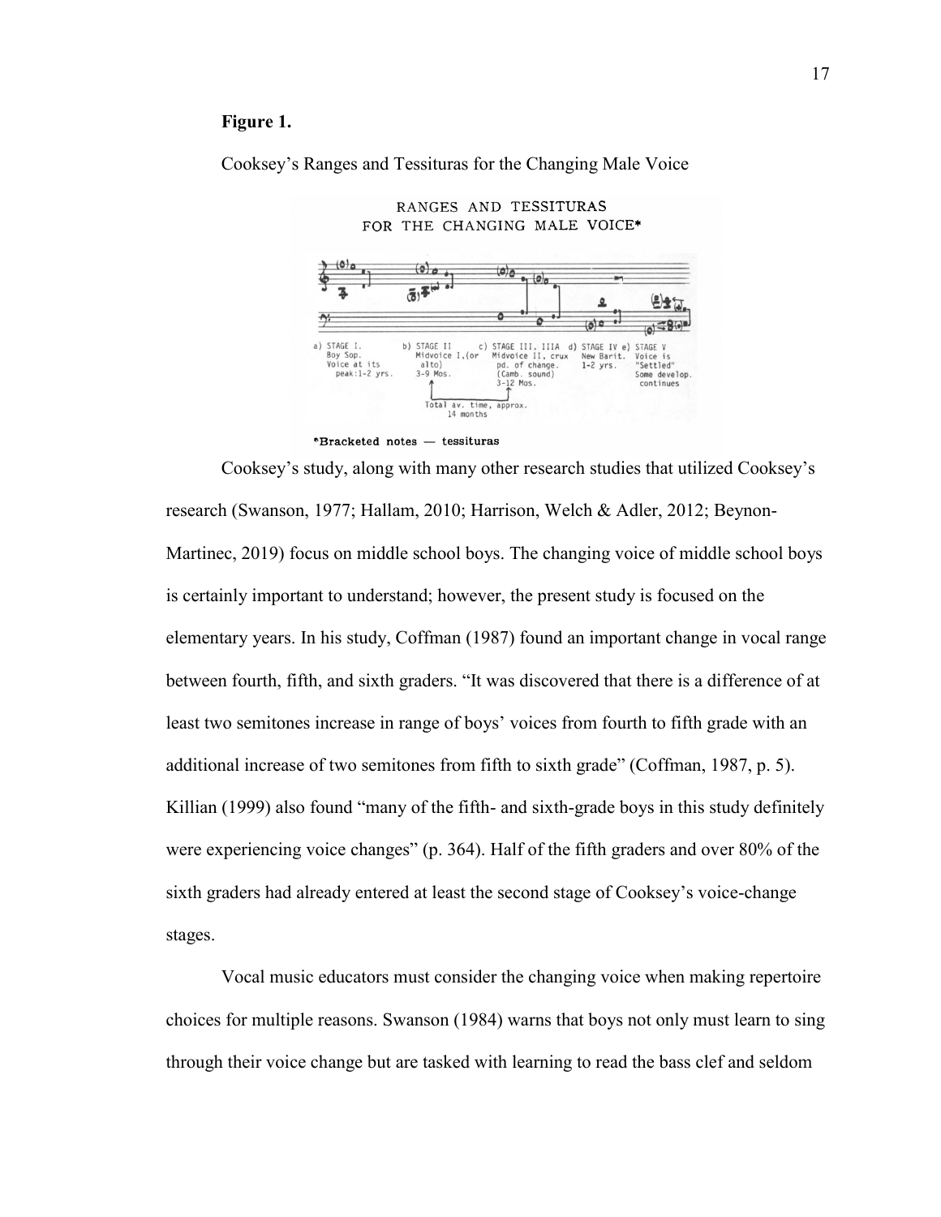**Figure 1.**

Cooksey's Ranges and Tessituras for the Changing Male Voice

Cooksey's study, along with many other research studies that utilized Cooksey's research (Swanson, 1977; Hallam, 2010; Harrison, Welch & Adler, 2012; Beynon-Martinec, 2019) focus on middle school boys. The changing voice of middle school boys is certainly important to understand; however, the present study is focused on the elementary years. In his study, Coffman (1987) found an important change in vocal range between fourth, fifth, and sixth graders. "It was discovered that there is a difference of at least two semitones increase in range of boys' voices from fourth to fifth grade with an additional increase of two semitones from fifth to sixth grade" (Coffman, 1987, p. 5). Killian (1999) also found "many of the fifth- and sixth-grade boys in this study definitely were experiencing voice changes" (p. 364). Half of the fifth graders and over 80% of the sixth graders had already entered at least the second stage of Cooksey's voice-change stages.

Vocal music educators must consider the changing voice when making repertoire choices for multiple reasons. Swanson (1984) warns that boys not only must learn to sing through their voice change but are tasked with learning to read the bass clef and seldom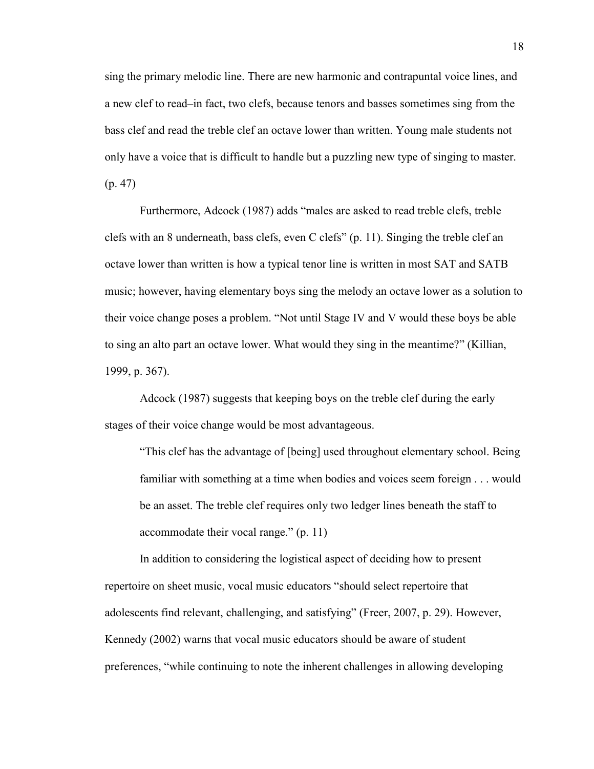sing the primary melodic line. There are new harmonic and contrapuntal voice lines, and a new clef to read–in fact, two clefs, because tenors and basses sometimes sing from the bass clef and read the treble clef an octave lower than written. Young male students not only have a voice that is difficult to handle but a puzzling new type of singing to master. (p. 47)

Furthermore, Adcock (1987) adds "males are asked to read treble clefs, treble clefs with an 8 underneath, bass clefs, even C clefs" (p. 11). Singing the treble clef an octave lower than written is how a typical tenor line is written in most SAT and SATB music; however, having elementary boys sing the melody an octave lower as a solution to their voice change poses a problem. "Not until Stage IV and V would these boys be able to sing an alto part an octave lower. What would they sing in the meantime?" (Killian, 1999, p. 367).

Adcock (1987) suggests that keeping boys on the treble clef during the early stages of their voice change would be most advantageous.

> "This clef has the advantage of [being] used throughout elementary school. Being familiar with something at a time when bodies and voices seem foreign . . . would be an asset. The treble clef requires only two ledger lines beneath the staff to accommodate their vocal range." (p. 11)

In addition to considering the logistical aspect of deciding how to present repertoire on sheet music, vocal music educators "should select repertoire that adolescents find relevant, challenging, and satisfying" (Freer, 2007, p. 29). However, Kennedy (2002) warns that vocal music educators should be aware of student preferences, "while continuing to note the inherent challenges in allowing developing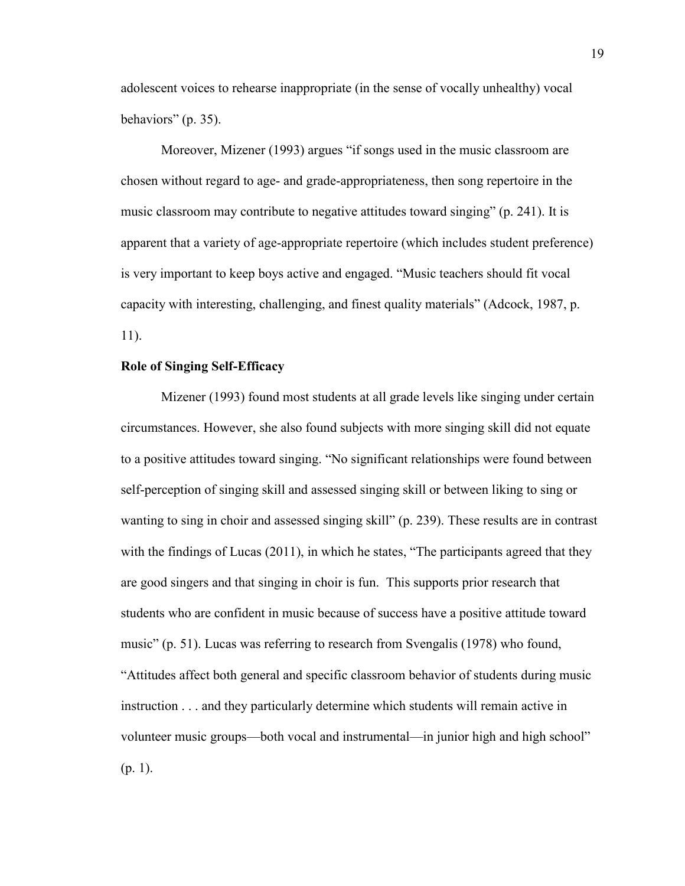adolescent voices to rehearse inappropriate (in the sense of vocally unhealthy) vocal behaviors" (p. 35).

Moreover, Mizener (1993) argues "if songs used in the music classroom are chosen without regard to age- and grade-appropriateness, then song repertoire in the music classroom may contribute to negative attitudes toward singing" (p. 241). It is apparent that a variety of age-appropriate repertoire (which includes student preference) is very important to keep boys active and engaged. "Music teachers should fit vocal capacity with interesting, challenging, and finest quality materials" (Adcock, 1987, p. 11).

**Role of Singing Self-Efficacy**

Mizener (1993) found most students at all grade levels like singing under certain circumstances. However, she also found subjects with more singing skill did not equate to a positive attitudes toward singing. "No significant relationships were found between self-perception of singing skill and assessed singing skill or between liking to sing or wanting to sing in choir and assessed singing skill" (p. 239). These results are in contrast with the findings of Lucas (2011), in which he states, "The participants agreed that they are good singers and that singing in choir is fun. This supports prior research that students who are confident in music because of success have a positive attitude toward music" (p. 51). Lucas was referring to research from Svengalis (1978) who found, "Attitudes affect both general and specific classroom behavior of students during music instruction . . . and they particularly determine which students will remain active in volunteer music groups—both vocal and instrumental—in junior high and high school" (p. 1).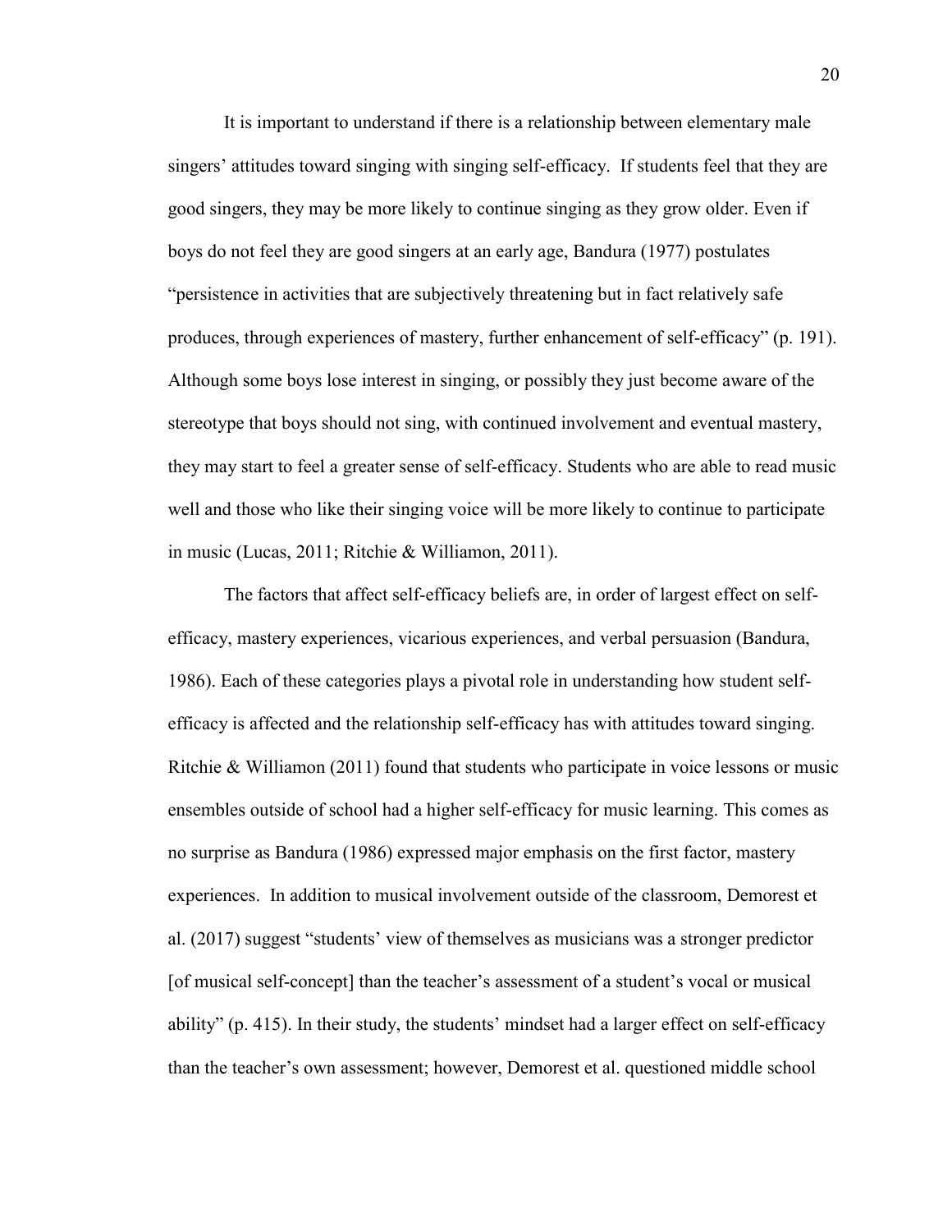It is important to understand if there is a relationship between elementary male singers' attitudes toward singing with singing self-efficacy. If students feel that they are good singers, they may be more likely to continue singing as they grow older. Even if boys do not feel they are good singers at an early age, Bandura (1977) postulates "persistence in activities that are subjectively threatening but in fact relatively safe produces, through experiences of mastery, further enhancement of self-efficacy" (p. 191). Although some boys lose interest in singing, or possibly they just become aware of the stereotype that boys should not sing, with continued involvement and eventual mastery, they may start to feel a greater sense of self-efficacy. Students who are able to read music well and those who like their singing voice will be more likely to continue to participate in music (Lucas, 2011; Ritchie & Williamon, 2011).

The factors that affect self-efficacy beliefs are, in order of largest effect on self-efficacy, mastery experiences, vicarious experiences, and verbal persuasion (Bandura, 1986). Each of these categories plays a pivotal role in understanding how student self-efficacy is affected and the relationship self-efficacy has with attitudes toward singing. Ritchie & Williamon (2011) found that students who participate in voice lessons or music ensembles outside of school had a higher self-efficacy for music learning. This comes as no surprise as Bandura (1986) expressed major emphasis on the first factor, mastery experiences. In addition to musical involvement outside of the classroom, Demorest et al. (2017) suggest "students' view of themselves as musicians was a stronger predictor [of musical self-concept] than the teacher's assessment of a student's vocal or musical ability" (p. 415). In their study, the students' mindset had a larger effect on self-efficacy than the teacher's own assessment; however, Demorest et al. questioned middle school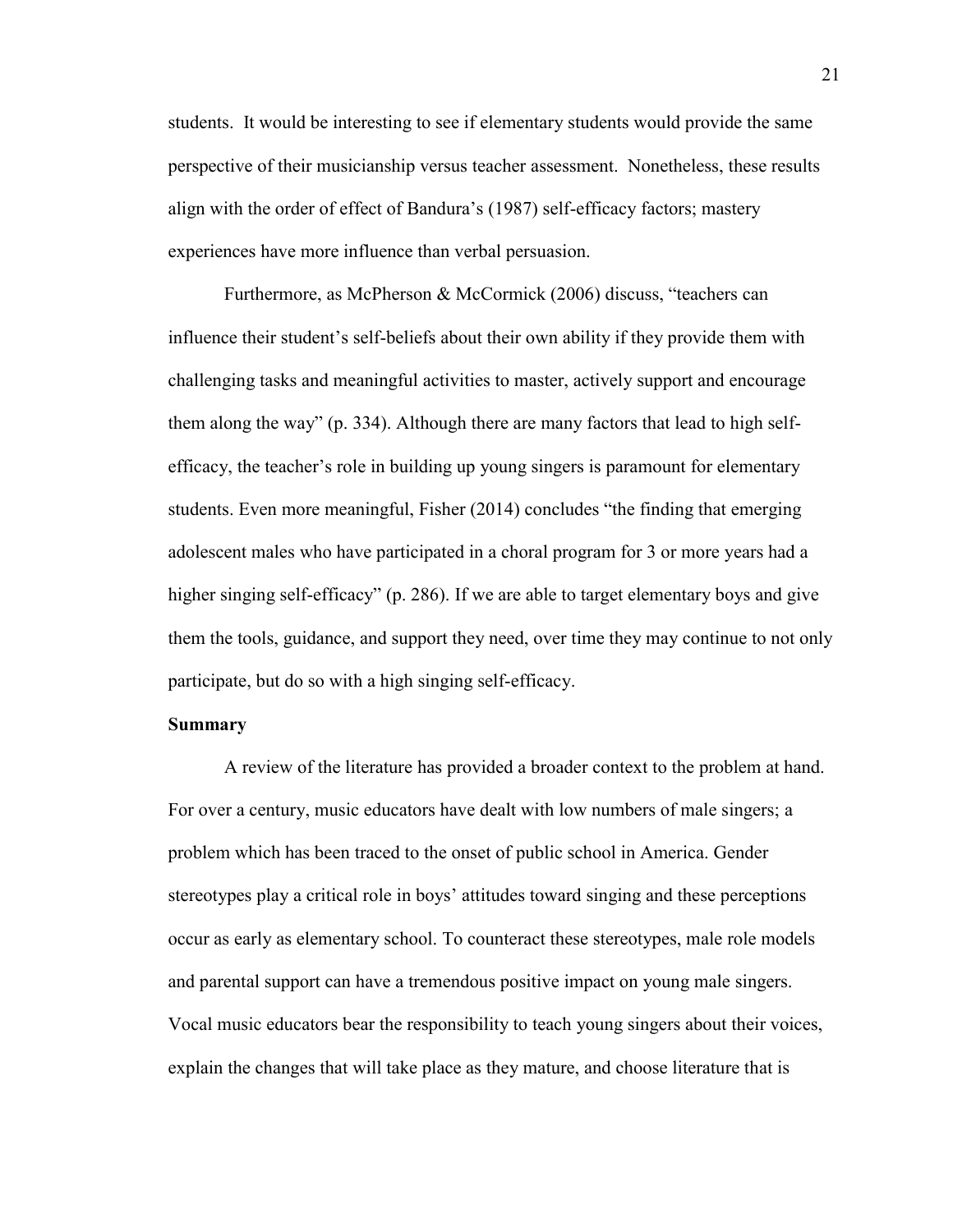students. It would be interesting to see if elementary students would provide the same perspective of their musicianship versus teacher assessment. Nonetheless, these results align with the order of effect of Bandura's (1987) self-efficacy factors; mastery experiences have more influence than verbal persuasion.

Furthermore, as McPherson & McCormick (2006) discuss, "teachers can influence their student's self-beliefs about their own ability if they provide them with challenging tasks and meaningful activities to master, actively support and encourage them along the way" (p. 334). Although there are many factors that lead to high self-efficacy, the teacher's role in building up young singers is paramount for elementary students. Even more meaningful, Fisher (2014) concludes "the finding that emerging adolescent males who have participated in a choral program for 3 or more years had a higher singing self-efficacy" (p. 286). If we are able to target elementary boys and give them the tools, guidance, and support they need, over time they may continue to not only participate, but do so with a high singing self-efficacy.

**Summary**

A review of the literature has provided a broader context to the problem at hand. For over a century, music educators have dealt with low numbers of male singers; a problem which has been traced to the onset of public school in America. Gender stereotypes play a critical role in boys' attitudes toward singing and these perceptions occur as early as elementary school. To counteract these stereotypes, male role models and parental support can have a tremendous positive impact on young male singers. Vocal music educators bear the responsibility to teach young singers about their voices, explain the changes that will take place as they mature, and choose literature that is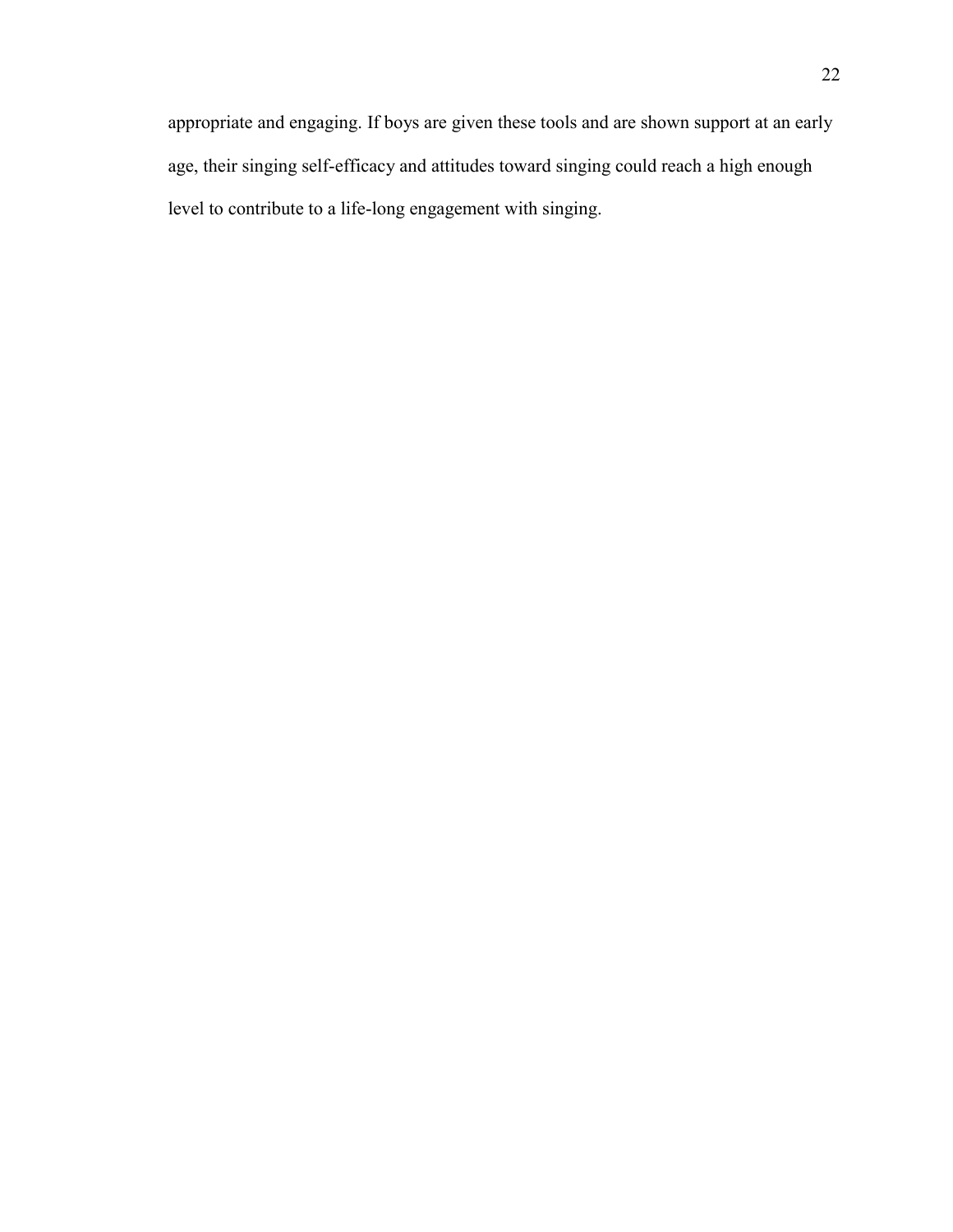appropriate and engaging. If boys are given these tools and are shown support at an early age, their singing self-efficacy and attitudes toward singing could reach a high enough level to contribute to a life-long engagement with singing.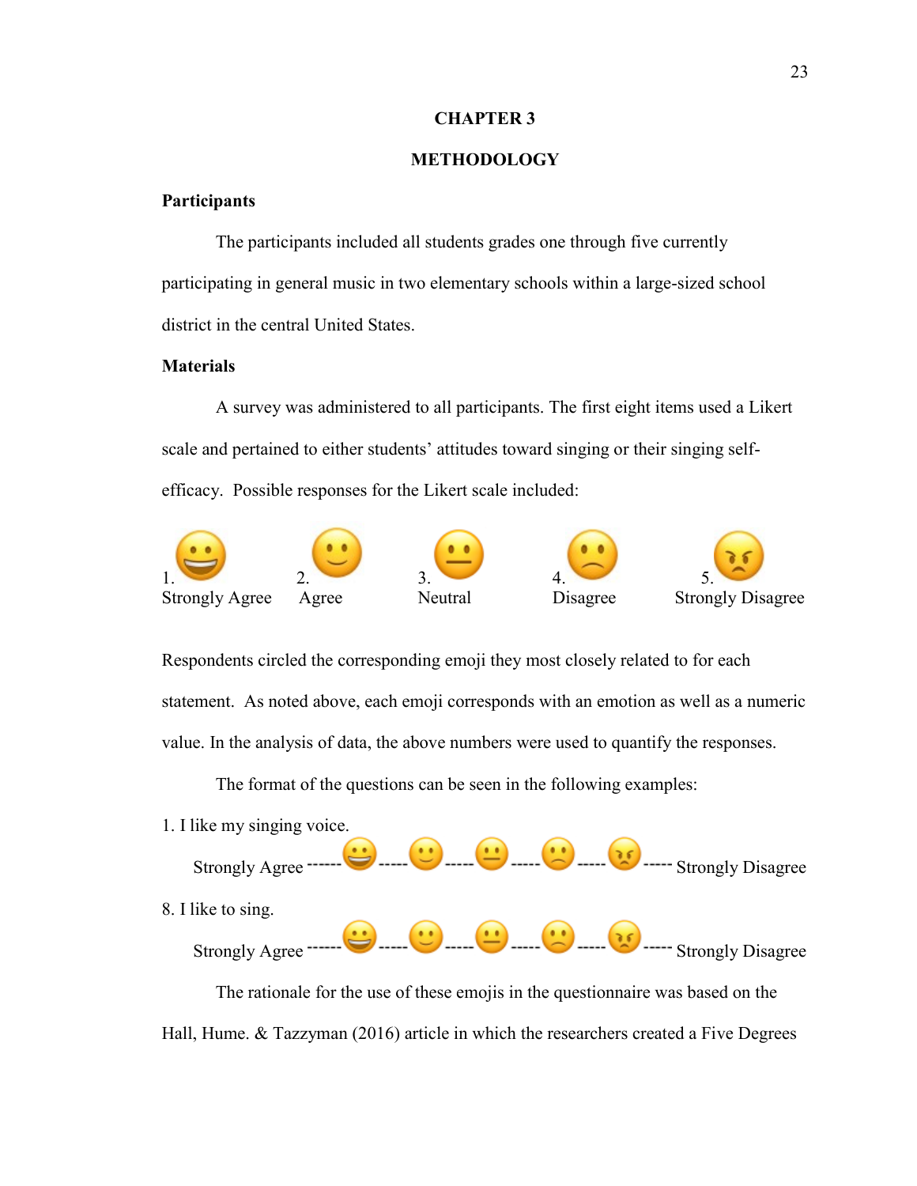# CHAPTER 3

## METHODOLOGY

### Participants

The participants included all students grades one through five currently participating in general music in two elementary schools within a large-sized school district in the central United States.

### Materials

A survey was administered to all participants. The first eight items used a Likert scale and pertained to either students' attitudes toward singing or their singing self-efficacy. Possible responses for the Likert scale included:

1. 😀 Strongly Agree
2. 🙂 Agree
3. 😐 Neutral
4. 🙁 Disagree
5. 😠 Strongly Disagree

Respondents circled the corresponding emoji they most closely related to for each statement. As noted above, each emoji corresponds with an emotion as well as a numeric value. In the analysis of data, the above numbers were used to quantify the responses.

The format of the questions can be seen in the following examples:

1. I like my singing voice.

Strongly Agree ------😀-----🙂-----😐-----🙁-----😠----- Strongly Disagree

8. I like to sing.

Strongly Agree ------😀-----🙂-----😐-----🙁-----😠----- Strongly Disagree

The rationale for the use of these emojis in the questionnaire was based on the Hall, Hume. & Tazzyman (2016) article in which the researchers created a Five Degrees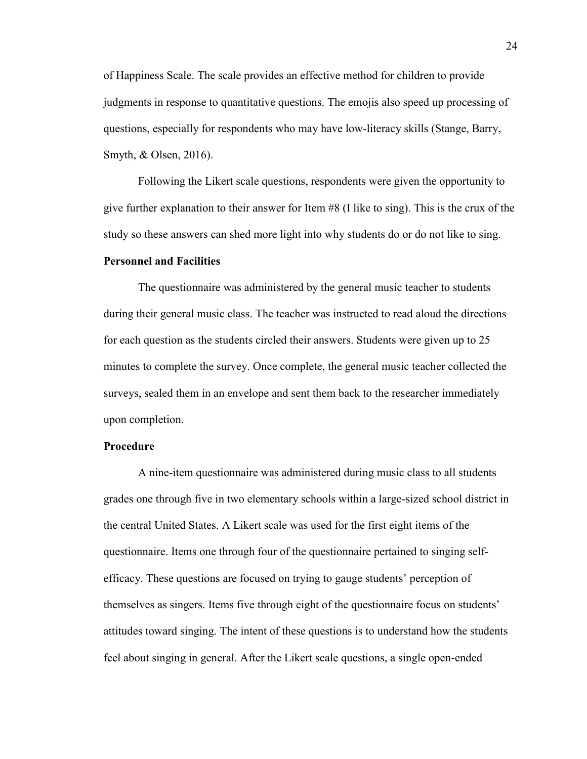of Happiness Scale. The scale provides an effective method for children to provide judgments in response to quantitative questions. The emojis also speed up processing of questions, especially for respondents who may have low-literacy skills (Stange, Barry, Smyth, & Olsen, 2016).

Following the Likert scale questions, respondents were given the opportunity to give further explanation to their answer for Item #8 (I like to sing). This is the crux of the study so these answers can shed more light into why students do or do not like to sing.

**Personnel and Facilities**

The questionnaire was administered by the general music teacher to students during their general music class. The teacher was instructed to read aloud the directions for each question as the students circled their answers. Students were given up to 25 minutes to complete the survey. Once complete, the general music teacher collected the surveys, sealed them in an envelope and sent them back to the researcher immediately upon completion.

**Procedure**

A nine-item questionnaire was administered during music class to all students grades one through five in two elementary schools within a large-sized school district in the central United States. A Likert scale was used for the first eight items of the questionnaire. Items one through four of the questionnaire pertained to singing self-efficacy. These questions are focused on trying to gauge students' perception of themselves as singers. Items five through eight of the questionnaire focus on students' attitudes toward singing. The intent of these questions is to understand how the students feel about singing in general. After the Likert scale questions, a single open-ended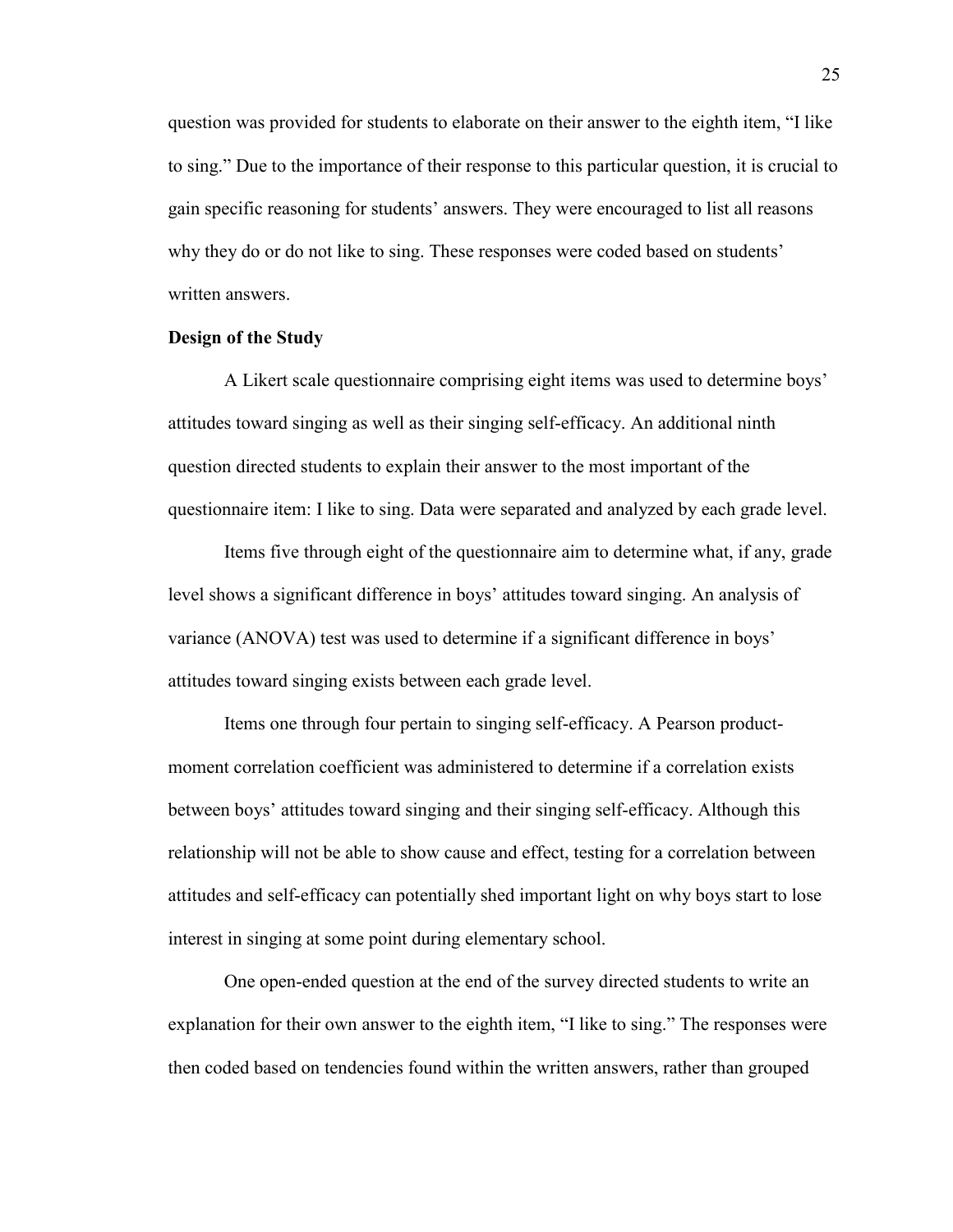question was provided for students to elaborate on their answer to the eighth item, "I like to sing." Due to the importance of their response to this particular question, it is crucial to gain specific reasoning for students' answers. They were encouraged to list all reasons why they do or do not like to sing. These responses were coded based on students' written answers.

**Design of the Study**

A Likert scale questionnaire comprising eight items was used to determine boys' attitudes toward singing as well as their singing self-efficacy. An additional ninth question directed students to explain their answer to the most important of the questionnaire item: I like to sing. Data were separated and analyzed by each grade level.

Items five through eight of the questionnaire aim to determine what, if any, grade level shows a significant difference in boys' attitudes toward singing. An analysis of variance (ANOVA) test was used to determine if a significant difference in boys' attitudes toward singing exists between each grade level.

Items one through four pertain to singing self-efficacy. A Pearson product-moment correlation coefficient was administered to determine if a correlation exists between boys' attitudes toward singing and their singing self-efficacy. Although this relationship will not be able to show cause and effect, testing for a correlation between attitudes and self-efficacy can potentially shed important light on why boys start to lose interest in singing at some point during elementary school.

One open-ended question at the end of the survey directed students to write an explanation for their own answer to the eighth item, "I like to sing." The responses were then coded based on tendencies found within the written answers, rather than grouped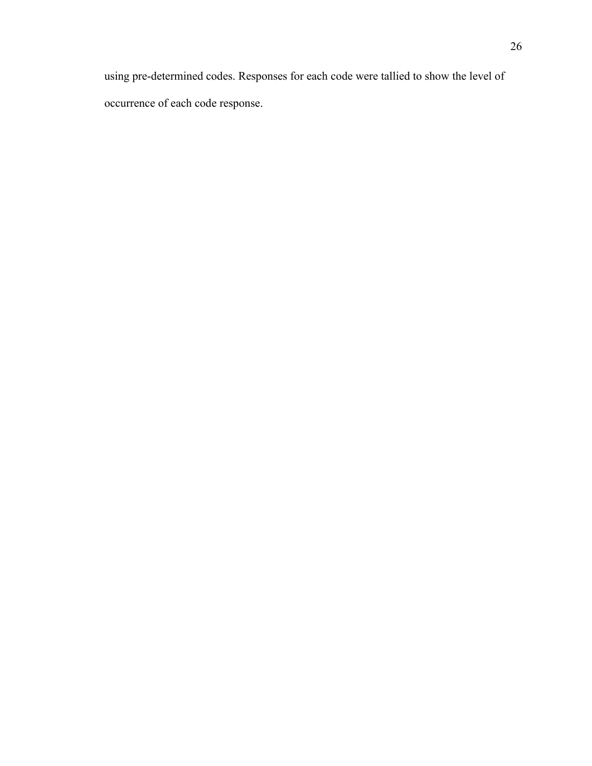using pre-determined codes. Responses for each code were tallied to show the level of occurrence of each code response.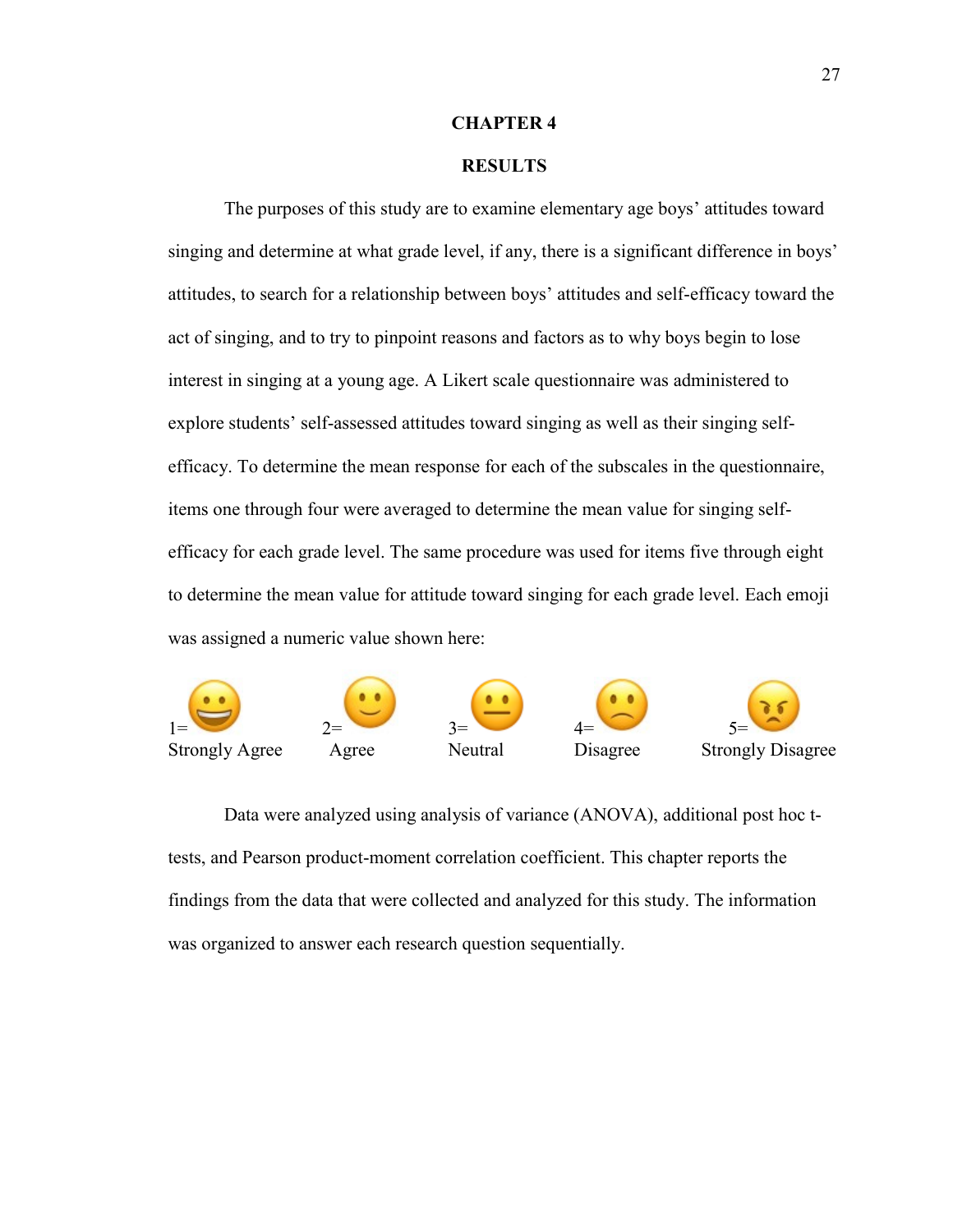# CHAPTER 4

## RESULTS

The purposes of this study are to examine elementary age boys' attitudes toward singing and determine at what grade level, if any, there is a significant difference in boys' attitudes, to search for a relationship between boys' attitudes and self-efficacy toward the act of singing, and to try to pinpoint reasons and factors as to why boys begin to lose interest in singing at a young age. A Likert scale questionnaire was administered to explore students' self-assessed attitudes toward singing as well as their singing self-efficacy. To determine the mean response for each of the subscales in the questionnaire, items one through four were averaged to determine the mean value for singing self-efficacy for each grade level. The same procedure was used for items five through eight to determine the mean value for attitude toward singing for each grade level. Each emoji was assigned a numeric value shown here:

| 1= 😀 | 2= 🙂 | 3= 😐 | 4= 🙁 | 5= 😠 |
| --- | --- | --- | --- | --- |
| Strongly Agree | Agree | Neutral | Disagree | Strongly Disagree |

Data were analyzed using analysis of variance (ANOVA), additional post hoc t-tests, and Pearson product-moment correlation coefficient. This chapter reports the findings from the data that were collected and analyzed for this study. The information was organized to answer each research question sequentially.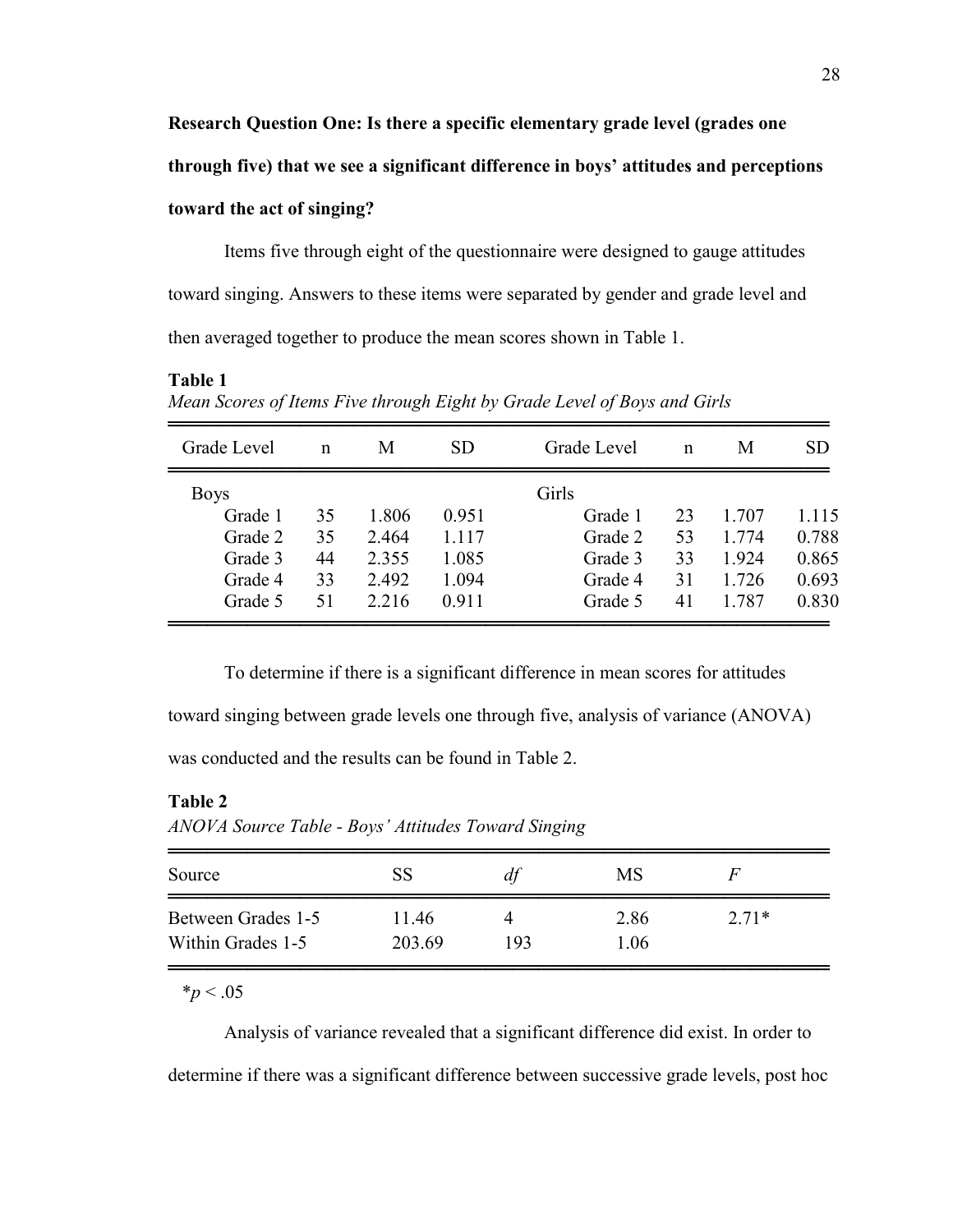**Research Question One: Is there a specific elementary grade level (grades one through five) that we see a significant difference in boys' attitudes and perceptions toward the act of singing?**

Items five through eight of the questionnaire were designed to gauge attitudes toward singing. Answers to these items were separated by gender and grade level and then averaged together to produce the mean scores shown in Table 1.

**Table 1**

*Mean Scores of Items Five through Eight by Grade Level of Boys and Girls*

| Grade Level | n | M | SD | Grade Level | n | M | SD |
|---|---|---|---|---|---|---|---|
| Boys | | | | Girls | | | |
| Grade 1 | 35 | 1.806 | 0.951 | Grade 1 | 23 | 1.707 | 1.115 |
| Grade 2 | 35 | 2.464 | 1.117 | Grade 2 | 53 | 1.774 | 0.788 |
| Grade 3 | 44 | 2.355 | 1.085 | Grade 3 | 33 | 1.924 | 0.865 |
| Grade 4 | 33 | 2.492 | 1.094 | Grade 4 | 31 | 1.726 | 0.693 |
| Grade 5 | 51 | 2.216 | 0.911 | Grade 5 | 41 | 1.787 | 0.830 |

To determine if there is a significant difference in mean scores for attitudes toward singing between grade levels one through five, analysis of variance (ANOVA) was conducted and the results can be found in Table 2.

**Table 2**

*ANOVA Source Table - Boys' Attitudes Toward Singing*

| Source | SS | *df* | MS | *F* |
|---|---|---|---|---|
| Between Grades 1-5 | 11.46 | 4 | 2.86 | 2.71* |
| Within Grades 1-5 | 203.69 | 193 | 1.06 | |

*$p < .05$

Analysis of variance revealed that a significant difference did exist. In order to determine if there was a significant difference between successive grade levels, post hoc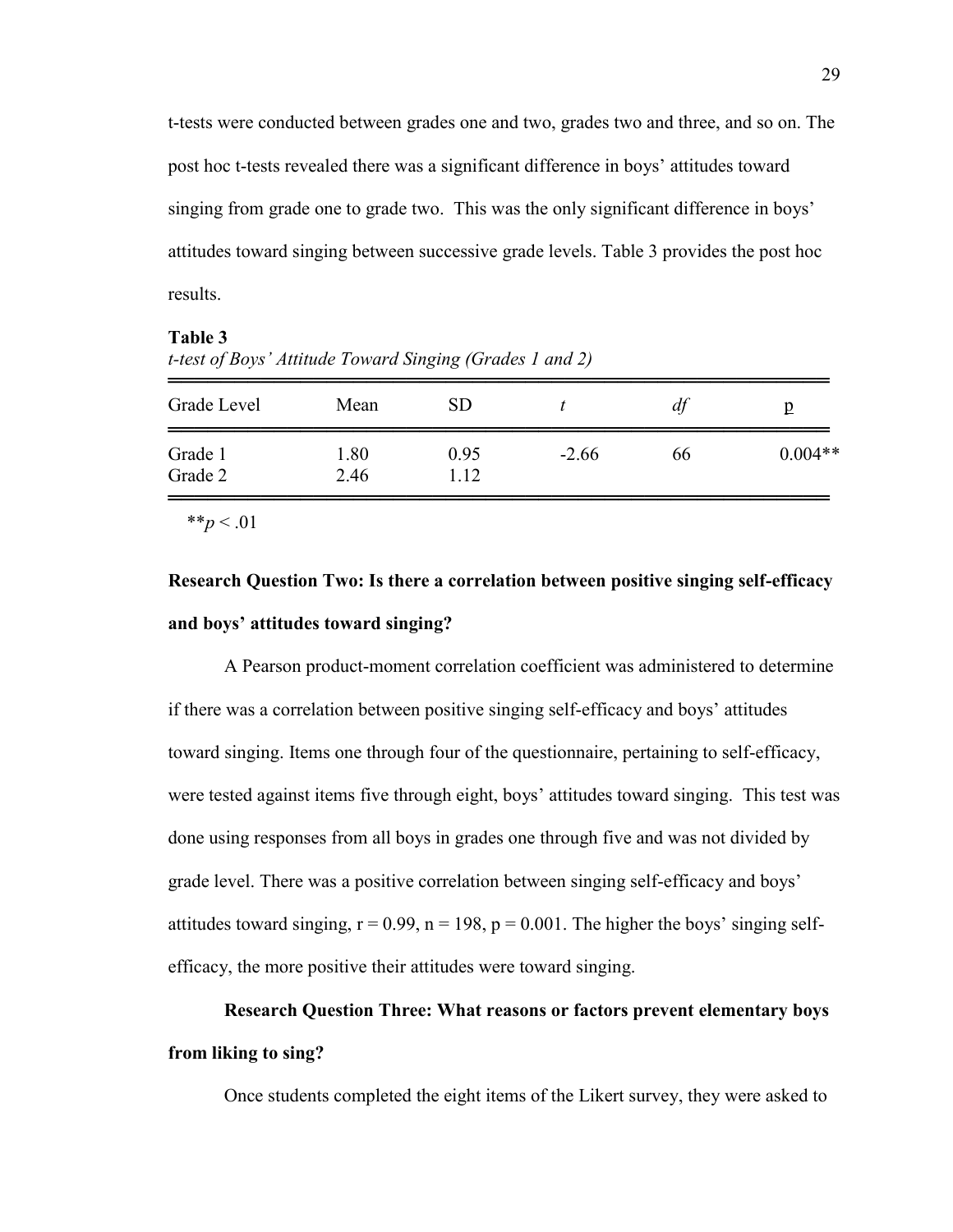t-tests were conducted between grades one and two, grades two and three, and so on. The post hoc t-tests revealed there was a significant difference in boys' attitudes toward singing from grade one to grade two. This was the only significant difference in boys' attitudes toward singing between successive grade levels. Table 3 provides the post hoc results.

**Table 3**
*t-test of Boys' Attitude Toward Singing (Grades 1 and 2)*

| Grade Level | Mean | SD | *t* | *df* | p |
|---|---|---|---|---|---|
| Grade 1 | 1.80 | 0.95 | -2.66 | 66 | 0.004** |
| Grade 2 | 2.46 | 1.12 | | | |

$^{**}p < .01$

**Research Question Two: Is there a correlation between positive singing self-efficacy and boys' attitudes toward singing?**

A Pearson product-moment correlation coefficient was administered to determine if there was a correlation between positive singing self-efficacy and boys' attitudes toward singing. Items one through four of the questionnaire, pertaining to self-efficacy, were tested against items five through eight, boys' attitudes toward singing. This test was done using responses from all boys in grades one through five and was not divided by grade level. There was a positive correlation between singing self-efficacy and boys' attitudes toward singing, $r = 0.99$, $n = 198$, $p = 0.001$. The higher the boys' singing self-efficacy, the more positive their attitudes were toward singing.

**Research Question Three: What reasons or factors prevent elementary boys from liking to sing?**

Once students completed the eight items of the Likert survey, they were asked to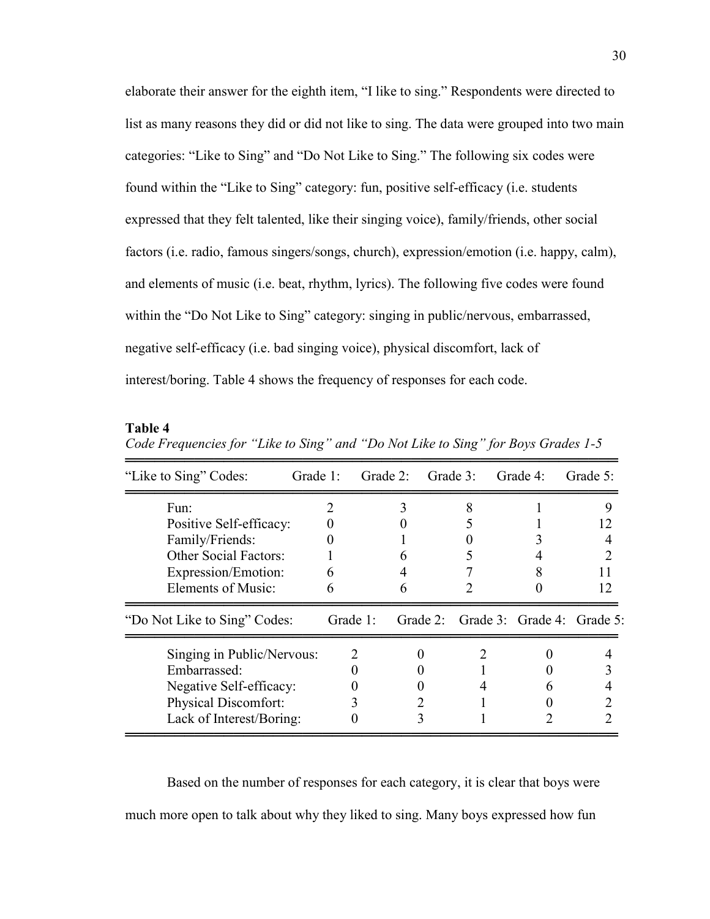elaborate their answer for the eighth item, "I like to sing." Respondents were directed to list as many reasons they did or did not like to sing. The data were grouped into two main categories: "Like to Sing" and "Do Not Like to Sing." The following six codes were found within the "Like to Sing" category: fun, positive self-efficacy (i.e. students expressed that they felt talented, like their singing voice), family/friends, other social factors (i.e. radio, famous singers/songs, church), expression/emotion (i.e. happy, calm), and elements of music (i.e. beat, rhythm, lyrics). The following five codes were found within the "Do Not Like to Sing" category: singing in public/nervous, embarrassed, negative self-efficacy (i.e. bad singing voice), physical discomfort, lack of interest/boring. Table 4 shows the frequency of responses for each code.

**Table 4**

*Code Frequencies for "Like to Sing" and "Do Not Like to Sing" for Boys Grades 1-5*

| "Like to Sing" Codes: | Grade 1: | Grade 2: | Grade 3: | Grade 4: | Grade 5: |
|---|---|---|---|---|---|
| Fun: | 2 | 3 | 8 | 1 | 9 |
| Positive Self-efficacy: | 0 | 0 | 5 | 1 | 12 |
| Family/Friends: | 0 | 1 | 0 | 3 | 4 |
| Other Social Factors: | 1 | 6 | 5 | 4 | 2 |
| Expression/Emotion: | 6 | 4 | 7 | 8 | 11 |
| Elements of Music: | 6 | 6 | 2 | 0 | 12 |
| **"Do Not Like to Sing" Codes:** | **Grade 1:** | **Grade 2:** | **Grade 3:** | **Grade 4:** | **Grade 5:** |
| Singing in Public/Nervous: | 2 | 0 | 2 | 0 | 4 |
| Embarrassed: | 0 | 0 | 1 | 0 | 3 |
| Negative Self-efficacy: | 0 | 0 | 4 | 6 | 4 |
| Physical Discomfort: | 3 | 2 | 1 | 0 | 2 |
| Lack of Interest/Boring: | 0 | 3 | 1 | 2 | 2 |

Based on the number of responses for each category, it is clear that boys were much more open to talk about why they liked to sing. Many boys expressed how fun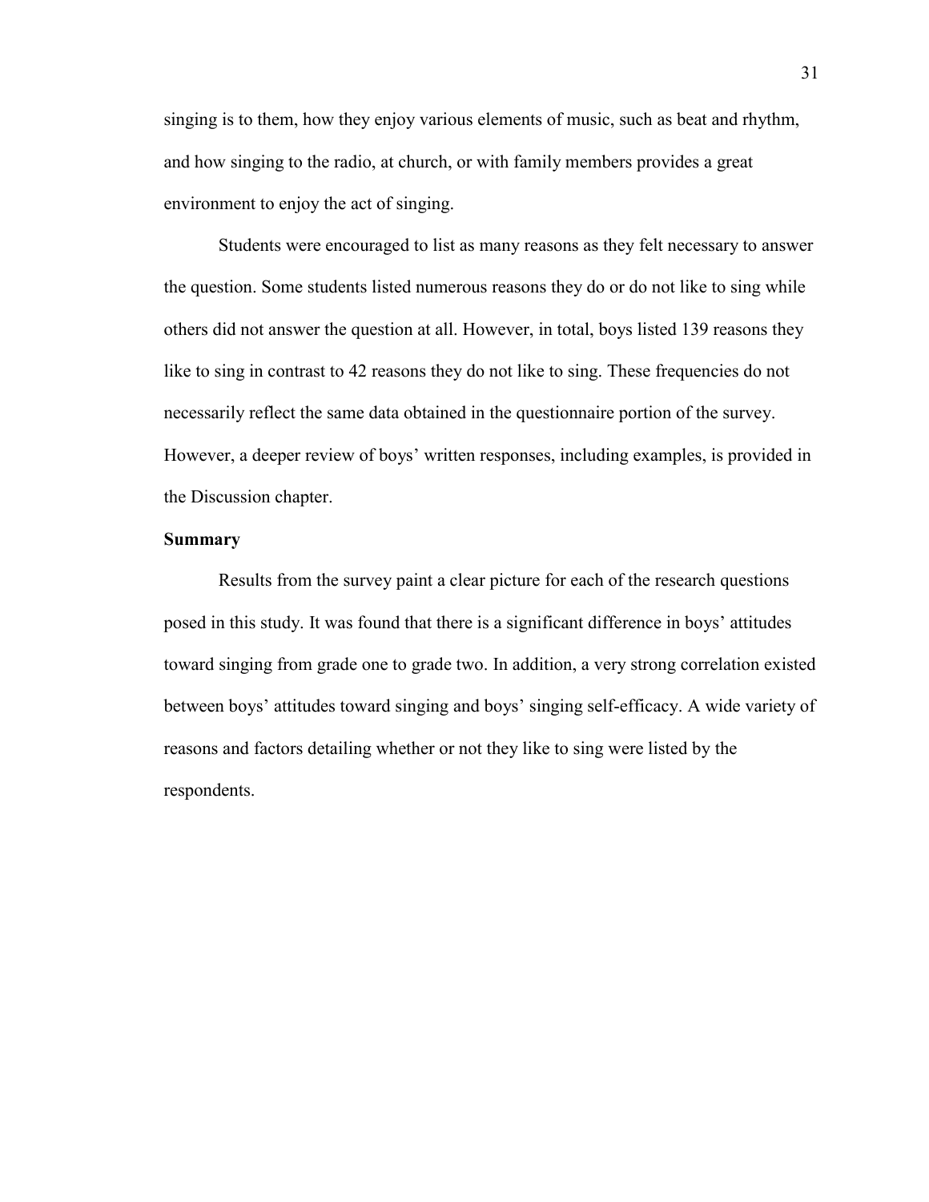singing is to them, how they enjoy various elements of music, such as beat and rhythm, and how singing to the radio, at church, or with family members provides a great environment to enjoy the act of singing.

Students were encouraged to list as many reasons as they felt necessary to answer the question. Some students listed numerous reasons they do or do not like to sing while others did not answer the question at all. However, in total, boys listed 139 reasons they like to sing in contrast to 42 reasons they do not like to sing. These frequencies do not necessarily reflect the same data obtained in the questionnaire portion of the survey. However, a deeper review of boys' written responses, including examples, is provided in the Discussion chapter.

**Summary**

Results from the survey paint a clear picture for each of the research questions posed in this study. It was found that there is a significant difference in boys' attitudes toward singing from grade one to grade two. In addition, a very strong correlation existed between boys' attitudes toward singing and boys' singing self-efficacy. A wide variety of reasons and factors detailing whether or not they like to sing were listed by the respondents.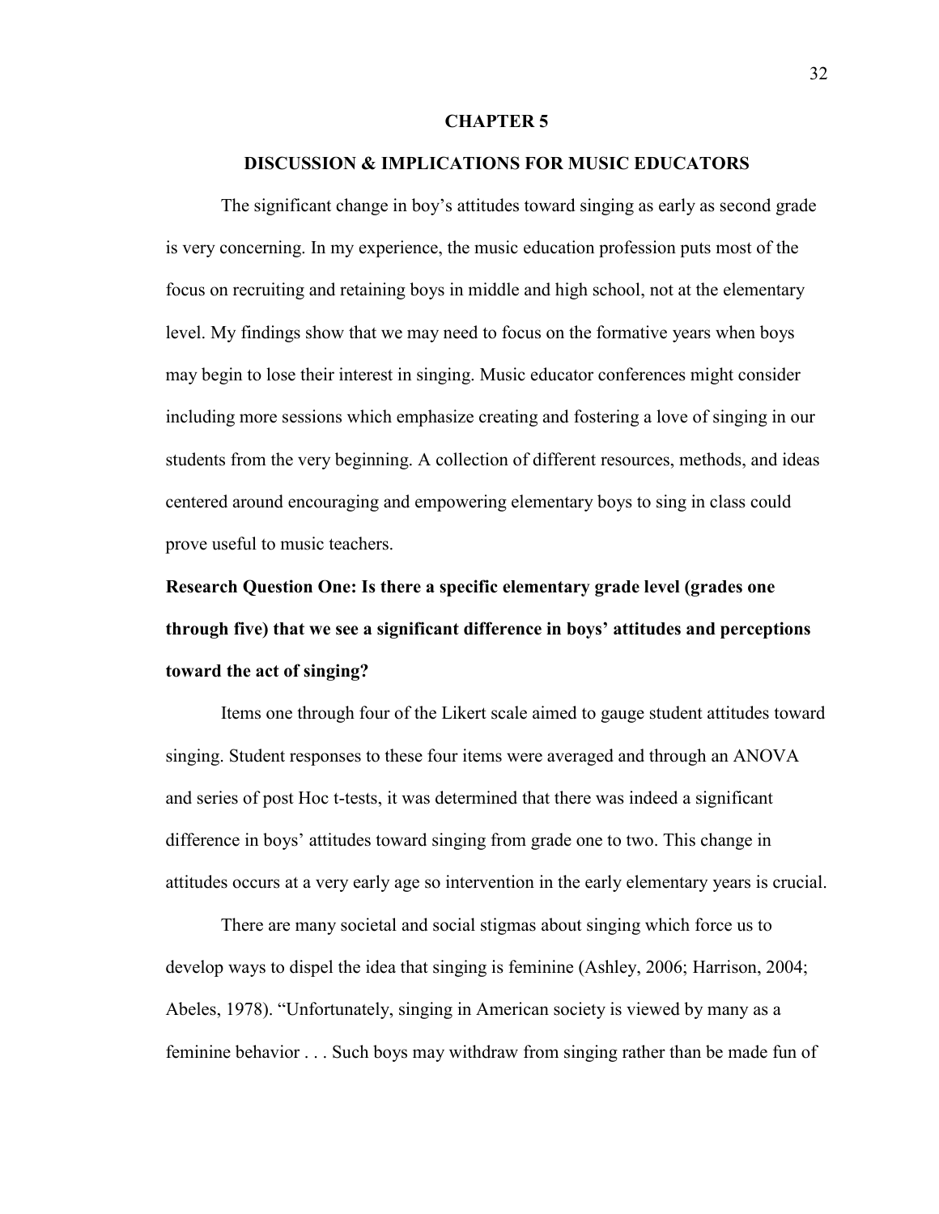# CHAPTER 5

## DISCUSSION & IMPLICATIONS FOR MUSIC EDUCATORS

The significant change in boy's attitudes toward singing as early as second grade is very concerning. In my experience, the music education profession puts most of the focus on recruiting and retaining boys in middle and high school, not at the elementary level. My findings show that we may need to focus on the formative years when boys may begin to lose their interest in singing. Music educator conferences might consider including more sessions which emphasize creating and fostering a love of singing in our students from the very beginning. A collection of different resources, methods, and ideas centered around encouraging and empowering elementary boys to sing in class could prove useful to music teachers.

### Research Question One: Is there a specific elementary grade level (grades one through five) that we see a significant difference in boys' attitudes and perceptions toward the act of singing?

Items one through four of the Likert scale aimed to gauge student attitudes toward singing. Student responses to these four items were averaged and through an ANOVA and series of post Hoc t-tests, it was determined that there was indeed a significant difference in boys' attitudes toward singing from grade one to two. This change in attitudes occurs at a very early age so intervention in the early elementary years is crucial.

There are many societal and social stigmas about singing which force us to develop ways to dispel the idea that singing is feminine (Ashley, 2006; Harrison, 2004; Abeles, 1978). "Unfortunately, singing in American society is viewed by many as a feminine behavior . . . Such boys may withdraw from singing rather than be made fun of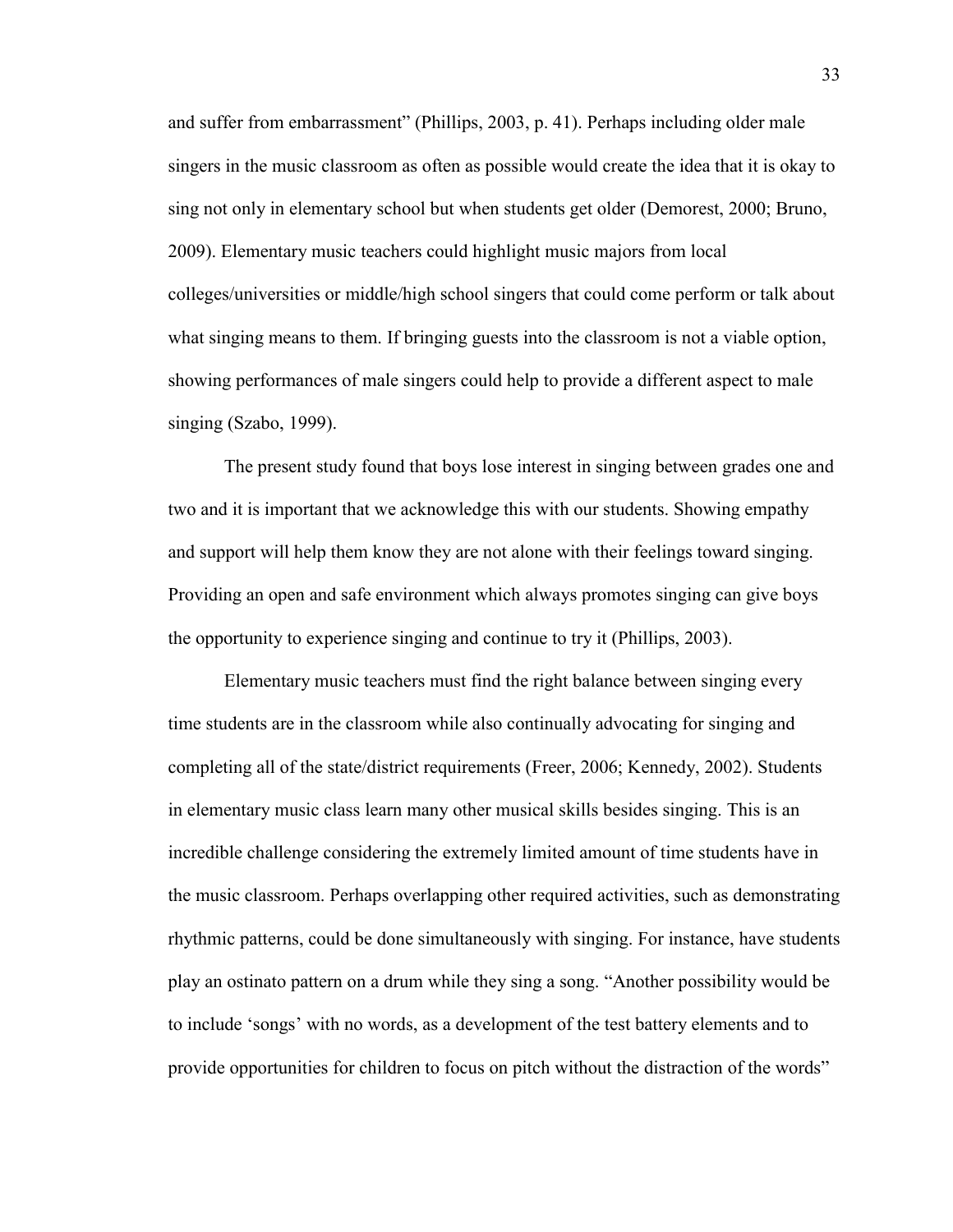and suffer from embarrassment" (Phillips, 2003, p. 41). Perhaps including older male singers in the music classroom as often as possible would create the idea that it is okay to sing not only in elementary school but when students get older (Demorest, 2000; Bruno, 2009). Elementary music teachers could highlight music majors from local colleges/universities or middle/high school singers that could come perform or talk about what singing means to them. If bringing guests into the classroom is not a viable option, showing performances of male singers could help to provide a different aspect to male singing (Szabo, 1999).

The present study found that boys lose interest in singing between grades one and two and it is important that we acknowledge this with our students. Showing empathy and support will help them know they are not alone with their feelings toward singing. Providing an open and safe environment which always promotes singing can give boys the opportunity to experience singing and continue to try it (Phillips, 2003).

Elementary music teachers must find the right balance between singing every time students are in the classroom while also continually advocating for singing and completing all of the state/district requirements (Freer, 2006; Kennedy, 2002). Students in elementary music class learn many other musical skills besides singing. This is an incredible challenge considering the extremely limited amount of time students have in the music classroom. Perhaps overlapping other required activities, such as demonstrating rhythmic patterns, could be done simultaneously with singing. For instance, have students play an ostinato pattern on a drum while they sing a song. "Another possibility would be to include 'songs' with no words, as a development of the test battery elements and to provide opportunities for children to focus on pitch without the distraction of the words"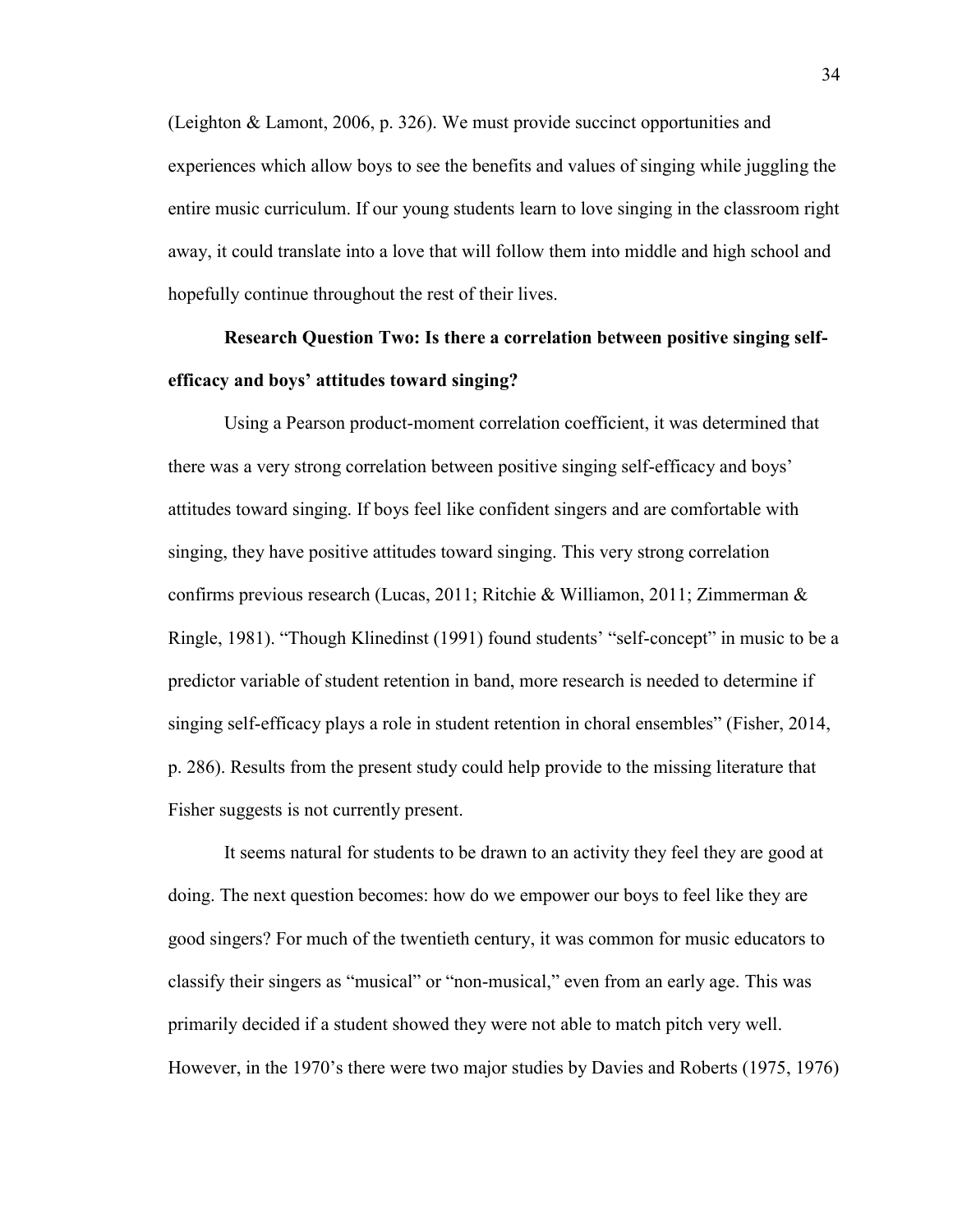(Leighton & Lamont, 2006, p. 326). We must provide succinct opportunities and experiences which allow boys to see the benefits and values of singing while juggling the entire music curriculum. If our young students learn to love singing in the classroom right away, it could translate into a love that will follow them into middle and high school and hopefully continue throughout the rest of their lives.

**Research Question Two: Is there a correlation between positive singing self-efficacy and boys' attitudes toward singing?**

Using a Pearson product-moment correlation coefficient, it was determined that there was a very strong correlation between positive singing self-efficacy and boys' attitudes toward singing. If boys feel like confident singers and are comfortable with singing, they have positive attitudes toward singing. This very strong correlation confirms previous research (Lucas, 2011; Ritchie & Williamon, 2011; Zimmerman & Ringle, 1981). "Though Klinedinst (1991) found students' "self-concept" in music to be a predictor variable of student retention in band, more research is needed to determine if singing self-efficacy plays a role in student retention in choral ensembles" (Fisher, 2014, p. 286). Results from the present study could help provide to the missing literature that Fisher suggests is not currently present.

It seems natural for students to be drawn to an activity they feel they are good at doing. The next question becomes: how do we empower our boys to feel like they are good singers? For much of the twentieth century, it was common for music educators to classify their singers as "musical" or "non-musical," even from an early age. This was primarily decided if a student showed they were not able to match pitch very well. However, in the 1970's there were two major studies by Davies and Roberts (1975, 1976)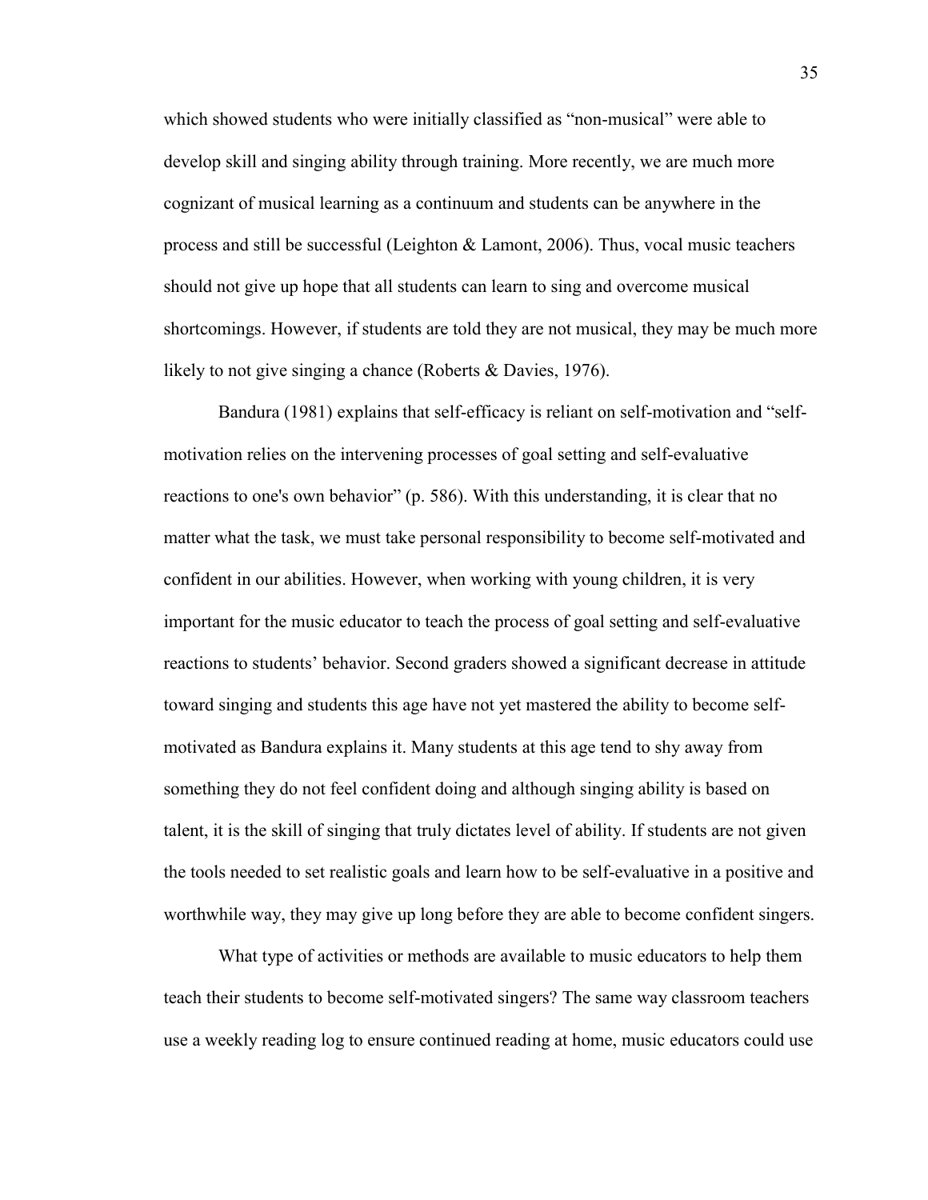which showed students who were initially classified as "non-musical" were able to develop skill and singing ability through training. More recently, we are much more cognizant of musical learning as a continuum and students can be anywhere in the process and still be successful (Leighton & Lamont, 2006). Thus, vocal music teachers should not give up hope that all students can learn to sing and overcome musical shortcomings. However, if students are told they are not musical, they may be much more likely to not give singing a chance (Roberts & Davies, 1976).

Bandura (1981) explains that self-efficacy is reliant on self-motivation and "self-motivation relies on the intervening processes of goal setting and self-evaluative reactions to one's own behavior" (p. 586). With this understanding, it is clear that no matter what the task, we must take personal responsibility to become self-motivated and confident in our abilities. However, when working with young children, it is very important for the music educator to teach the process of goal setting and self-evaluative reactions to students' behavior. Second graders showed a significant decrease in attitude toward singing and students this age have not yet mastered the ability to become self-motivated as Bandura explains it. Many students at this age tend to shy away from something they do not feel confident doing and although singing ability is based on talent, it is the skill of singing that truly dictates level of ability. If students are not given the tools needed to set realistic goals and learn how to be self-evaluative in a positive and worthwhile way, they may give up long before they are able to become confident singers.

What type of activities or methods are available to music educators to help them teach their students to become self-motivated singers? The same way classroom teachers use a weekly reading log to ensure continued reading at home, music educators could use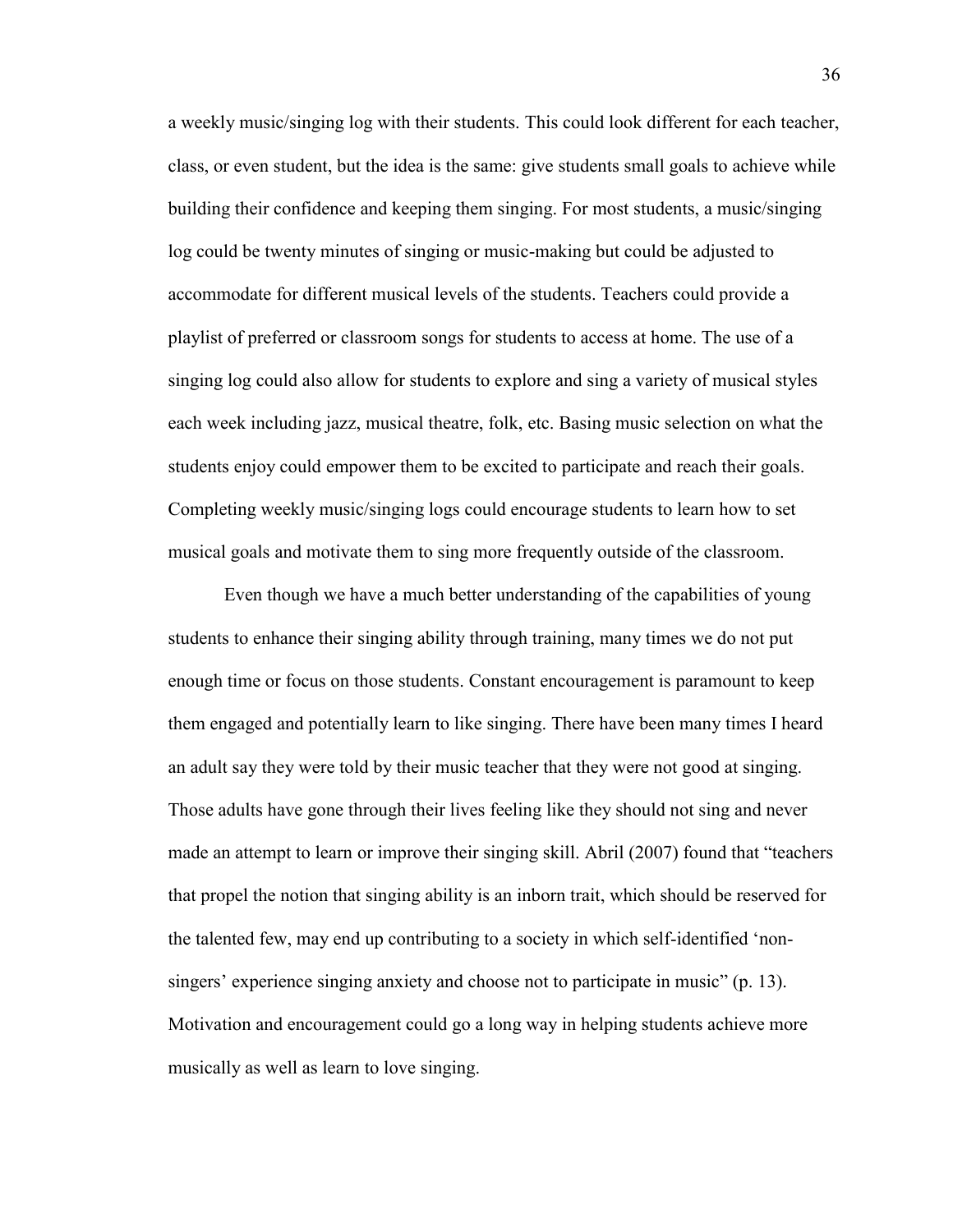a weekly music/singing log with their students. This could look different for each teacher, class, or even student, but the idea is the same: give students small goals to achieve while building their confidence and keeping them singing. For most students, a music/singing log could be twenty minutes of singing or music-making but could be adjusted to accommodate for different musical levels of the students. Teachers could provide a playlist of preferred or classroom songs for students to access at home. The use of a singing log could also allow for students to explore and sing a variety of musical styles each week including jazz, musical theatre, folk, etc. Basing music selection on what the students enjoy could empower them to be excited to participate and reach their goals. Completing weekly music/singing logs could encourage students to learn how to set musical goals and motivate them to sing more frequently outside of the classroom.

Even though we have a much better understanding of the capabilities of young students to enhance their singing ability through training, many times we do not put enough time or focus on those students. Constant encouragement is paramount to keep them engaged and potentially learn to like singing. There have been many times I heard an adult say they were told by their music teacher that they were not good at singing. Those adults have gone through their lives feeling like they should not sing and never made an attempt to learn or improve their singing skill. Abril (2007) found that "teachers that propel the notion that singing ability is an inborn trait, which should be reserved for the talented few, may end up contributing to a society in which self-identified 'non-singers' experience singing anxiety and choose not to participate in music" (p. 13). Motivation and encouragement could go a long way in helping students achieve more musically as well as learn to love singing.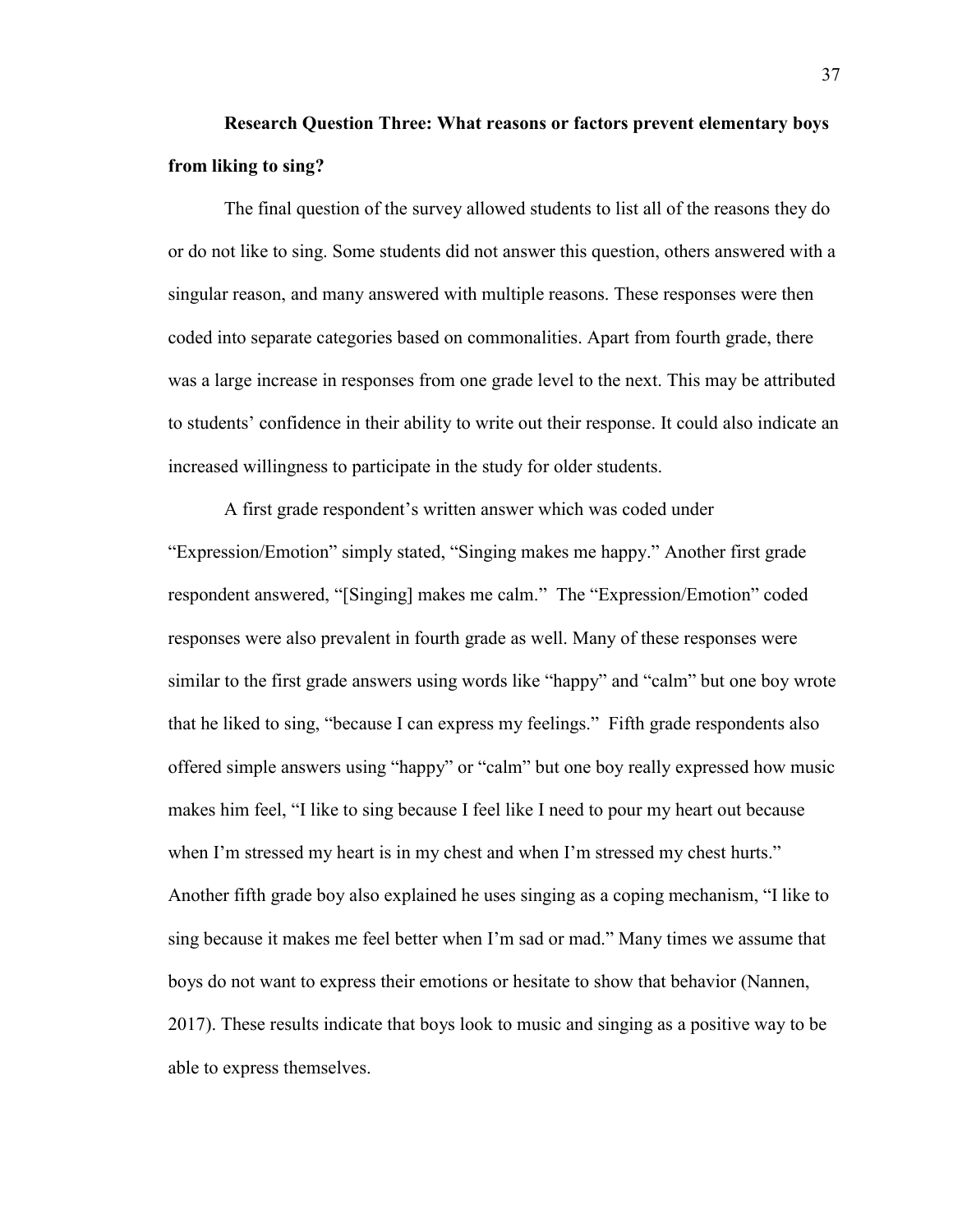**Research Question Three: What reasons or factors prevent elementary boys from liking to sing?**

The final question of the survey allowed students to list all of the reasons they do or do not like to sing. Some students did not answer this question, others answered with a singular reason, and many answered with multiple reasons. These responses were then coded into separate categories based on commonalities. Apart from fourth grade, there was a large increase in responses from one grade level to the next. This may be attributed to students' confidence in their ability to write out their response. It could also indicate an increased willingness to participate in the study for older students.

A first grade respondent's written answer which was coded under "Expression/Emotion" simply stated, "Singing makes me happy." Another first grade respondent answered, "[Singing] makes me calm." The "Expression/Emotion" coded responses were also prevalent in fourth grade as well. Many of these responses were similar to the first grade answers using words like "happy" and "calm" but one boy wrote that he liked to sing, "because I can express my feelings." Fifth grade respondents also offered simple answers using "happy" or "calm" but one boy really expressed how music makes him feel, "I like to sing because I feel like I need to pour my heart out because when I'm stressed my heart is in my chest and when I'm stressed my chest hurts." Another fifth grade boy also explained he uses singing as a coping mechanism, "I like to sing because it makes me feel better when I'm sad or mad." Many times we assume that boys do not want to express their emotions or hesitate to show that behavior (Nannen, 2017). These results indicate that boys look to music and singing as a positive way to be able to express themselves.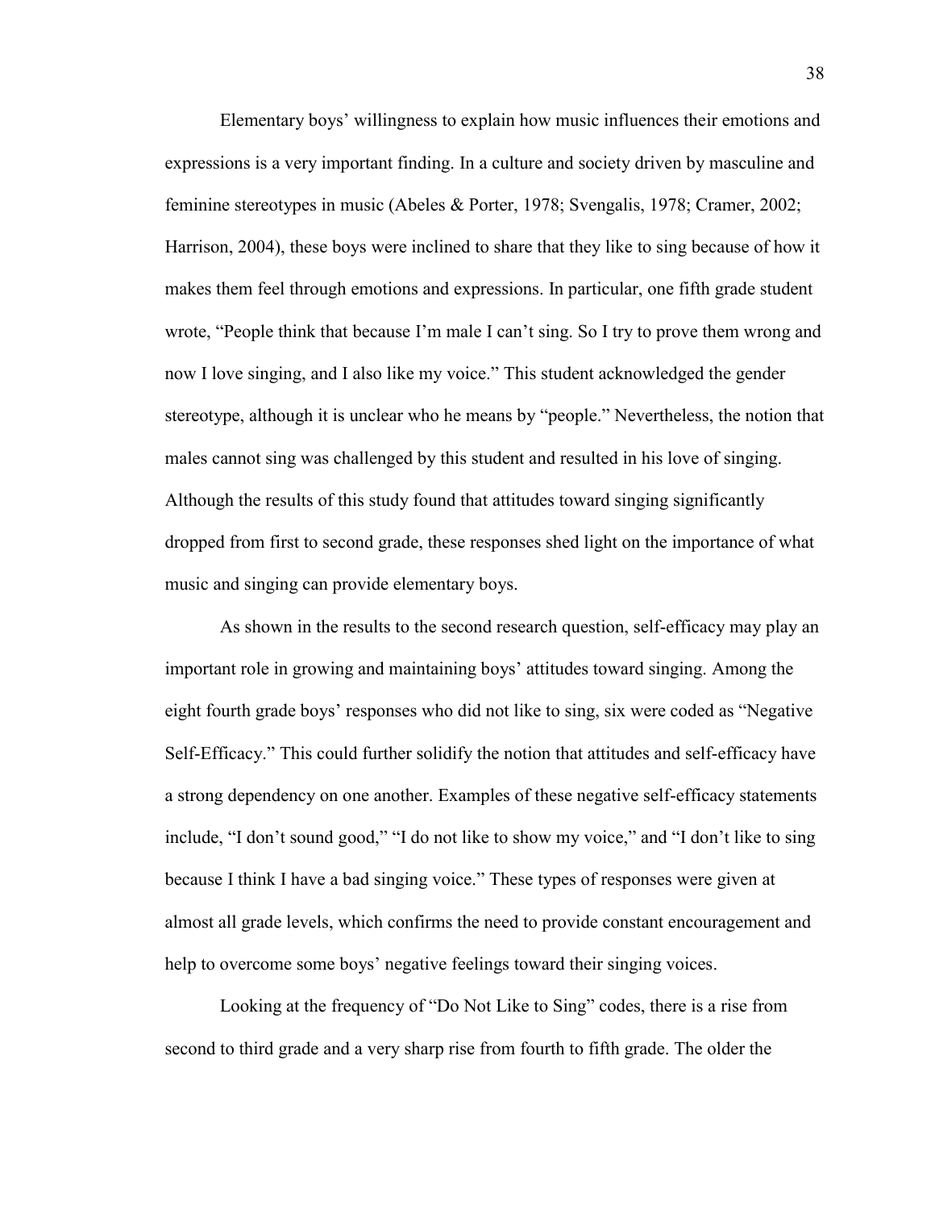Elementary boys' willingness to explain how music influences their emotions and expressions is a very important finding. In a culture and society driven by masculine and feminine stereotypes in music (Abeles & Porter, 1978; Svengalis, 1978; Cramer, 2002; Harrison, 2004), these boys were inclined to share that they like to sing because of how it makes them feel through emotions and expressions. In particular, one fifth grade student wrote, "People think that because I'm male I can't sing. So I try to prove them wrong and now I love singing, and I also like my voice." This student acknowledged the gender stereotype, although it is unclear who he means by "people." Nevertheless, the notion that males cannot sing was challenged by this student and resulted in his love of singing. Although the results of this study found that attitudes toward singing significantly dropped from first to second grade, these responses shed light on the importance of what music and singing can provide elementary boys.

As shown in the results to the second research question, self-efficacy may play an important role in growing and maintaining boys' attitudes toward singing. Among the eight fourth grade boys' responses who did not like to sing, six were coded as "Negative Self-Efficacy." This could further solidify the notion that attitudes and self-efficacy have a strong dependency on one another. Examples of these negative self-efficacy statements include, "I don't sound good," "I do not like to show my voice," and "I don't like to sing because I think I have a bad singing voice." These types of responses were given at almost all grade levels, which confirms the need to provide constant encouragement and help to overcome some boys' negative feelings toward their singing voices.

Looking at the frequency of "Do Not Like to Sing" codes, there is a rise from second to third grade and a very sharp rise from fourth to fifth grade. The older the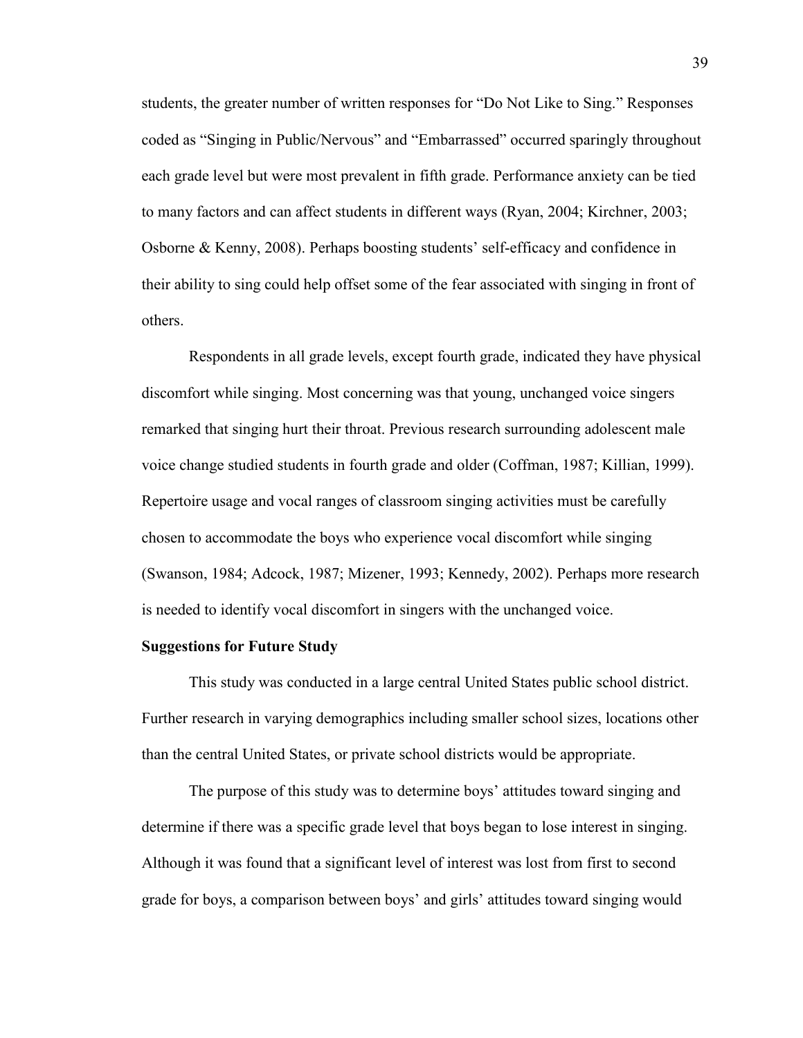students, the greater number of written responses for "Do Not Like to Sing." Responses coded as "Singing in Public/Nervous" and "Embarrassed" occurred sparingly throughout each grade level but were most prevalent in fifth grade. Performance anxiety can be tied to many factors and can affect students in different ways (Ryan, 2004; Kirchner, 2003; Osborne & Kenny, 2008). Perhaps boosting students' self-efficacy and confidence in their ability to sing could help offset some of the fear associated with singing in front of others.

Respondents in all grade levels, except fourth grade, indicated they have physical discomfort while singing. Most concerning was that young, unchanged voice singers remarked that singing hurt their throat. Previous research surrounding adolescent male voice change studied students in fourth grade and older (Coffman, 1987; Killian, 1999). Repertoire usage and vocal ranges of classroom singing activities must be carefully chosen to accommodate the boys who experience vocal discomfort while singing (Swanson, 1984; Adcock, 1987; Mizener, 1993; Kennedy, 2002). Perhaps more research is needed to identify vocal discomfort in singers with the unchanged voice.

**Suggestions for Future Study**

This study was conducted in a large central United States public school district. Further research in varying demographics including smaller school sizes, locations other than the central United States, or private school districts would be appropriate.

The purpose of this study was to determine boys' attitudes toward singing and determine if there was a specific grade level that boys began to lose interest in singing. Although it was found that a significant level of interest was lost from first to second grade for boys, a comparison between boys' and girls' attitudes toward singing would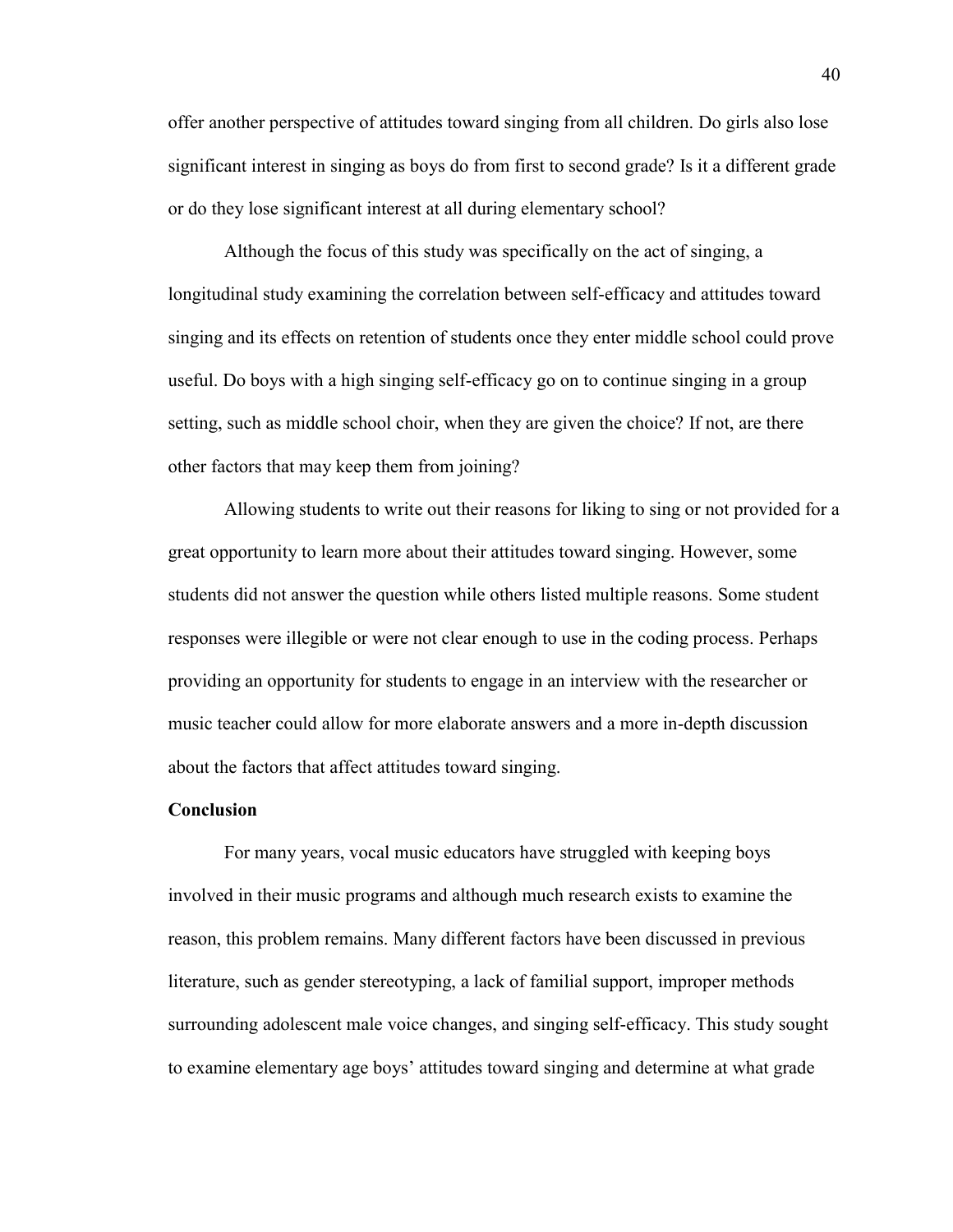offer another perspective of attitudes toward singing from all children. Do girls also lose significant interest in singing as boys do from first to second grade? Is it a different grade or do they lose significant interest at all during elementary school?

Although the focus of this study was specifically on the act of singing, a longitudinal study examining the correlation between self-efficacy and attitudes toward singing and its effects on retention of students once they enter middle school could prove useful. Do boys with a high singing self-efficacy go on to continue singing in a group setting, such as middle school choir, when they are given the choice? If not, are there other factors that may keep them from joining?

Allowing students to write out their reasons for liking to sing or not provided for a great opportunity to learn more about their attitudes toward singing. However, some students did not answer the question while others listed multiple reasons. Some student responses were illegible or were not clear enough to use in the coding process. Perhaps providing an opportunity for students to engage in an interview with the researcher or music teacher could allow for more elaborate answers and a more in-depth discussion about the factors that affect attitudes toward singing.

**Conclusion**

For many years, vocal music educators have struggled with keeping boys involved in their music programs and although much research exists to examine the reason, this problem remains. Many different factors have been discussed in previous literature, such as gender stereotyping, a lack of familial support, improper methods surrounding adolescent male voice changes, and singing self-efficacy. This study sought to examine elementary age boys' attitudes toward singing and determine at what grade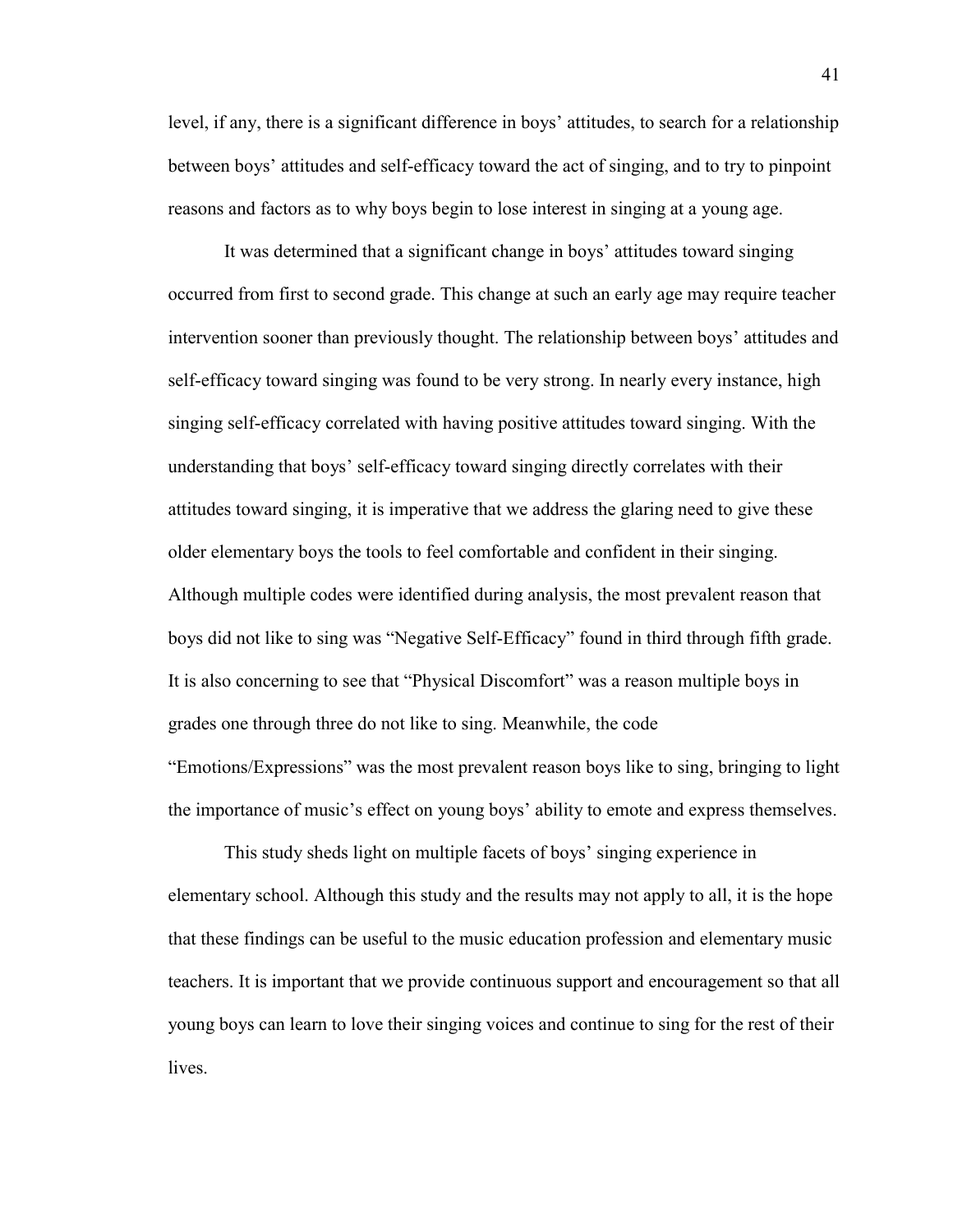level, if any, there is a significant difference in boys' attitudes, to search for a relationship between boys' attitudes and self-efficacy toward the act of singing, and to try to pinpoint reasons and factors as to why boys begin to lose interest in singing at a young age.

It was determined that a significant change in boys' attitudes toward singing occurred from first to second grade. This change at such an early age may require teacher intervention sooner than previously thought. The relationship between boys' attitudes and self-efficacy toward singing was found to be very strong. In nearly every instance, high singing self-efficacy correlated with having positive attitudes toward singing. With the understanding that boys' self-efficacy toward singing directly correlates with their attitudes toward singing, it is imperative that we address the glaring need to give these older elementary boys the tools to feel comfortable and confident in their singing. Although multiple codes were identified during analysis, the most prevalent reason that boys did not like to sing was "Negative Self-Efficacy" found in third through fifth grade. It is also concerning to see that "Physical Discomfort" was a reason multiple boys in grades one through three do not like to sing. Meanwhile, the code "Emotions/Expressions" was the most prevalent reason boys like to sing, bringing to light the importance of music's effect on young boys' ability to emote and express themselves.

This study sheds light on multiple facets of boys' singing experience in elementary school. Although this study and the results may not apply to all, it is the hope that these findings can be useful to the music education profession and elementary music teachers. It is important that we provide continuous support and encouragement so that all young boys can learn to love their singing voices and continue to sing for the rest of their lives.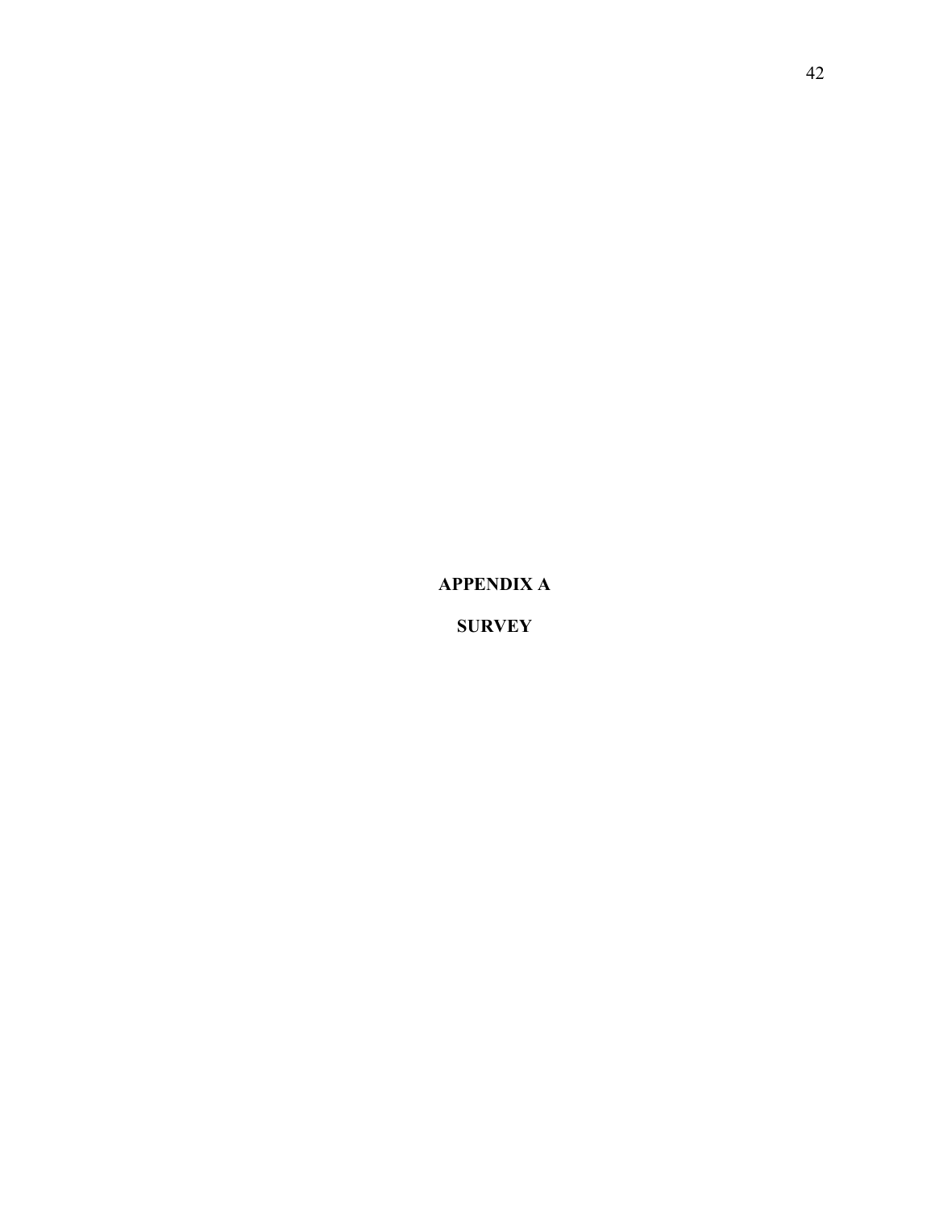# APPENDIX A

# SURVEY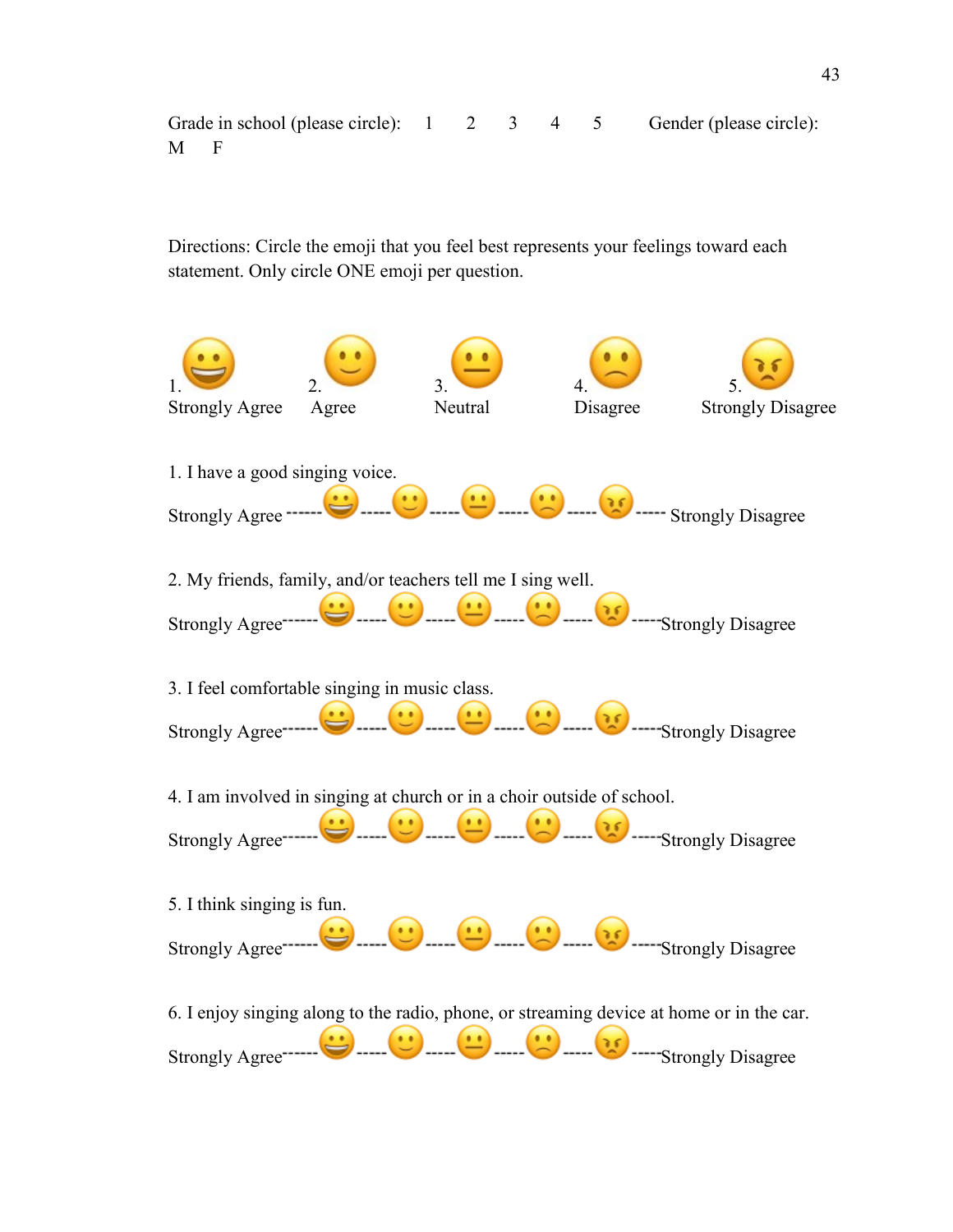Grade in school (please circle): 1 2 3 4 5 Gender (please circle): M F

Directions: Circle the emoji that you feel best represents your feelings toward each statement. Only circle ONE emoji per question.

1. Strongly Agree 2. Agree 3. Neutral 4. Disagree 5. Strongly Disagree

1. I have a good singing voice.

Strongly Agree ------ 😀 ----- 🙂 ----- 😐 ----- 🙁 ----- 😠 ----- Strongly Disagree

2. My friends, family, and/or teachers tell me I sing well.

Strongly Agree ------ 😀 ----- 🙂 ----- 😐 ----- 🙁 ----- 😠 ----- Strongly Disagree

3. I feel comfortable singing in music class.

Strongly Agree ------ 😀 ----- 🙂 ----- 😐 ----- 🙁 ----- 😠 ----- Strongly Disagree

4. I am involved in singing at church or in a choir outside of school.

Strongly Agree ------ 😀 ----- 🙂 ----- 😐 ----- 🙁 ----- 😠 ----- Strongly Disagree

5. I think singing is fun.

Strongly Agree ------ 😀 ----- 🙂 ----- 😐 ----- 🙁 ----- 😠 ----- Strongly Disagree

6. I enjoy singing along to the radio, phone, or streaming device at home or in the car.

Strongly Agree ------ 😀 ----- 🙂 ----- 😐 ----- 🙁 ----- 😠 ----- Strongly Disagree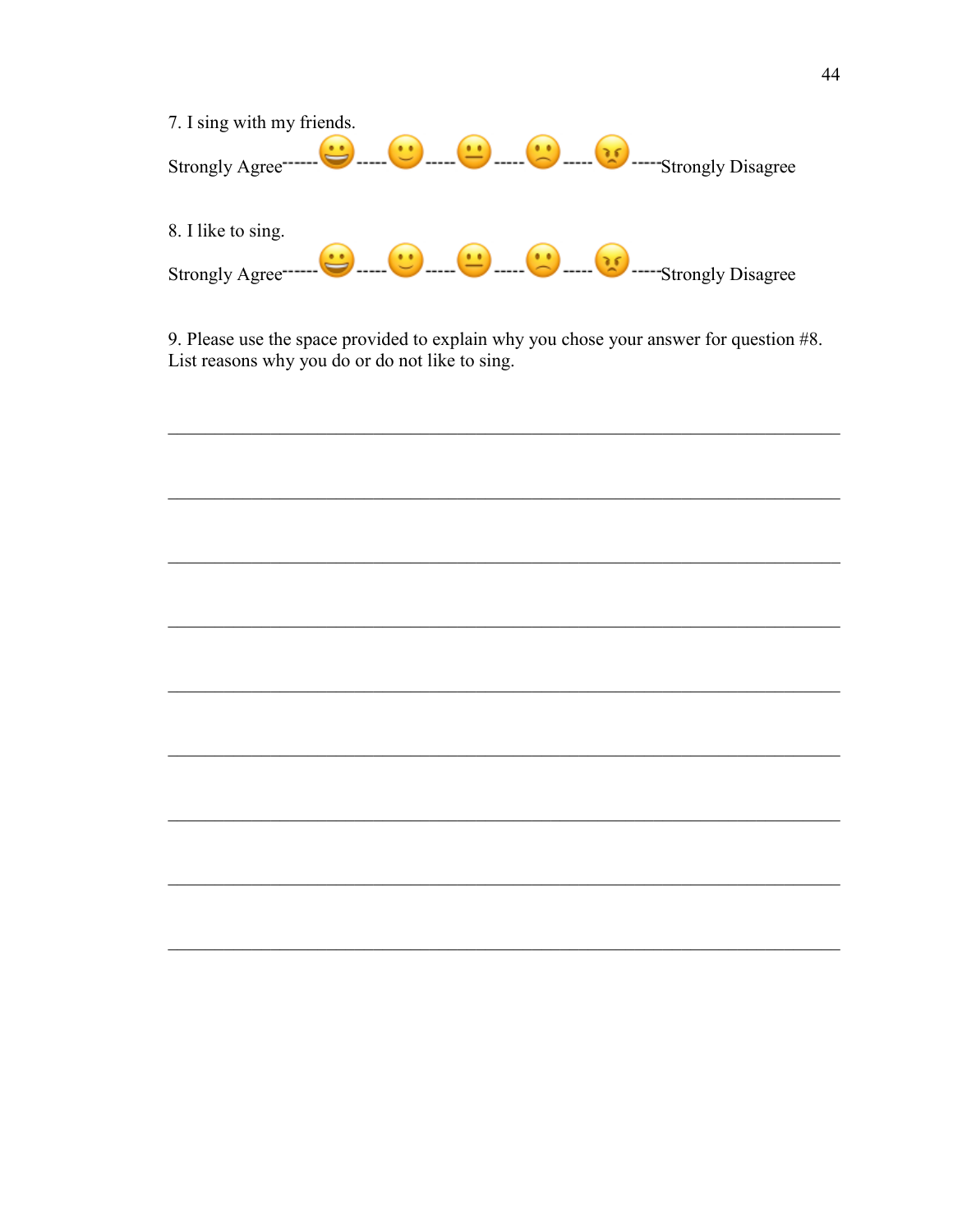7. I sing with my friends.

Strongly Agree------ 😀 ----- 🙂 ----- 😐 ----- 🙁 ----- 😠 -----Strongly Disagree

8. I like to sing.

Strongly Agree------ 😀 ----- 🙂 ----- 😐 ----- 🙁 ----- 😠 -----Strongly Disagree

9. Please use the space provided to explain why you chose your answer for question #8. List reasons why you do or do not like to sing.

______________________________________________________________________

______________________________________________________________________

______________________________________________________________________

______________________________________________________________________

______________________________________________________________________

______________________________________________________________________

______________________________________________________________________

______________________________________________________________________

______________________________________________________________________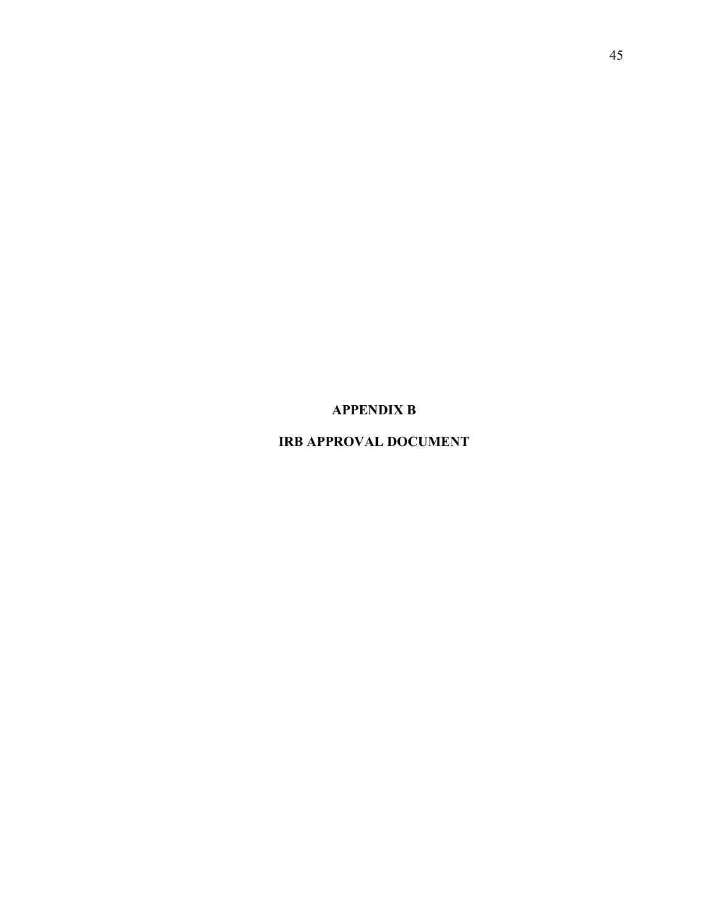# APPENDIX B

# IRB APPROVAL DOCUMENT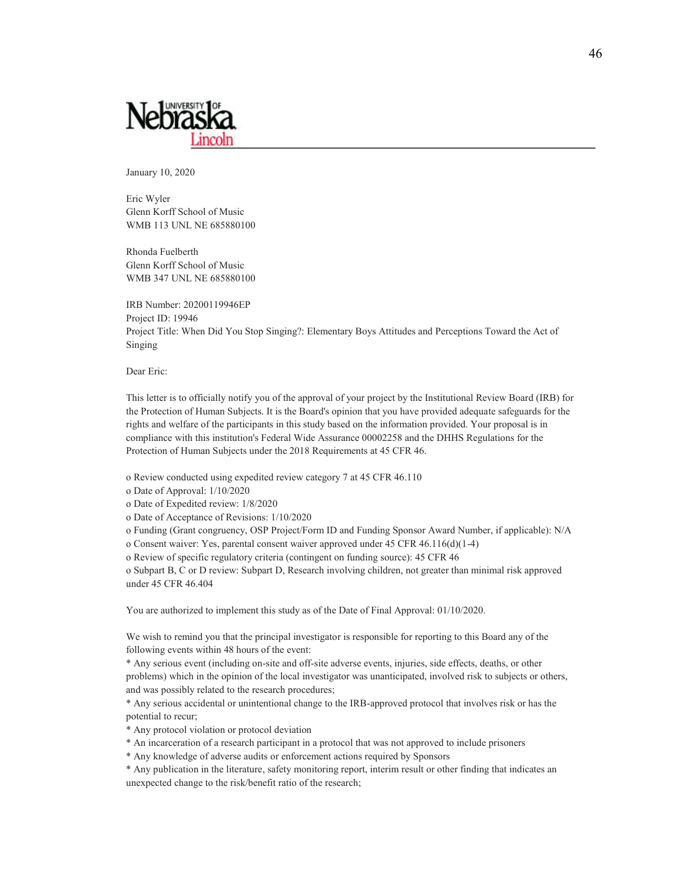January 10, 2020

Eric Wyler
Glenn Korff School of Music
WMB 113 UNL NE 685880100

Rhonda Fuelberth
Glenn Korff School of Music
WMB 347 UNL NE 685880100

IRB Number: 20200119946EP
Project ID: 19946
Project Title: When Did You Stop Singing?: Elementary Boys Attitudes and Perceptions Toward the Act of Singing

Dear Eric:

This letter is to officially notify you of the approval of your project by the Institutional Review Board (IRB) for the Protection of Human Subjects. It is the Board's opinion that you have provided adequate safeguards for the rights and welfare of the participants in this study based on the information provided. Your proposal is in compliance with this institution's Federal Wide Assurance 00002258 and the DHHS Regulations for the Protection of Human Subjects under the 2018 Requirements at 45 CFR 46.

o Review conducted using expedited review category 7 at 45 CFR 46.110
o Date of Approval: 1/10/2020
o Date of Expedited review: 1/8/2020
o Date of Acceptance of Revisions: 1/10/2020
o Funding (Grant congruency, OSP Project/Form ID and Funding Sponsor Award Number, if applicable): N/A
o Consent waiver: Yes, parental consent waiver approved under 45 CFR 46.116(d)(1-4)
o Review of specific regulatory criteria (contingent on funding source): 45 CFR 46
o Subpart B, C or D review: Subpart D, Research involving children, not greater than minimal risk approved under 45 CFR 46.404

You are authorized to implement this study as of the Date of Final Approval: 01/10/2020.

We wish to remind you that the principal investigator is responsible for reporting to this Board any of the following events within 48 hours of the event:
* Any serious event (including on-site and off-site adverse events, injuries, side effects, deaths, or other problems) which in the opinion of the local investigator was unanticipated, involved risk to subjects or others, and was possibly related to the research procedures;
* Any serious accidental or unintentional change to the IRB-approved protocol that involves risk or has the potential to recur;
* Any protocol violation or protocol deviation
* An incarceration of a research participant in a protocol that was not approved to include prisoners
* Any knowledge of adverse audits or enforcement actions required by Sponsors
* Any publication in the literature, safety monitoring report, interim result or other finding that indicates an unexpected change to the risk/benefit ratio of the research;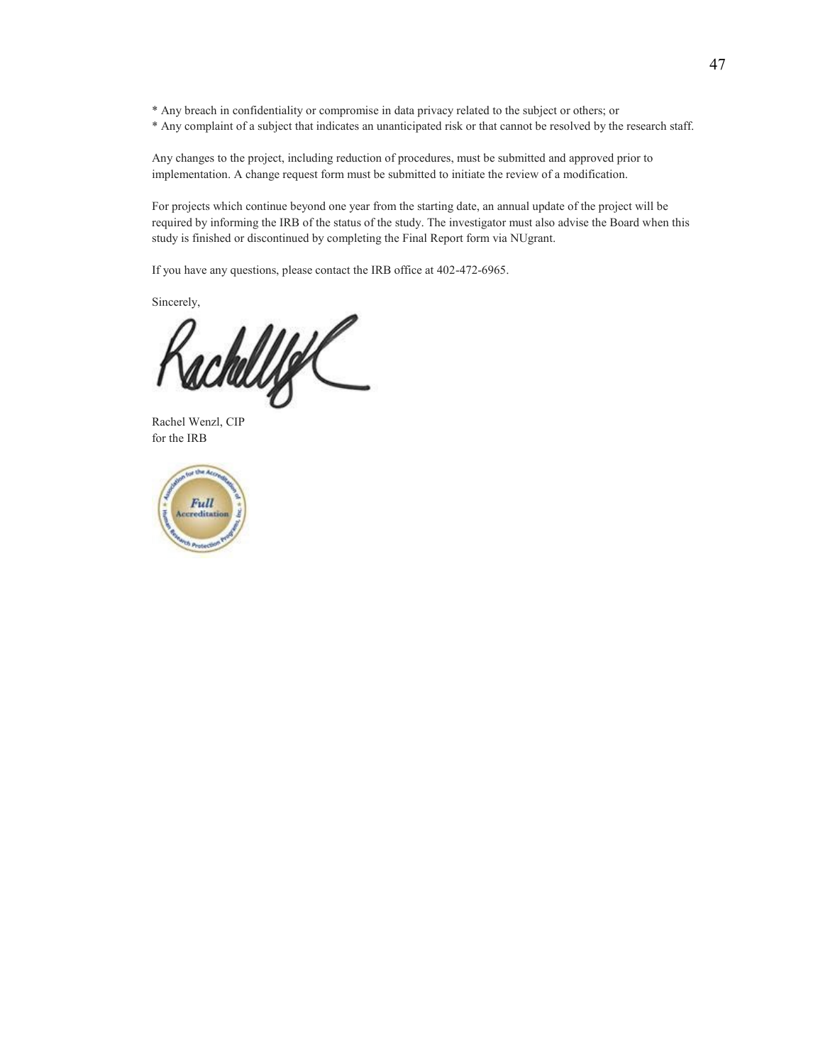* Any breach in confidentiality or compromise in data privacy related to the subject or others; or
* Any complaint of a subject that indicates an unanticipated risk or that cannot be resolved by the research staff.

Any changes to the project, including reduction of procedures, must be submitted and approved prior to implementation. A change request form must be submitted to initiate the review of a modification.

For projects which continue beyond one year from the starting date, an annual update of the project will be required by informing the IRB of the status of the study. The investigator must also advise the Board when this study is finished or discontinued by completing the Final Report form via NUgrant.

If you have any questions, please contact the IRB office at 402-472-6965.

Sincerely,

Rachel Wenzl, CIP
for the IRB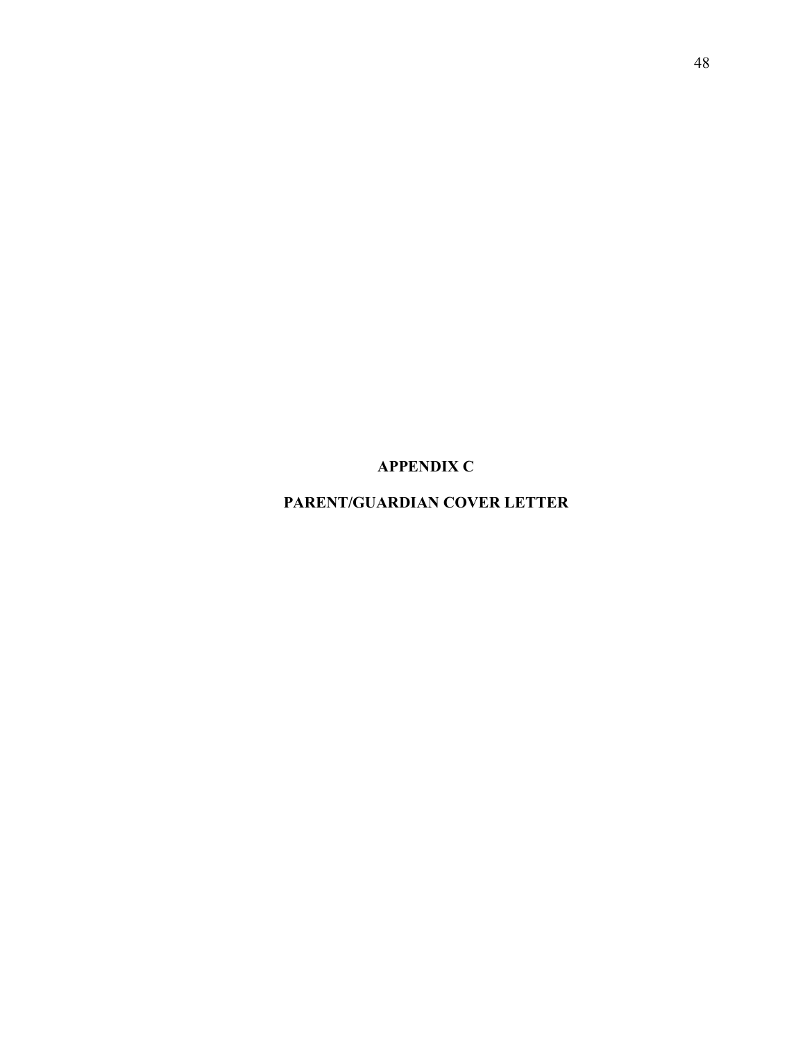# APPENDIX C

# PARENT/GUARDIAN COVER LETTER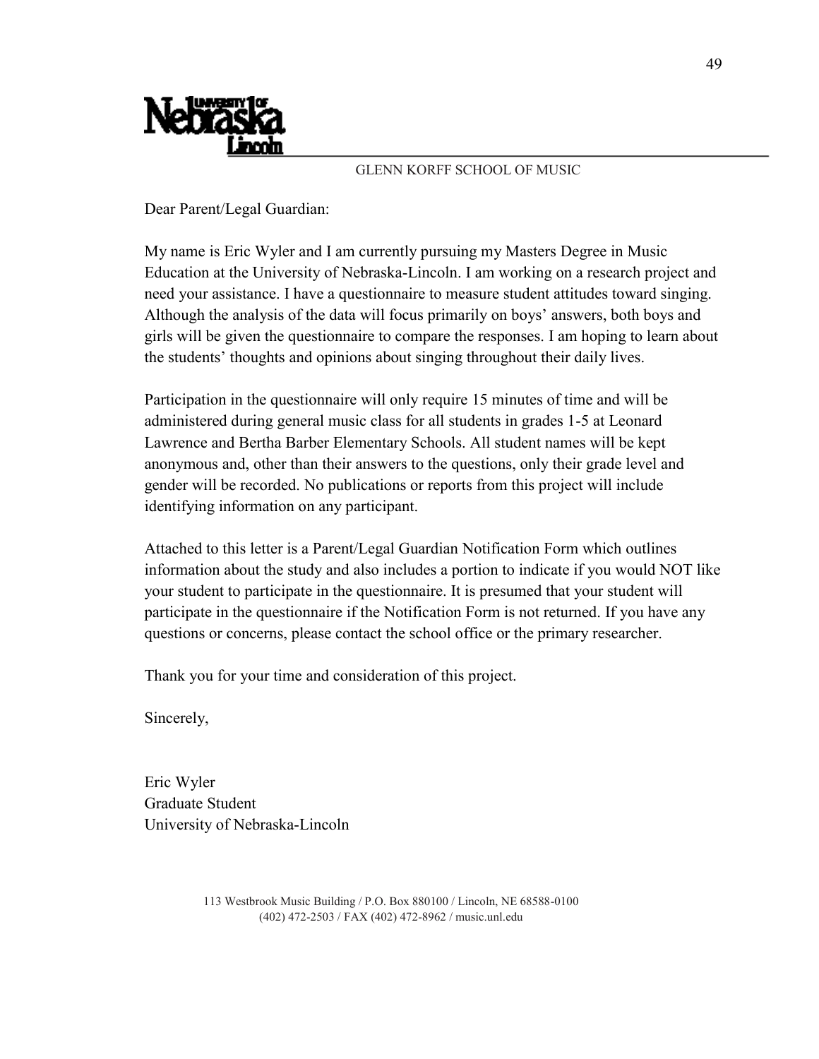GLENN KORFF SCHOOL OF MUSIC

Dear Parent/Legal Guardian:

My name is Eric Wyler and I am currently pursuing my Masters Degree in Music Education at the University of Nebraska-Lincoln. I am working on a research project and need your assistance. I have a questionnaire to measure student attitudes toward singing. Although the analysis of the data will focus primarily on boys' answers, both boys and girls will be given the questionnaire to compare the responses. I am hoping to learn about the students' thoughts and opinions about singing throughout their daily lives.

Participation in the questionnaire will only require 15 minutes of time and will be administered during general music class for all students in grades 1-5 at Leonard Lawrence and Bertha Barber Elementary Schools. All student names will be kept anonymous and, other than their answers to the questions, only their grade level and gender will be recorded. No publications or reports from this project will include identifying information on any participant.

Attached to this letter is a Parent/Legal Guardian Notification Form which outlines information about the study and also includes a portion to indicate if you would NOT like your student to participate in the questionnaire. It is presumed that your student will participate in the questionnaire if the Notification Form is not returned. If you have any questions or concerns, please contact the school office or the primary researcher.

Thank you for your time and consideration of this project.

Sincerely,

Eric Wyler
Graduate Student
University of Nebraska-Lincoln

113 Westbrook Music Building / P.O. Box 880100 / Lincoln, NE 68588-0100
(402) 472-2503 / FAX (402) 472-8962 / music.unl.edu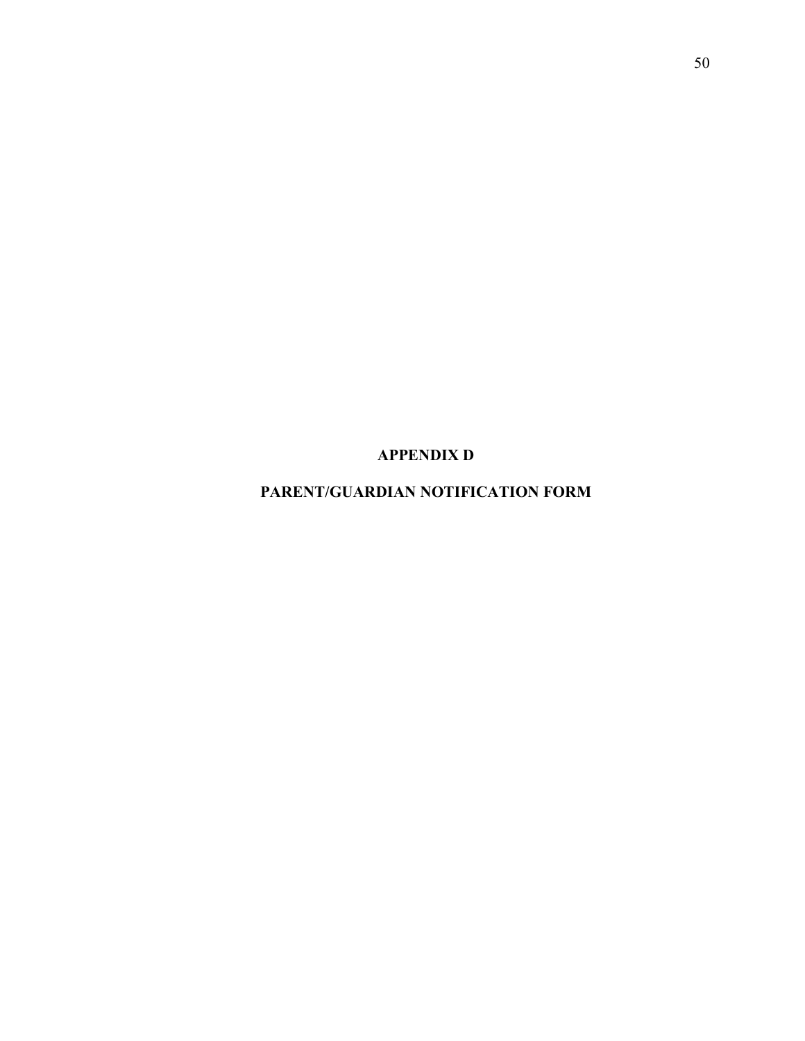# APPENDIX D

# PARENT/GUARDIAN NOTIFICATION FORM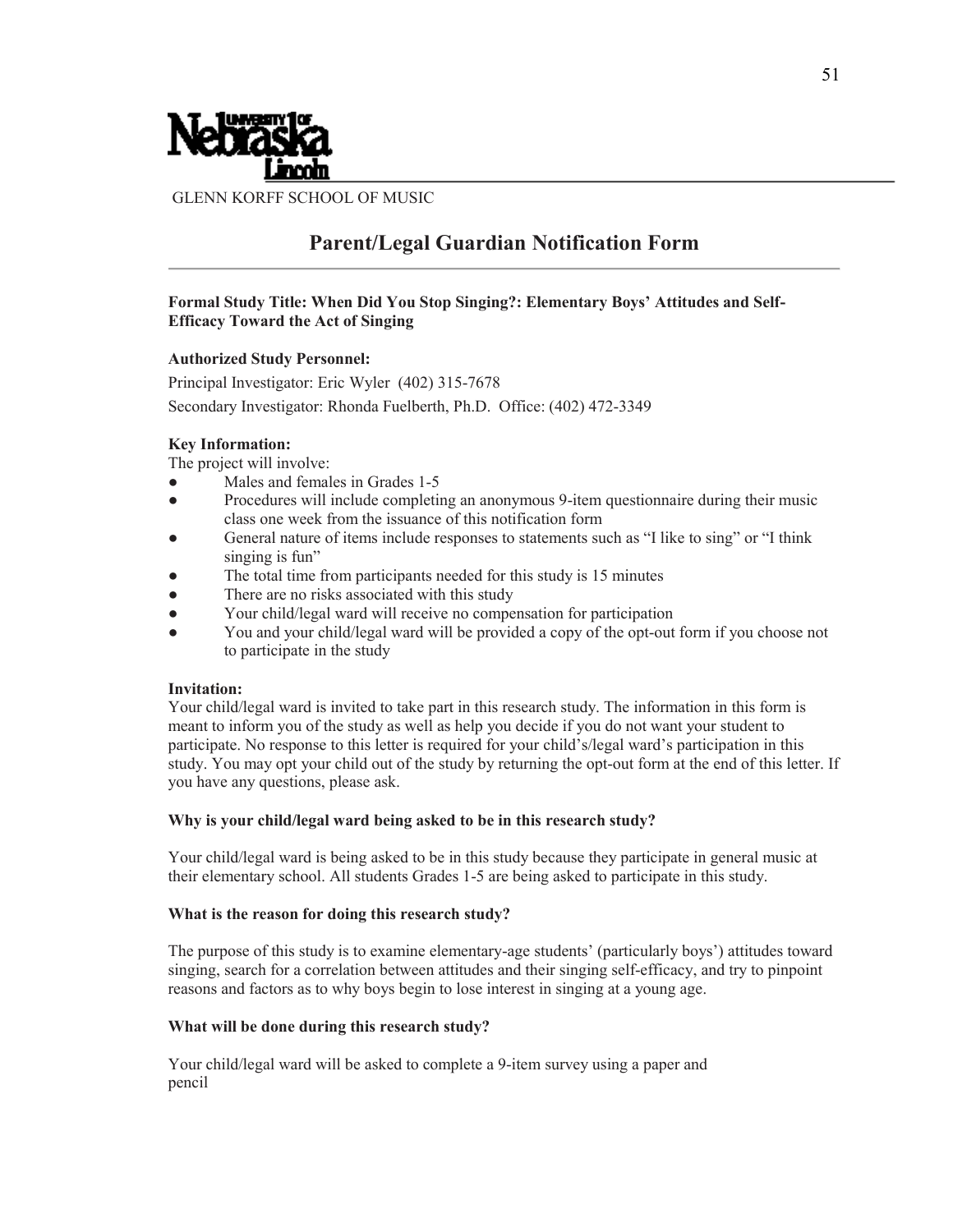GLENN KORFF SCHOOL OF MUSIC

# Parent/Legal Guardian Notification Form

**Formal Study Title: When Did You Stop Singing?: Elementary Boys' Attitudes and Self-Efficacy Toward the Act of Singing**

**Authorized Study Personnel:**

Principal Investigator: Eric Wyler (402) 315-7678

Secondary Investigator: Rhonda Fuelberth, Ph.D. Office: (402) 472-3349

**Key Information:**

The project will involve:

- Males and females in Grades 1-5
- Procedures will include completing an anonymous 9-item questionnaire during their music class one week from the issuance of this notification form
- General nature of items include responses to statements such as "I like to sing" or "I think singing is fun"
- The total time from participants needed for this study is 15 minutes
- There are no risks associated with this study
- Your child/legal ward will receive no compensation for participation
- You and your child/legal ward will be provided a copy of the opt-out form if you choose not to participate in the study

**Invitation:**

Your child/legal ward is invited to take part in this research study. The information in this form is meant to inform you of the study as well as help you decide if you do not want your student to participate. No response to this letter is required for your child's/legal ward's participation in this study. You may opt your child out of the study by returning the opt-out form at the end of this letter. If you have any questions, please ask.

**Why is your child/legal ward being asked to be in this research study?**

Your child/legal ward is being asked to be in this study because they participate in general music at their elementary school. All students Grades 1-5 are being asked to participate in this study.

**What is the reason for doing this research study?**

The purpose of this study is to examine elementary-age students' (particularly boys') attitudes toward singing, search for a correlation between attitudes and their singing self-efficacy, and try to pinpoint reasons and factors as to why boys begin to lose interest in singing at a young age.

**What will be done during this research study?**

Your child/legal ward will be asked to complete a 9-item survey using a paper and pencil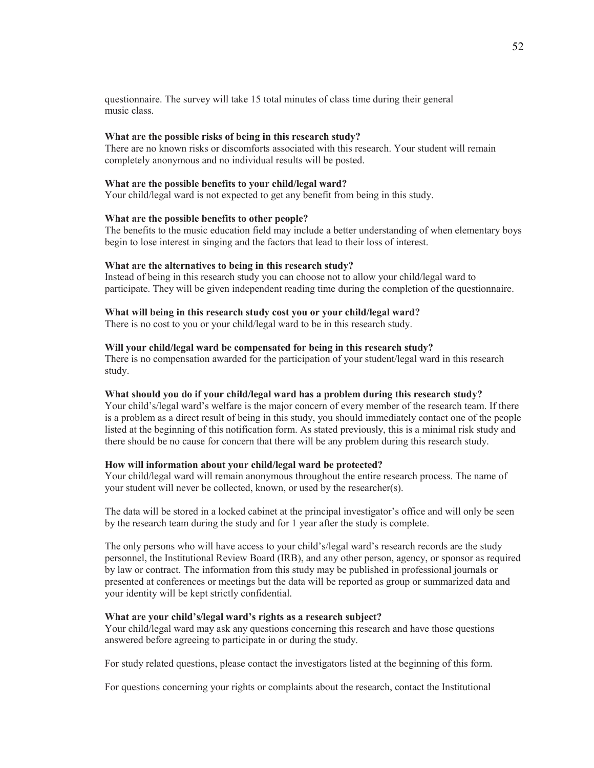questionnaire. The survey will take 15 total minutes of class time during their general music class.

**What are the possible risks of being in this research study?**
There are no known risks or discomforts associated with this research. Your student will remain completely anonymous and no individual results will be posted.

**What are the possible benefits to your child/legal ward?**
Your child/legal ward is not expected to get any benefit from being in this study.

**What are the possible benefits to other people?**
The benefits to the music education field may include a better understanding of when elementary boys begin to lose interest in singing and the factors that lead to their loss of interest.

**What are the alternatives to being in this research study?**
Instead of being in this research study you can choose not to allow your child/legal ward to participate. They will be given independent reading time during the completion of the questionnaire.

**What will being in this research study cost you or your child/legal ward?**
There is no cost to you or your child/legal ward to be in this research study.

**Will your child/legal ward be compensated for being in this research study?**
There is no compensation awarded for the participation of your student/legal ward in this research study.

**What should you do if your child/legal ward has a problem during this research study?**
Your child's/legal ward's welfare is the major concern of every member of the research team. If there is a problem as a direct result of being in this study, you should immediately contact one of the people listed at the beginning of this notification form. As stated previously, this is a minimal risk study and there should be no cause for concern that there will be any problem during this research study.

**How will information about your child/legal ward be protected?**
Your child/legal ward will remain anonymous throughout the entire research process. The name of your student will never be collected, known, or used by the researcher(s).

The data will be stored in a locked cabinet at the principal investigator's office and will only be seen by the research team during the study and for 1 year after the study is complete.

The only persons who will have access to your child's/legal ward's research records are the study personnel, the Institutional Review Board (IRB), and any other person, agency, or sponsor as required by law or contract. The information from this study may be published in professional journals or presented at conferences or meetings but the data will be reported as group or summarized data and your identity will be kept strictly confidential.

**What are your child's/legal ward's rights as a research subject?**
Your child/legal ward may ask any questions concerning this research and have those questions answered before agreeing to participate in or during the study.

For study related questions, please contact the investigators listed at the beginning of this form.

For questions concerning your rights or complaints about the research, contact the Institutional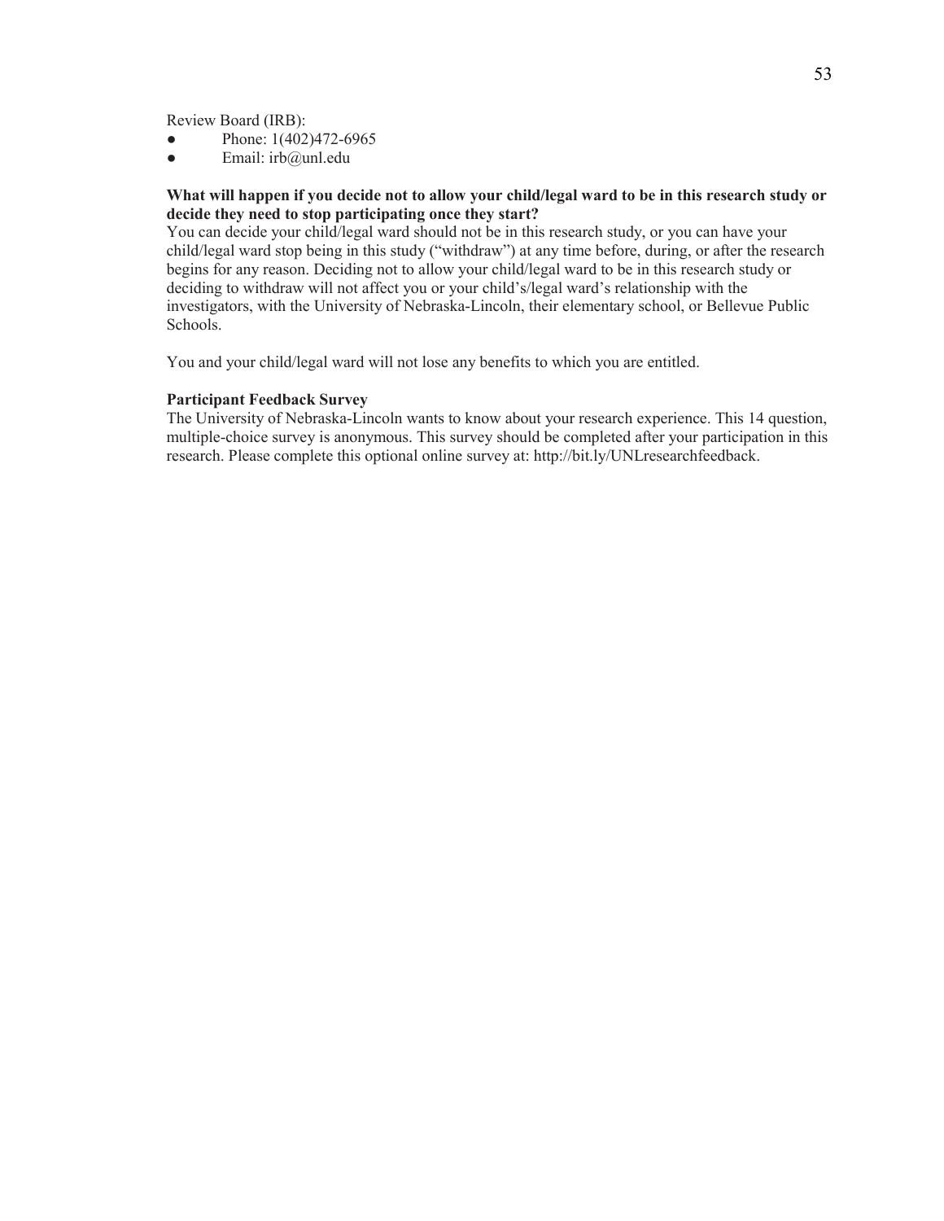Review Board (IRB):

- Phone: 1(402)472-6965
- Email: irb@unl.edu

**What will happen if you decide not to allow your child/legal ward to be in this research study or decide they need to stop participating once they start?**

You can decide your child/legal ward should not be in this research study, or you can have your child/legal ward stop being in this study ("withdraw") at any time before, during, or after the research begins for any reason. Deciding not to allow your child/legal ward to be in this research study or deciding to withdraw will not affect you or your child's/legal ward's relationship with the investigators, with the University of Nebraska-Lincoln, their elementary school, or Bellevue Public Schools.

You and your child/legal ward will not lose any benefits to which you are entitled.

**Participant Feedback Survey**

The University of Nebraska-Lincoln wants to know about your research experience. This 14 question, multiple-choice survey is anonymous. This survey should be completed after your participation in this research. Please complete this optional online survey at: http://bit.ly/UNLresearchfeedback.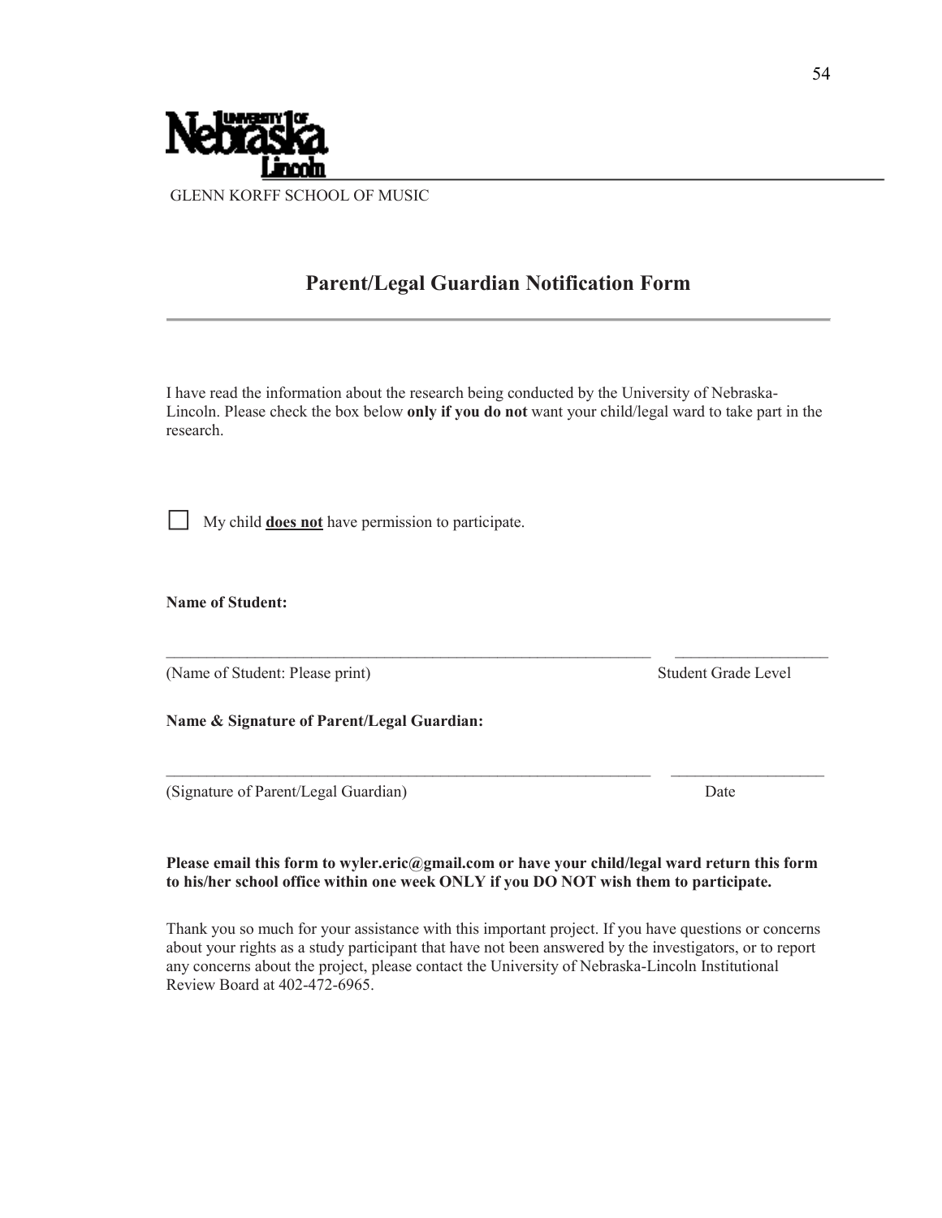GLENN KORFF SCHOOL OF MUSIC

## Parent/Legal Guardian Notification Form

I have read the information about the research being conducted by the University of Nebraska-Lincoln. Please check the box below **only if you do not** want your child/legal ward to take part in the research.

☐ My child **does not** have permission to participate.

**Name of Student:**

_______________________________________________ ________________

(Name of Student: Please print) Student Grade Level

**Name & Signature of Parent/Legal Guardian:**

_______________________________________________ ________________

(Signature of Parent/Legal Guardian) Date

**Please email this form to wyler.eric@gmail.com or have your child/legal ward return this form to his/her school office within one week ONLY if you DO NOT wish them to participate.**

Thank you so much for your assistance with this important project. If you have questions or concerns about your rights as a study participant that have not been answered by the investigators, or to report any concerns about the project, please contact the University of Nebraska-Lincoln Institutional Review Board at 402-472-6965.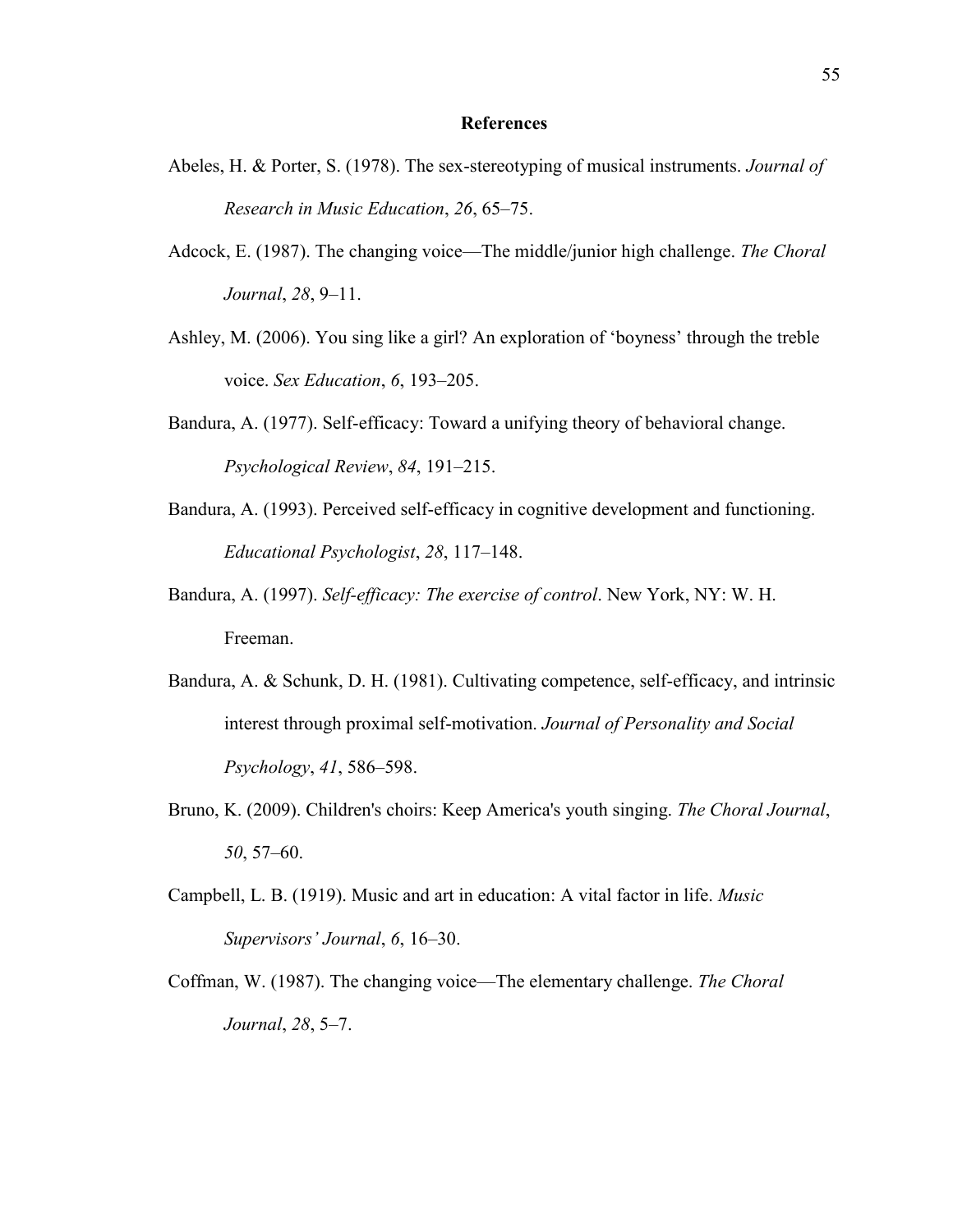## References

Abeles, H. & Porter, S. (1978). The sex-stereotyping of musical instruments. *Journal of Research in Music Education*, *26*, 65–75.

Adcock, E. (1987). The changing voice—The middle/junior high challenge. *The Choral Journal*, *28*, 9–11.

Ashley, M. (2006). You sing like a girl? An exploration of 'boyness' through the treble voice. *Sex Education*, *6*, 193–205.

Bandura, A. (1977). Self-efficacy: Toward a unifying theory of behavioral change. *Psychological Review*, *84*, 191–215.

Bandura, A. (1993). Perceived self-efficacy in cognitive development and functioning. *Educational Psychologist*, *28*, 117–148.

Bandura, A. (1997). *Self-efficacy: The exercise of control*. New York, NY: W. H. Freeman.

Bandura, A. & Schunk, D. H. (1981). Cultivating competence, self-efficacy, and intrinsic interest through proximal self-motivation. *Journal of Personality and Social Psychology*, *41*, 586–598.

Bruno, K. (2009). Children's choirs: Keep America's youth singing. *The Choral Journal*, *50*, 57–60.

Campbell, L. B. (1919). Music and art in education: A vital factor in life. *Music Supervisors' Journal*, *6*, 16–30.

Coffman, W. (1987). The changing voice—The elementary challenge. *The Choral Journal*, *28*, 5–7.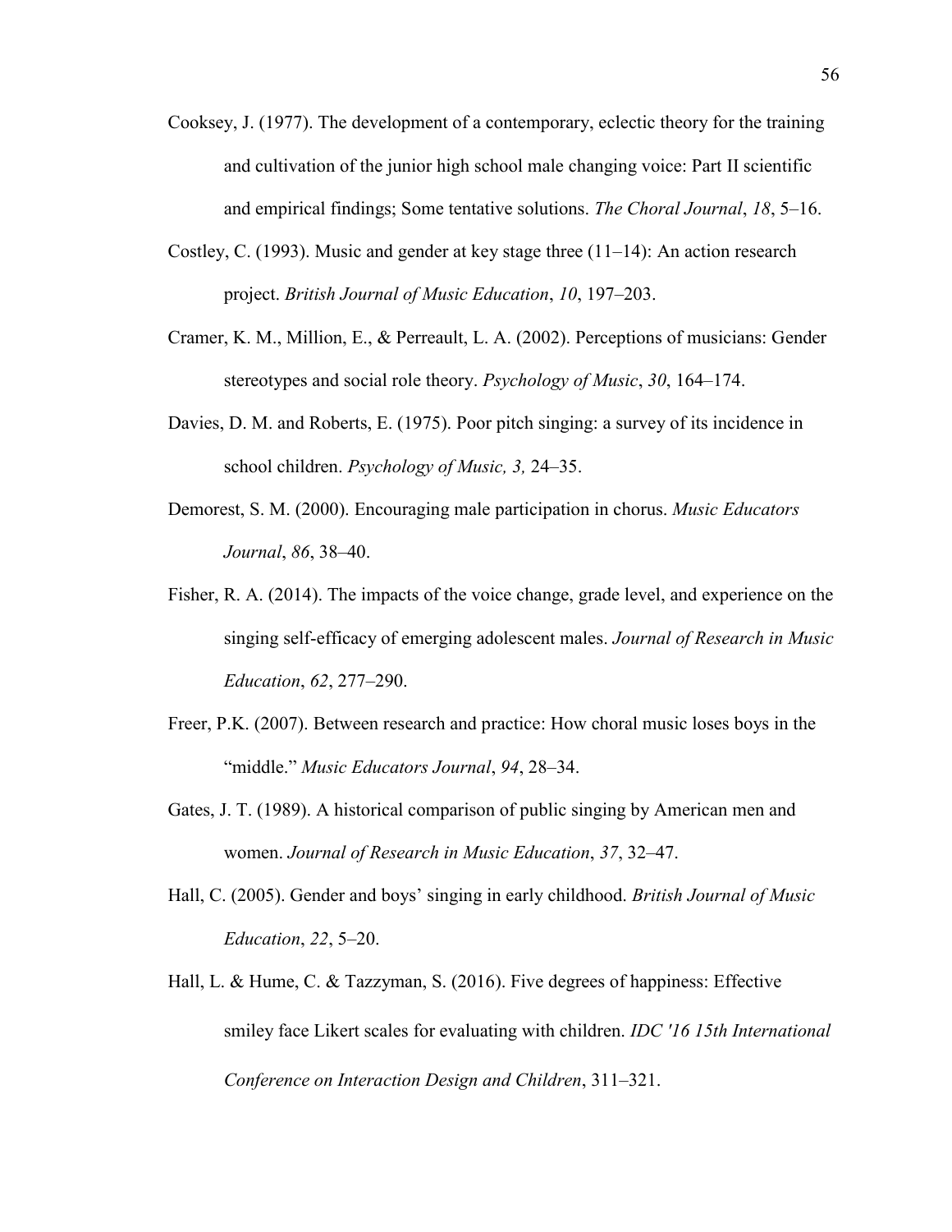Cooksey, J. (1977). The development of a contemporary, eclectic theory for the training and cultivation of the junior high school male changing voice: Part II scientific and empirical findings; Some tentative solutions. *The Choral Journal*, *18*, 5–16.

Costley, C. (1993). Music and gender at key stage three (11–14): An action research project. *British Journal of Music Education*, *10*, 197–203.

Cramer, K. M., Million, E., & Perreault, L. A. (2002). Perceptions of musicians: Gender stereotypes and social role theory. *Psychology of Music*, *30*, 164–174.

Davies, D. M. and Roberts, E. (1975). Poor pitch singing: a survey of its incidence in school children. *Psychology of Music, 3,* 24–35.

Demorest, S. M. (2000). Encouraging male participation in chorus. *Music Educators Journal*, *86*, 38–40.

Fisher, R. A. (2014). The impacts of the voice change, grade level, and experience on the singing self-efficacy of emerging adolescent males. *Journal of Research in Music Education*, *62*, 277–290.

Freer, P.K. (2007). Between research and practice: How choral music loses boys in the "middle." *Music Educators Journal*, *94*, 28–34.

Gates, J. T. (1989). A historical comparison of public singing by American men and women. *Journal of Research in Music Education*, *37*, 32–47.

Hall, C. (2005). Gender and boys' singing in early childhood. *British Journal of Music Education*, *22*, 5–20.

Hall, L. & Hume, C. & Tazzyman, S. (2016). Five degrees of happiness: Effective smiley face Likert scales for evaluating with children. *IDC '16 15th International Conference on Interaction Design and Children*, 311–321.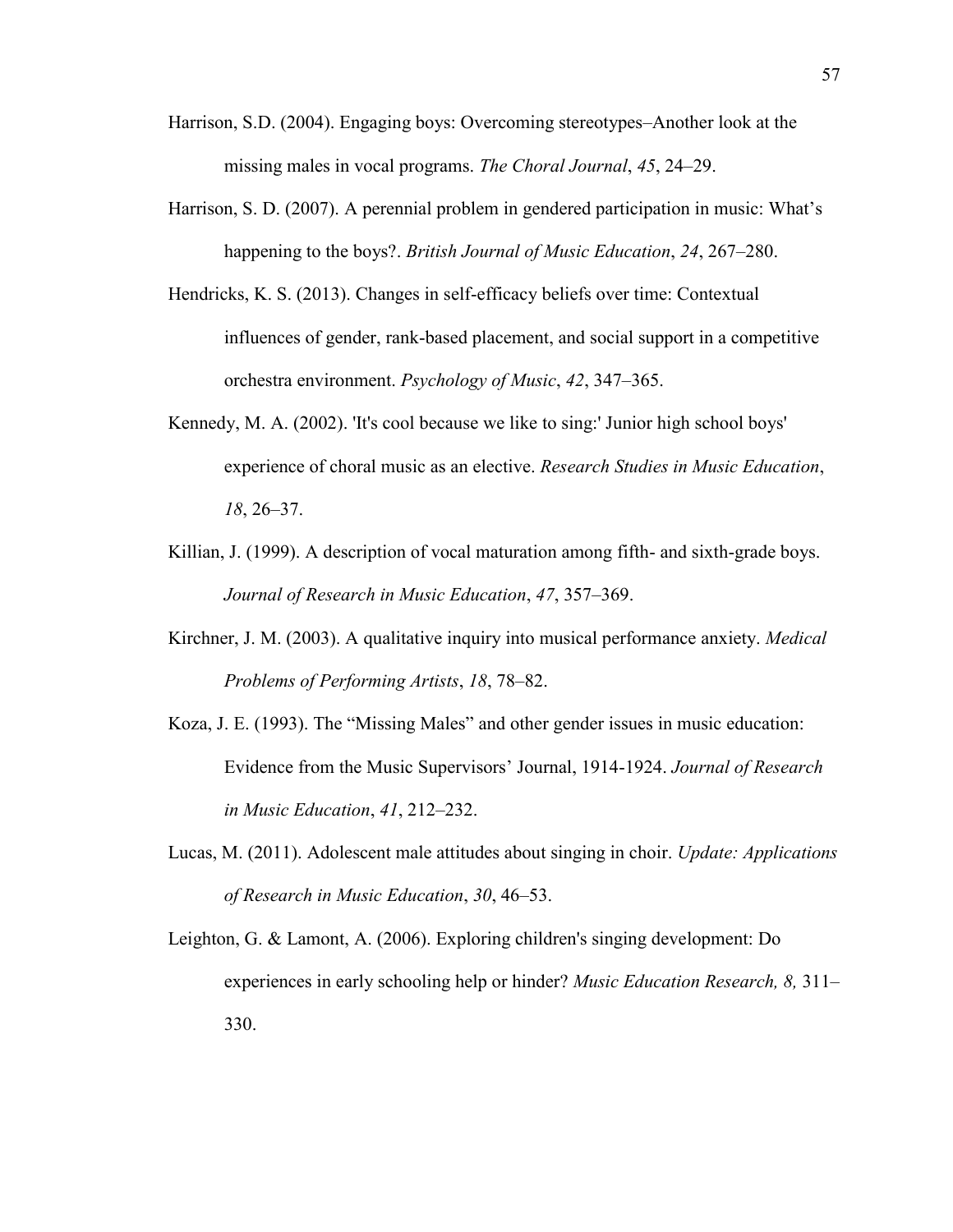Harrison, S.D. (2004). Engaging boys: Overcoming stereotypes–Another look at the missing males in vocal programs. *The Choral Journal*, *45*, 24–29.

Harrison, S. D. (2007). A perennial problem in gendered participation in music: What's happening to the boys?. *British Journal of Music Education*, *24*, 267–280.

Hendricks, K. S. (2013). Changes in self-efficacy beliefs over time: Contextual influences of gender, rank-based placement, and social support in a competitive orchestra environment. *Psychology of Music*, *42*, 347–365.

Kennedy, M. A. (2002). 'It's cool because we like to sing:' Junior high school boys' experience of choral music as an elective. *Research Studies in Music Education*, *18*, 26–37.

Killian, J. (1999). A description of vocal maturation among fifth- and sixth-grade boys. *Journal of Research in Music Education*, *47*, 357–369.

Kirchner, J. M. (2003). A qualitative inquiry into musical performance anxiety. *Medical Problems of Performing Artists*, *18*, 78–82.

Koza, J. E. (1993). The "Missing Males" and other gender issues in music education: Evidence from the Music Supervisors' Journal, 1914-1924. *Journal of Research in Music Education*, *41*, 212–232.

Lucas, M. (2011). Adolescent male attitudes about singing in choir. *Update: Applications of Research in Music Education*, *30*, 46–53.

Leighton, G. & Lamont, A. (2006). Exploring children's singing development: Do experiences in early schooling help or hinder? *Music Education Research, 8,* 311–330.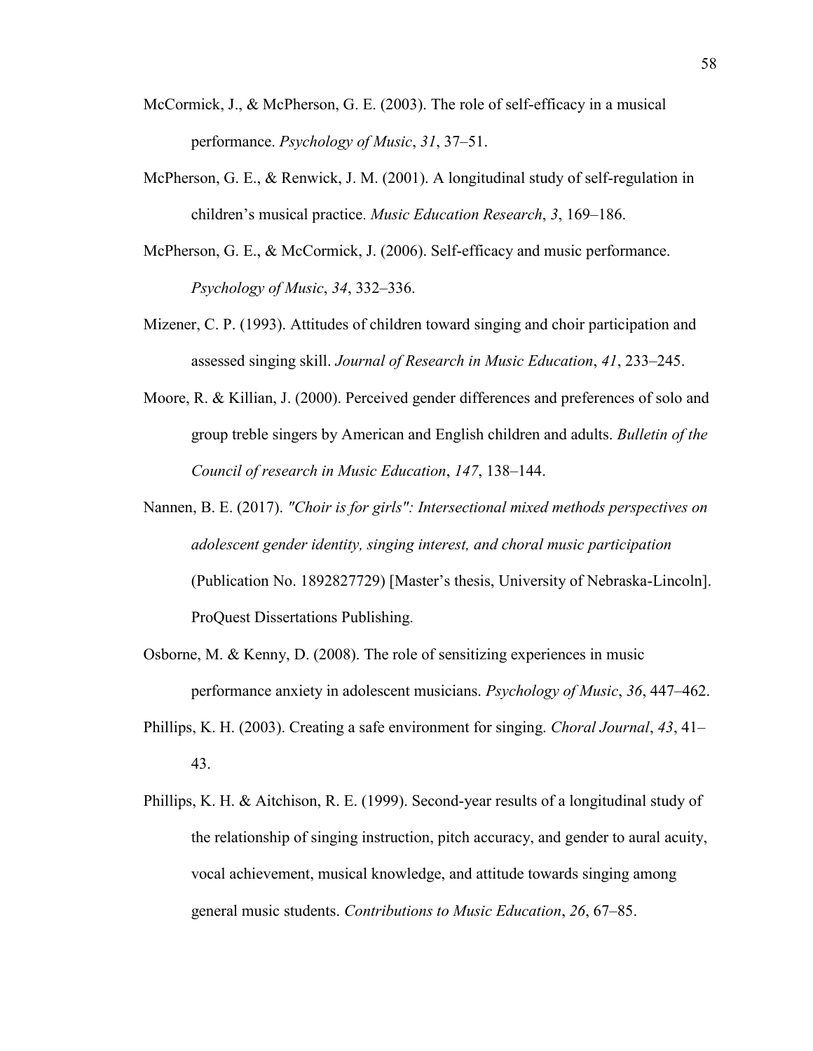McCormick, J., & McPherson, G. E. (2003). The role of self-efficacy in a musical performance. *Psychology of Music*, *31*, 37–51.

McPherson, G. E., & Renwick, J. M. (2001). A longitudinal study of self-regulation in children's musical practice. *Music Education Research*, *3*, 169–186.

McPherson, G. E., & McCormick, J. (2006). Self-efficacy and music performance. *Psychology of Music*, *34*, 332–336.

Mizener, C. P. (1993). Attitudes of children toward singing and choir participation and assessed singing skill. *Journal of Research in Music Education*, *41*, 233–245.

Moore, R. & Killian, J. (2000). Perceived gender differences and preferences of solo and group treble singers by American and English children and adults. *Bulletin of the Council of research in Music Education*, *147*, 138–144.

Nannen, B. E. (2017). *"Choir is for girls": Intersectional mixed methods perspectives on adolescent gender identity, singing interest, and choral music participation* (Publication No. 1892827729) [Master's thesis, University of Nebraska-Lincoln]. ProQuest Dissertations Publishing.

Osborne, M. & Kenny, D. (2008). The role of sensitizing experiences in music performance anxiety in adolescent musicians. *Psychology of Music*, *36*, 447–462.

Phillips, K. H. (2003). Creating a safe environment for singing. *Choral Journal*, *43*, 41–43.

Phillips, K. H. & Aitchison, R. E. (1999). Second-year results of a longitudinal study of the relationship of singing instruction, pitch accuracy, and gender to aural acuity, vocal achievement, musical knowledge, and attitude towards singing among general music students. *Contributions to Music Education*, *26*, 67–85.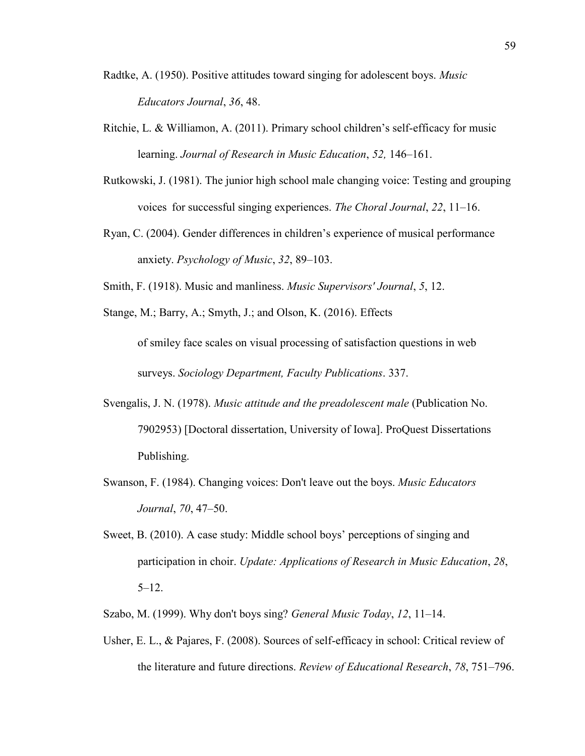Radtke, A. (1950). Positive attitudes toward singing for adolescent boys. *Music Educators Journal*, *36*, 48.

Ritchie, L. & Williamon, A. (2011). Primary school children's self-efficacy for music learning. *Journal of Research in Music Education*, *52,* 146–161.

Rutkowski, J. (1981). The junior high school male changing voice: Testing and grouping voices for successful singing experiences. *The Choral Journal*, *22*, 11–16.

Ryan, C. (2004). Gender differences in children's experience of musical performance anxiety. *Psychology of Music*, *32*, 89–103.

Smith, F. (1918). Music and manliness. *Music Supervisors' Journal*, *5*, 12.

Stange, M.; Barry, A.; Smyth, J.; and Olson, K. (2016). Effects of smiley face scales on visual processing of satisfaction questions in web surveys. *Sociology Department, Faculty Publications*. 337.

Svengalis, J. N. (1978). *Music attitude and the preadolescent male* (Publication No. 7902953) [Doctoral dissertation, University of Iowa]. ProQuest Dissertations Publishing.

Swanson, F. (1984). Changing voices: Don't leave out the boys. *Music Educators Journal*, *70*, 47–50.

Sweet, B. (2010). A case study: Middle school boys' perceptions of singing and participation in choir. *Update: Applications of Research in Music Education*, *28*, 5–12.

Szabo, M. (1999). Why don't boys sing? *General Music Today*, *12*, 11–14.

Usher, E. L., & Pajares, F. (2008). Sources of self-efficacy in school: Critical review of the literature and future directions. *Review of Educational Research*, *78*, 751–796.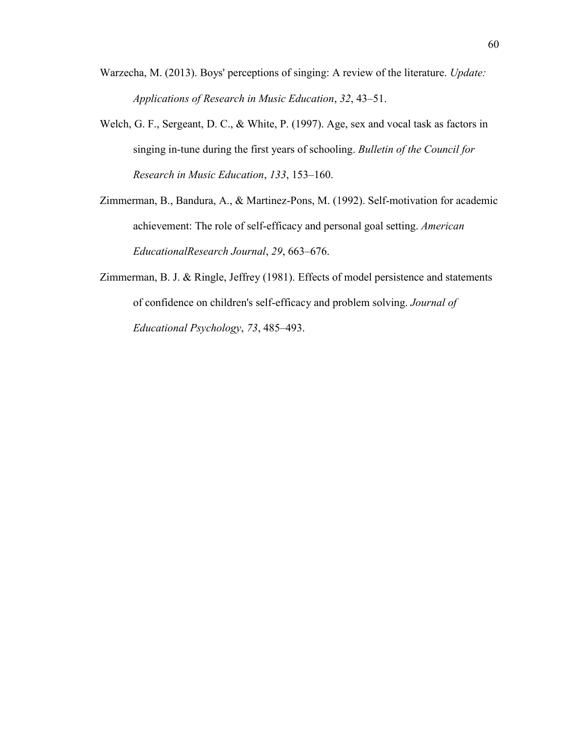Warzecha, M. (2013). Boys' perceptions of singing: A review of the literature. *Update: Applications of Research in Music Education*, *32*, 43–51.

Welch, G. F., Sergeant, D. C., & White, P. (1997). Age, sex and vocal task as factors in singing in-tune during the first years of schooling. *Bulletin of the Council for Research in Music Education*, *133*, 153–160.

Zimmerman, B., Bandura, A., & Martinez-Pons, M. (1992). Self-motivation for academic achievement: The role of self-efficacy and personal goal setting. *American EducationalResearch Journal*, *29*, 663–676.

Zimmerman, B. J. & Ringle, Jeffrey (1981). Effects of model persistence and statements of confidence on children's self-efficacy and problem solving. *Journal of Educational Psychology*, *73*, 485–493.